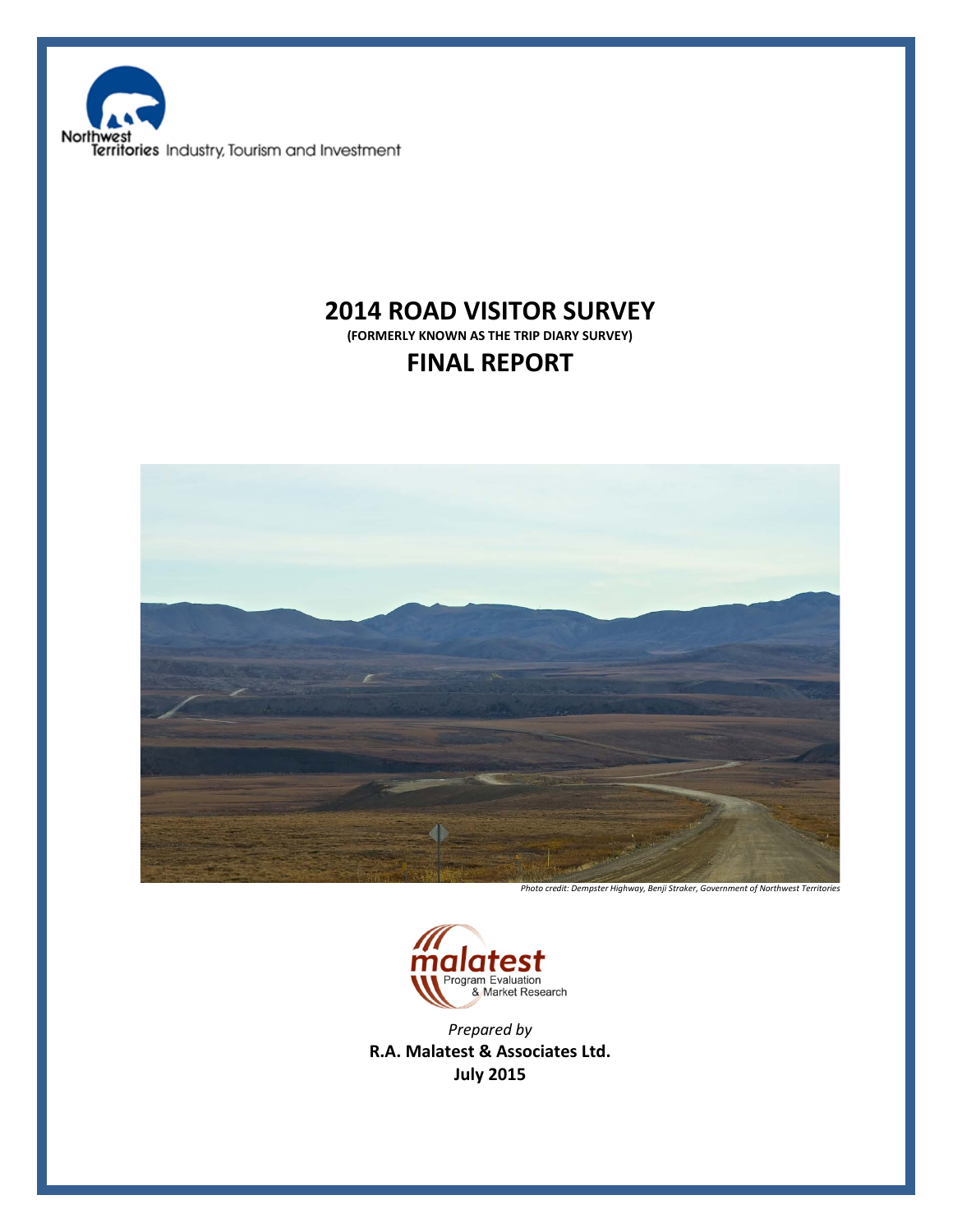Northwest Territories Industry, Tourism and Investment

# 2014 ROAD VISITOR SURVEY

**(FORMERLY KNOWN AS THE TRIP DIARY SURVEY)**

# FINAL REPORT

*Photo credit: Dempster Highway, Benji Straker, Government of Northwest Territories*

malatest
Program Evaluation
& Market Research

*Prepared by*

**R.A. Malatest & Associates Ltd.**

**July 2015**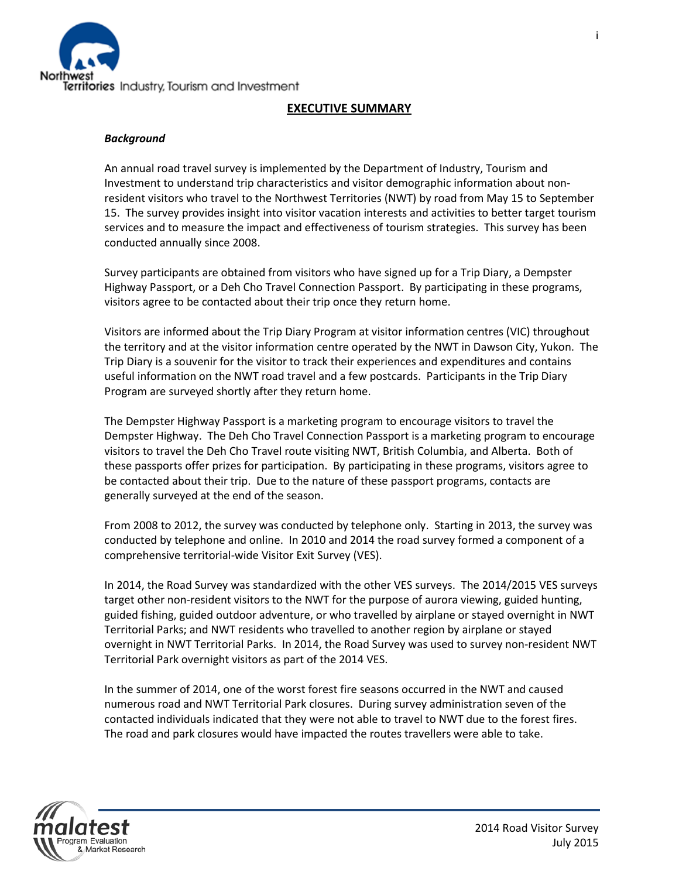## EXECUTIVE SUMMARY

### *Background*

An annual road travel survey is implemented by the Department of Industry, Tourism and Investment to understand trip characteristics and visitor demographic information about non-resident visitors who travel to the Northwest Territories (NWT) by road from May 15 to September 15. The survey provides insight into visitor vacation interests and activities to better target tourism services and to measure the impact and effectiveness of tourism strategies. This survey has been conducted annually since 2008.

Survey participants are obtained from visitors who have signed up for a Trip Diary, a Dempster Highway Passport, or a Deh Cho Travel Connection Passport. By participating in these programs, visitors agree to be contacted about their trip once they return home.

Visitors are informed about the Trip Diary Program at visitor information centres (VIC) throughout the territory and at the visitor information centre operated by the NWT in Dawson City, Yukon. The Trip Diary is a souvenir for the visitor to track their experiences and expenditures and contains useful information on the NWT road travel and a few postcards. Participants in the Trip Diary Program are surveyed shortly after they return home.

The Dempster Highway Passport is a marketing program to encourage visitors to travel the Dempster Highway. The Deh Cho Travel Connection Passport is a marketing program to encourage visitors to travel the Deh Cho Travel route visiting NWT, British Columbia, and Alberta. Both of these passports offer prizes for participation. By participating in these programs, visitors agree to be contacted about their trip. Due to the nature of these passport programs, contacts are generally surveyed at the end of the season.

From 2008 to 2012, the survey was conducted by telephone only. Starting in 2013, the survey was conducted by telephone and online. In 2010 and 2014 the road survey formed a component of a comprehensive territorial-wide Visitor Exit Survey (VES).

In 2014, the Road Survey was standardized with the other VES surveys. The 2014/2015 VES surveys target other non-resident visitors to the NWT for the purpose of aurora viewing, guided hunting, guided fishing, guided outdoor adventure, or who travelled by airplane or stayed overnight in NWT Territorial Parks; and NWT residents who travelled to another region by airplane or stayed overnight in NWT Territorial Parks. In 2014, the Road Survey was used to survey non-resident NWT Territorial Park overnight visitors as part of the 2014 VES.

In the summer of 2014, one of the worst forest fire seasons occurred in the NWT and caused numerous road and NWT Territorial Park closures. During survey administration seven of the contacted individuals indicated that they were not able to travel to NWT due to the forest fires. The road and park closures would have impacted the routes travellers were able to take.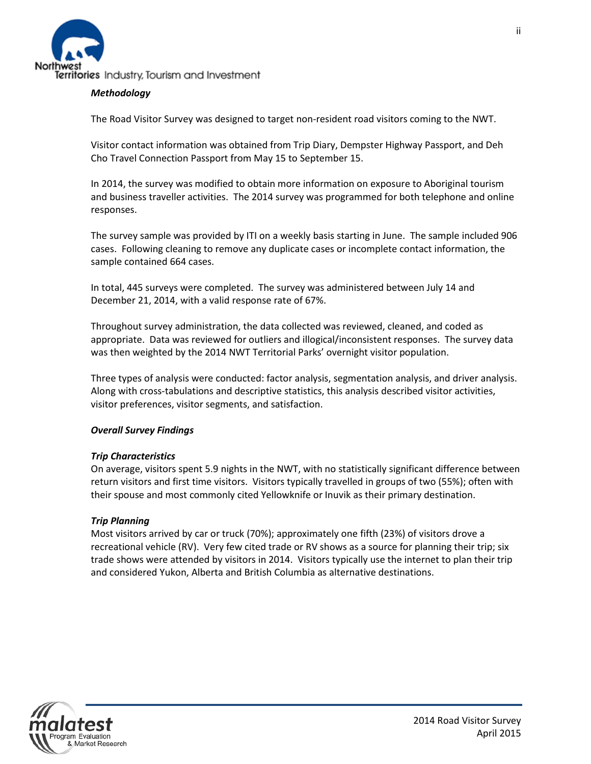***Methodology***

The Road Visitor Survey was designed to target non-resident road visitors coming to the NWT.

Visitor contact information was obtained from Trip Diary, Dempster Highway Passport, and Deh Cho Travel Connection Passport from May 15 to September 15.

In 2014, the survey was modified to obtain more information on exposure to Aboriginal tourism and business traveller activities. The 2014 survey was programmed for both telephone and online responses.

The survey sample was provided by ITI on a weekly basis starting in June. The sample included 906 cases. Following cleaning to remove any duplicate cases or incomplete contact information, the sample contained 664 cases.

In total, 445 surveys were completed. The survey was administered between July 14 and December 21, 2014, with a valid response rate of 67%.

Throughout survey administration, the data collected was reviewed, cleaned, and coded as appropriate. Data was reviewed for outliers and illogical/inconsistent responses. The survey data was then weighted by the 2014 NWT Territorial Parks' overnight visitor population.

Three types of analysis were conducted: factor analysis, segmentation analysis, and driver analysis. Along with cross-tabulations and descriptive statistics, this analysis described visitor activities, visitor preferences, visitor segments, and satisfaction.

***Overall Survey Findings***

***Trip Characteristics***
On average, visitors spent 5.9 nights in the NWT, with no statistically significant difference between return visitors and first time visitors. Visitors typically travelled in groups of two (55%); often with their spouse and most commonly cited Yellowknife or Inuvik as their primary destination.

***Trip Planning***
Most visitors arrived by car or truck (70%); approximately one fifth (23%) of visitors drove a recreational vehicle (RV). Very few cited trade or RV shows as a source for planning their trip; six trade shows were attended by visitors in 2014. Visitors typically use the internet to plan their trip and considered Yukon, Alberta and British Columbia as alternative destinations.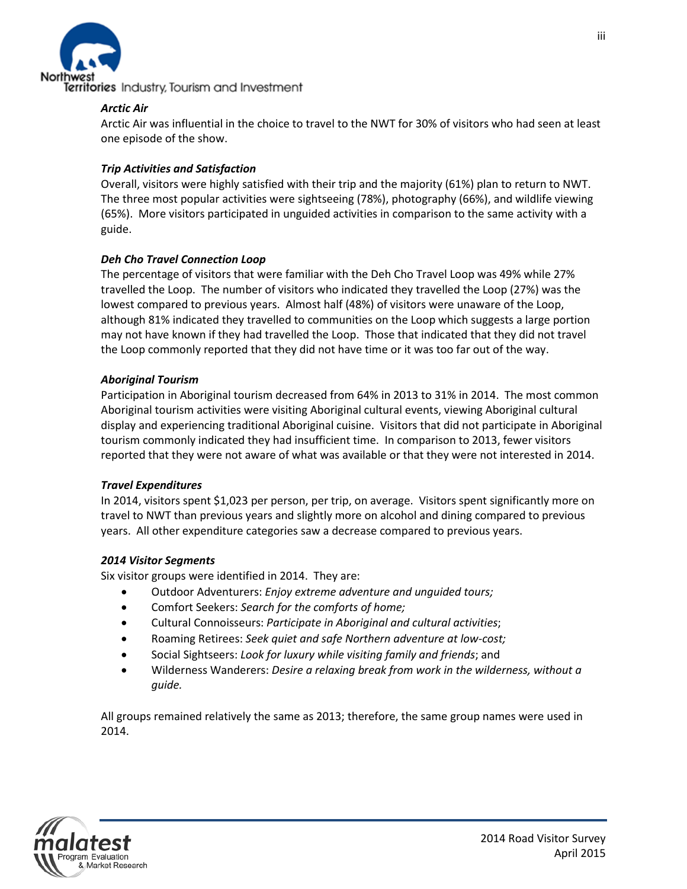***Arctic Air***

Arctic Air was influential in the choice to travel to the NWT for 30% of visitors who had seen at least one episode of the show.

***Trip Activities and Satisfaction***

Overall, visitors were highly satisfied with their trip and the majority (61%) plan to return to NWT. The three most popular activities were sightseeing (78%), photography (66%), and wildlife viewing (65%). More visitors participated in unguided activities in comparison to the same activity with a guide.

***Deh Cho Travel Connection Loop***

The percentage of visitors that were familiar with the Deh Cho Travel Loop was 49% while 27% travelled the Loop. The number of visitors who indicated they travelled the Loop (27%) was the lowest compared to previous years. Almost half (48%) of visitors were unaware of the Loop, although 81% indicated they travelled to communities on the Loop which suggests a large portion may not have known if they had travelled the Loop. Those that indicated that they did not travel the Loop commonly reported that they did not have time or it was too far out of the way.

***Aboriginal Tourism***

Participation in Aboriginal tourism decreased from 64% in 2013 to 31% in 2014. The most common Aboriginal tourism activities were visiting Aboriginal cultural events, viewing Aboriginal cultural display and experiencing traditional Aboriginal cuisine. Visitors that did not participate in Aboriginal tourism commonly indicated they had insufficient time. In comparison to 2013, fewer visitors reported that they were not aware of what was available or that they were not interested in 2014.

***Travel Expenditures***

In 2014, visitors spent $1,023 per person, per trip, on average. Visitors spent significantly more on travel to NWT than previous years and slightly more on alcohol and dining compared to previous years. All other expenditure categories saw a decrease compared to previous years.

***2014 Visitor Segments***

Six visitor groups were identified in 2014. They are:

- Outdoor Adventurers: *Enjoy extreme adventure and unguided tours;*
- Comfort Seekers: *Search for the comforts of home;*
- Cultural Connoisseurs: *Participate in Aboriginal and cultural activities*;
- Roaming Retirees: *Seek quiet and safe Northern adventure at low-cost;*
- Social Sightseers: *Look for luxury while visiting family and friends*; and
- Wilderness Wanderers: *Desire a relaxing break from work in the wilderness, without a guide.*

All groups remained relatively the same as 2013; therefore, the same group names were used in 2014.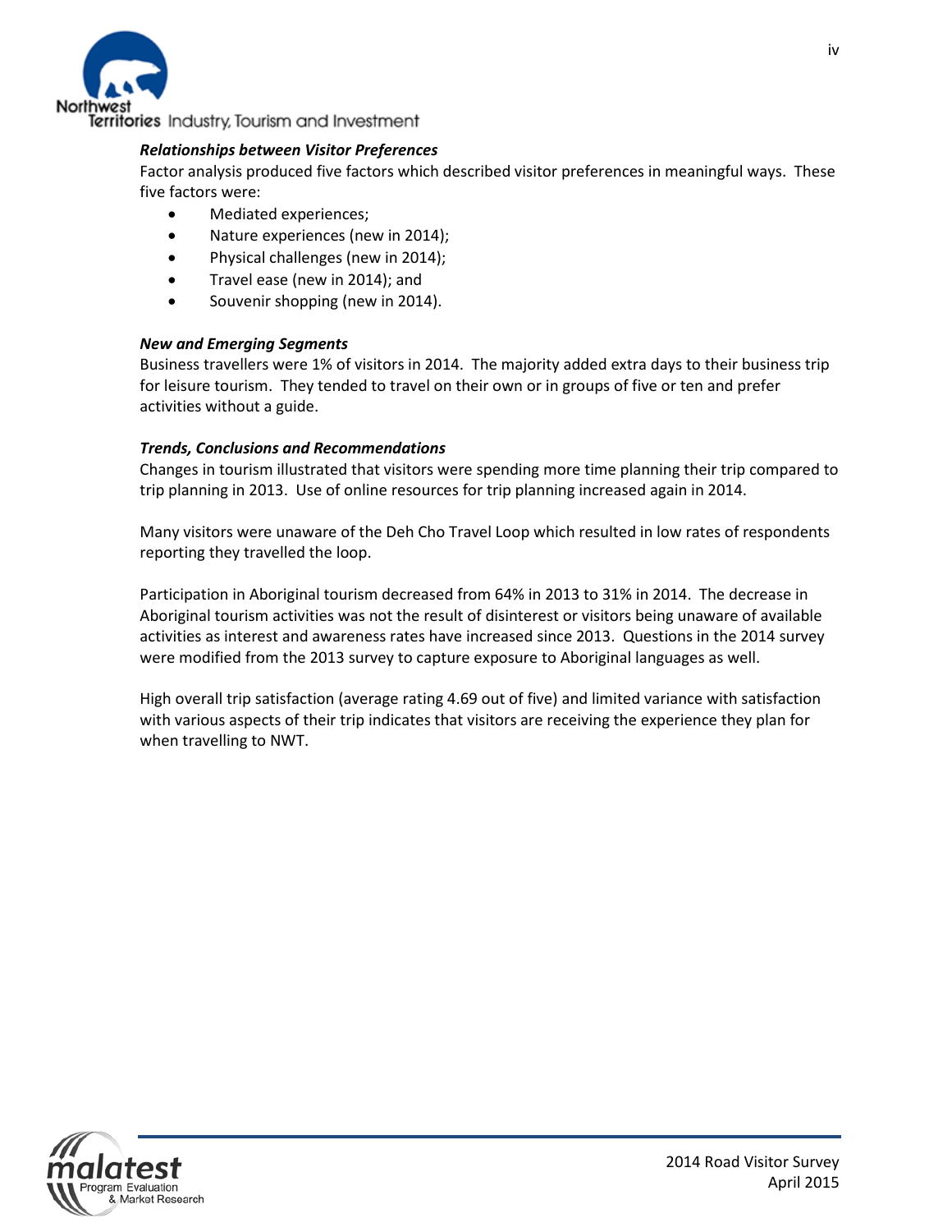***Relationships between Visitor Preferences***

Factor analysis produced five factors which described visitor preferences in meaningful ways. These five factors were:

- Mediated experiences;
- Nature experiences (new in 2014);
- Physical challenges (new in 2014);
- Travel ease (new in 2014); and
- Souvenir shopping (new in 2014).

***New and Emerging Segments***

Business travellers were 1% of visitors in 2014. The majority added extra days to their business trip for leisure tourism. They tended to travel on their own or in groups of five or ten and prefer activities without a guide.

***Trends, Conclusions and Recommendations***

Changes in tourism illustrated that visitors were spending more time planning their trip compared to trip planning in 2013. Use of online resources for trip planning increased again in 2014.

Many visitors were unaware of the Deh Cho Travel Loop which resulted in low rates of respondents reporting they travelled the loop.

Participation in Aboriginal tourism decreased from 64% in 2013 to 31% in 2014. The decrease in Aboriginal tourism activities was not the result of disinterest or visitors being unaware of available activities as interest and awareness rates have increased since 2013. Questions in the 2014 survey were modified from the 2013 survey to capture exposure to Aboriginal languages as well.

High overall trip satisfaction (average rating 4.69 out of five) and limited variance with satisfaction with various aspects of their trip indicates that visitors are receiving the experience they plan for when travelling to NWT.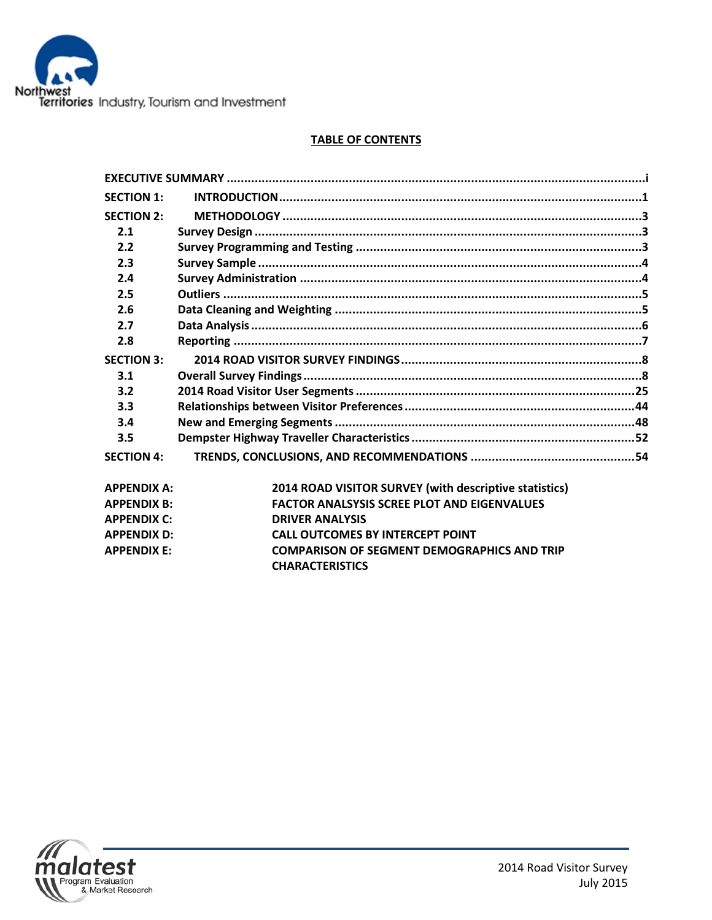## TABLE OF CONTENTS

| | | |
|---|---|---|
| **EXECUTIVE SUMMARY** | | **i** |
| **SECTION 1:** | **INTRODUCTION** | **1** |
| **SECTION 2:** | **METHODOLOGY** | **3** |
| **2.1** | **Survey Design** | **3** |
| **2.2** | **Survey Programming and Testing** | **3** |
| **2.3** | **Survey Sample** | **4** |
| **2.4** | **Survey Administration** | **4** |
| **2.5** | **Outliers** | **5** |
| **2.6** | **Data Cleaning and Weighting** | **5** |
| **2.7** | **Data Analysis** | **6** |
| **2.8** | **Reporting** | **7** |
| **SECTION 3:** | **2014 ROAD VISITOR SURVEY FINDINGS** | **8** |
| **3.1** | **Overall Survey Findings** | **8** |
| **3.2** | **2014 Road Visitor User Segments** | **25** |
| **3.3** | **Relationships between Visitor Preferences** | **44** |
| **3.4** | **New and Emerging Segments** | **48** |
| **3.5** | **Dempster Highway Traveller Characteristics** | **52** |
| **SECTION 4:** | **TRENDS, CONCLUSIONS, AND RECOMMENDATIONS** | **54** |

| | |
|---|---|
| **APPENDIX A:** | **2014 ROAD VISITOR SURVEY (with descriptive statistics)** |
| **APPENDIX B:** | **FACTOR ANALSYSIS SCREE PLOT AND EIGENVALUES** |
| **APPENDIX C:** | **DRIVER ANALYSIS** |
| **APPENDIX D:** | **CALL OUTCOMES BY INTERCEPT POINT** |
| **APPENDIX E:** | **COMPARISON OF SEGMENT DEMOGRAPHICS AND TRIP CHARACTERISTICS** |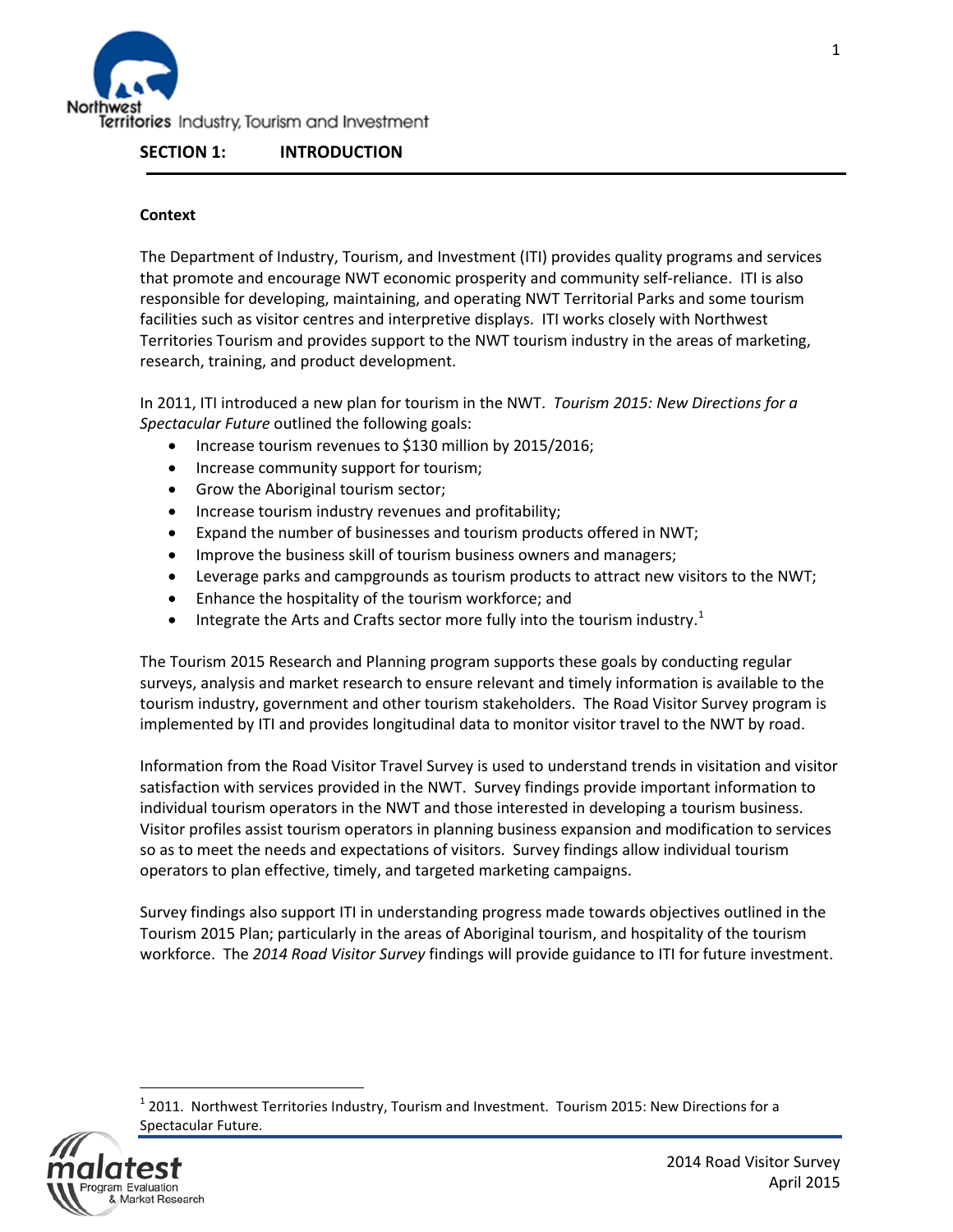## SECTION 1: INTRODUCTION

### Context

The Department of Industry, Tourism, and Investment (ITI) provides quality programs and services that promote and encourage NWT economic prosperity and community self-reliance. ITI is also responsible for developing, maintaining, and operating NWT Territorial Parks and some tourism facilities such as visitor centres and interpretive displays. ITI works closely with Northwest Territories Tourism and provides support to the NWT tourism industry in the areas of marketing, research, training, and product development.

In 2011, ITI introduced a new plan for tourism in the NWT. *Tourism 2015: New Directions for a Spectacular Future* outlined the following goals:

- Increase tourism revenues to $130 million by 2015/2016;
- Increase community support for tourism;
- Grow the Aboriginal tourism sector;
- Increase tourism industry revenues and profitability;
- Expand the number of businesses and tourism products offered in NWT;
- Improve the business skill of tourism business owners and managers;
- Leverage parks and campgrounds as tourism products to attract new visitors to the NWT;
- Enhance the hospitality of the tourism workforce; and
- Integrate the Arts and Crafts sector more fully into the tourism industry.[1]

The Tourism 2015 Research and Planning program supports these goals by conducting regular surveys, analysis and market research to ensure relevant and timely information is available to the tourism industry, government and other tourism stakeholders. The Road Visitor Survey program is implemented by ITI and provides longitudinal data to monitor visitor travel to the NWT by road.

Information from the Road Visitor Travel Survey is used to understand trends in visitation and visitor satisfaction with services provided in the NWT. Survey findings provide important information to individual tourism operators in the NWT and those interested in developing a tourism business. Visitor profiles assist tourism operators in planning business expansion and modification to services so as to meet the needs and expectations of visitors. Survey findings allow individual tourism operators to plan effective, timely, and targeted marketing campaigns.

Survey findings also support ITI in understanding progress made towards objectives outlined in the Tourism 2015 Plan; particularly in the areas of Aboriginal tourism, and hospitality of the tourism workforce. The *2014 Road Visitor Survey* findings will provide guidance to ITI for future investment.

[1] 2011. Northwest Territories Industry, Tourism and Investment. Tourism 2015: New Directions for a Spectacular Future.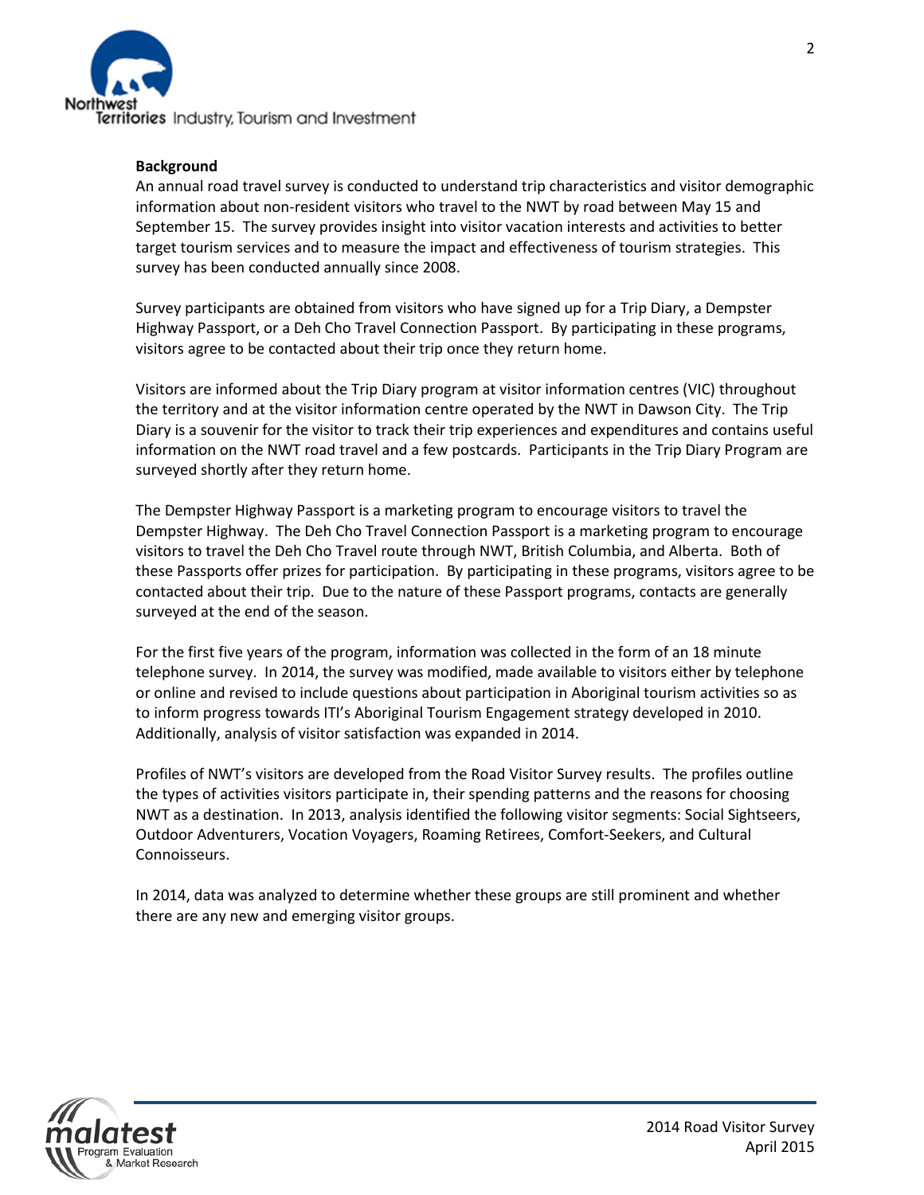**Background**

An annual road travel survey is conducted to understand trip characteristics and visitor demographic information about non-resident visitors who travel to the NWT by road between May 15 and September 15. The survey provides insight into visitor vacation interests and activities to better target tourism services and to measure the impact and effectiveness of tourism strategies. This survey has been conducted annually since 2008.

Survey participants are obtained from visitors who have signed up for a Trip Diary, a Dempster Highway Passport, or a Deh Cho Travel Connection Passport. By participating in these programs, visitors agree to be contacted about their trip once they return home.

Visitors are informed about the Trip Diary program at visitor information centres (VIC) throughout the territory and at the visitor information centre operated by the NWT in Dawson City. The Trip Diary is a souvenir for the visitor to track their trip experiences and expenditures and contains useful information on the NWT road travel and a few postcards. Participants in the Trip Diary Program are surveyed shortly after they return home.

The Dempster Highway Passport is a marketing program to encourage visitors to travel the Dempster Highway. The Deh Cho Travel Connection Passport is a marketing program to encourage visitors to travel the Deh Cho Travel route through NWT, British Columbia, and Alberta. Both of these Passports offer prizes for participation. By participating in these programs, visitors agree to be contacted about their trip. Due to the nature of these Passport programs, contacts are generally surveyed at the end of the season.

For the first five years of the program, information was collected in the form of an 18 minute telephone survey. In 2014, the survey was modified, made available to visitors either by telephone or online and revised to include questions about participation in Aboriginal tourism activities so as to inform progress towards ITI's Aboriginal Tourism Engagement strategy developed in 2010. Additionally, analysis of visitor satisfaction was expanded in 2014.

Profiles of NWT's visitors are developed from the Road Visitor Survey results. The profiles outline the types of activities visitors participate in, their spending patterns and the reasons for choosing NWT as a destination. In 2013, analysis identified the following visitor segments: Social Sightseers, Outdoor Adventurers, Vocation Voyagers, Roaming Retirees, Comfort-Seekers, and Cultural Connoisseurs.

In 2014, data was analyzed to determine whether these groups are still prominent and whether there are any new and emerging visitor groups.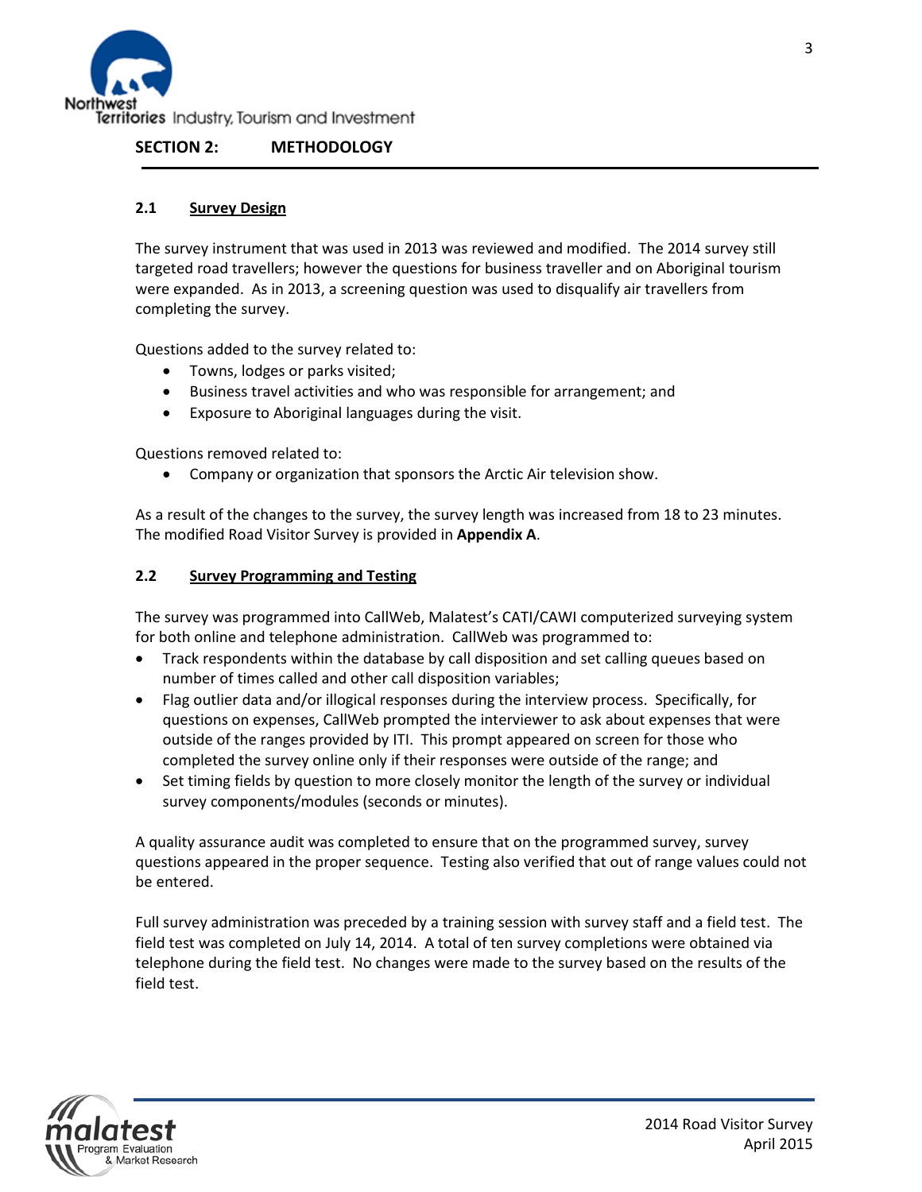## SECTION 2: METHODOLOGY

### 2.1 Survey Design

The survey instrument that was used in 2013 was reviewed and modified. The 2014 survey still targeted road travellers; however the questions for business traveller and on Aboriginal tourism were expanded. As in 2013, a screening question was used to disqualify air travellers from completing the survey.

Questions added to the survey related to:

- Towns, lodges or parks visited;
- Business travel activities and who was responsible for arrangement; and
- Exposure to Aboriginal languages during the visit.

Questions removed related to:

- Company or organization that sponsors the Arctic Air television show.

As a result of the changes to the survey, the survey length was increased from 18 to 23 minutes. The modified Road Visitor Survey is provided in **Appendix A**.

### 2.2 Survey Programming and Testing

The survey was programmed into CallWeb, Malatest's CATI/CAWI computerized surveying system for both online and telephone administration. CallWeb was programmed to:

- Track respondents within the database by call disposition and set calling queues based on number of times called and other call disposition variables;
- Flag outlier data and/or illogical responses during the interview process. Specifically, for questions on expenses, CallWeb prompted the interviewer to ask about expenses that were outside of the ranges provided by ITI. This prompt appeared on screen for those who completed the survey online only if their responses were outside of the range; and
- Set timing fields by question to more closely monitor the length of the survey or individual survey components/modules (seconds or minutes).

A quality assurance audit was completed to ensure that on the programmed survey, survey questions appeared in the proper sequence. Testing also verified that out of range values could not be entered.

Full survey administration was preceded by a training session with survey staff and a field test. The field test was completed on July 14, 2014. A total of ten survey completions were obtained via telephone during the field test. No changes were made to the survey based on the results of the field test.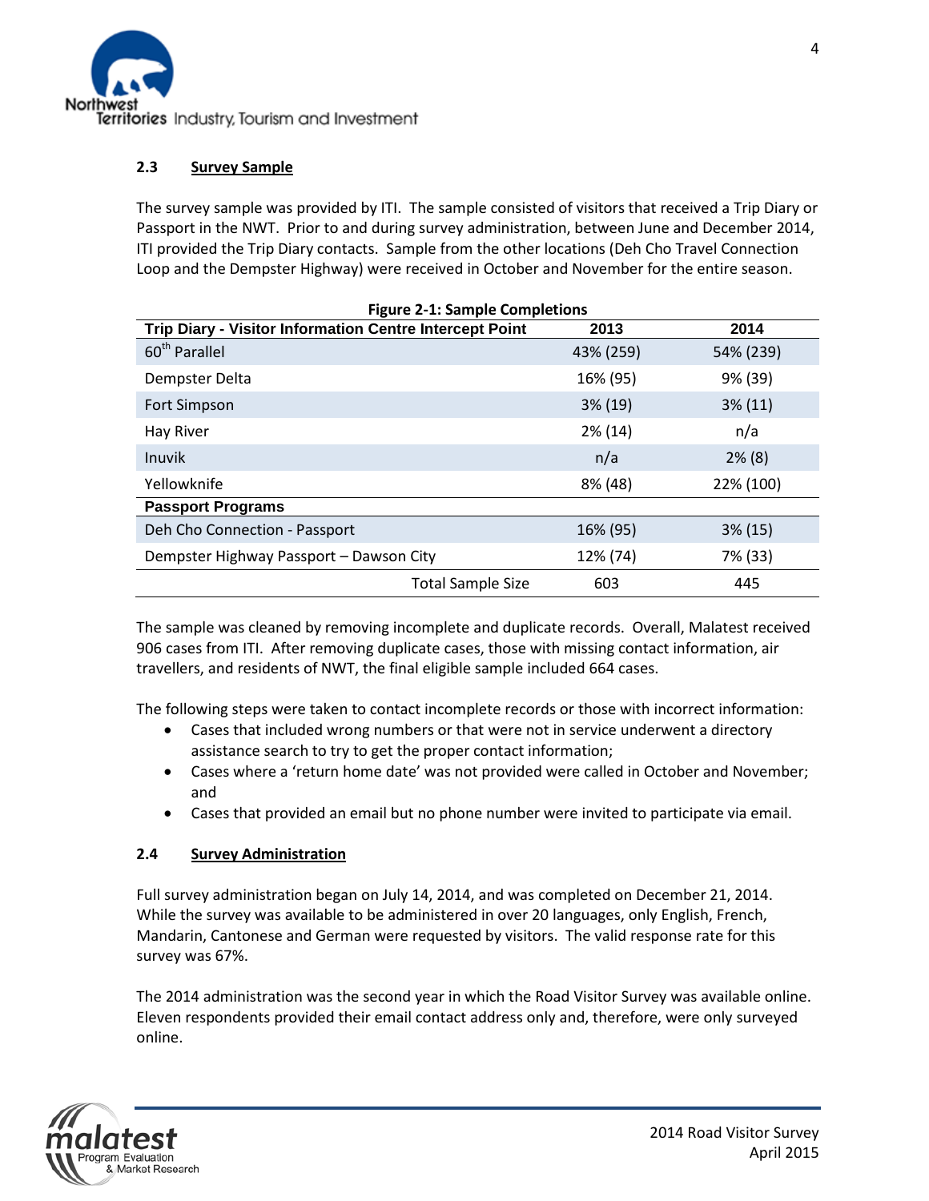### 2.3 Survey Sample

The survey sample was provided by ITI. The sample consisted of visitors that received a Trip Diary or Passport in the NWT. Prior to and during survey administration, between June and December 2014, ITI provided the Trip Diary contacts. Sample from the other locations (Deh Cho Travel Connection Loop and the Dempster Highway) were received in October and November for the entire season.

**Figure 2-1: Sample Completions**

| Trip Diary - Visitor Information Centre Intercept Point | 2013 | 2014 |
|---|---|---|
| 60th Parallel | 43% (259) | 54% (239) |
| Dempster Delta | 16% (95) | 9% (39) |
| Fort Simpson | 3% (19) | 3% (11) |
| Hay River | 2% (14) | n/a |
| Inuvik | n/a | 2% (8) |
| Yellowknife | 8% (48) | 22% (100) |
| **Passport Programs** | | |
| Deh Cho Connection - Passport | 16% (95) | 3% (15) |
| Dempster Highway Passport – Dawson City | 12% (74) | 7% (33) |
| Total Sample Size | 603 | 445 |

The sample was cleaned by removing incomplete and duplicate records. Overall, Malatest received 906 cases from ITI. After removing duplicate cases, those with missing contact information, air travellers, and residents of NWT, the final eligible sample included 664 cases.

The following steps were taken to contact incomplete records or those with incorrect information:

- Cases that included wrong numbers or that were not in service underwent a directory assistance search to try to get the proper contact information;
- Cases where a 'return home date' was not provided were called in October and November; and
- Cases that provided an email but no phone number were invited to participate via email.

### 2.4 Survey Administration

Full survey administration began on July 14, 2014, and was completed on December 21, 2014. While the survey was available to be administered in over 20 languages, only English, French, Mandarin, Cantonese and German were requested by visitors. The valid response rate for this survey was 67%.

The 2014 administration was the second year in which the Road Visitor Survey was available online. Eleven respondents provided their email contact address only and, therefore, were only surveyed online.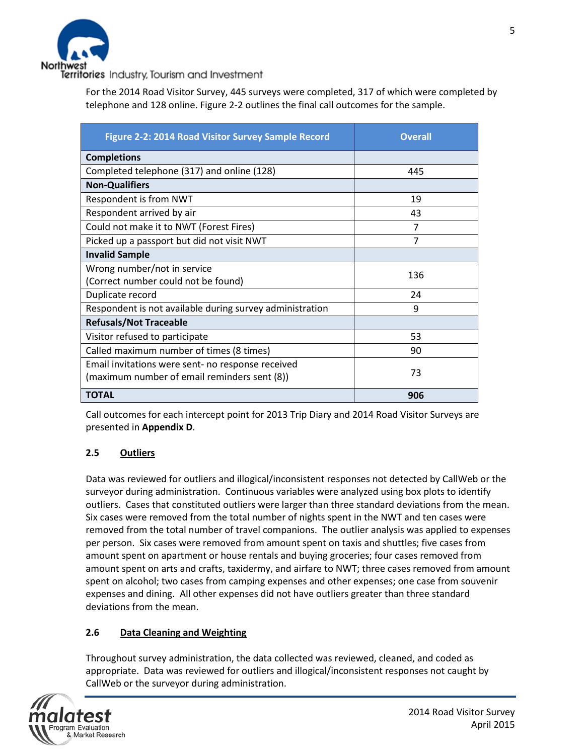For the 2014 Road Visitor Survey, 445 surveys were completed, 317 of which were completed by telephone and 128 online. Figure 2-2 outlines the final call outcomes for the sample.

| Figure 2-2: 2014 Road Visitor Survey Sample Record | Overall |
|---|---|
| **Completions** | |
| Completed telephone (317) and online (128) | 445 |
| **Non-Qualifiers** | |
| Respondent is from NWT | 19 |
| Respondent arrived by air | 43 |
| Could not make it to NWT (Forest Fires) | 7 |
| Picked up a passport but did not visit NWT | 7 |
| **Invalid Sample** | |
| Wrong number/not in service (Correct number could not be found) | 136 |
| Duplicate record | 24 |
| Respondent is not available during survey administration | 9 |
| **Refusals/Not Traceable** | |
| Visitor refused to participate | 53 |
| Called maximum number of times (8 times) | 90 |
| Email invitations were sent- no response received (maximum number of email reminders sent (8)) | 73 |
| **TOTAL** | **906** |

Call outcomes for each intercept point for 2013 Trip Diary and 2014 Road Visitor Surveys are presented in **Appendix D**.

## 2.5 Outliers

Data was reviewed for outliers and illogical/inconsistent responses not detected by CallWeb or the surveyor during administration. Continuous variables were analyzed using box plots to identify outliers. Cases that constituted outliers were larger than three standard deviations from the mean. Six cases were removed from the total number of nights spent in the NWT and ten cases were removed from the total number of travel companions. The outlier analysis was applied to expenses per person. Six cases were removed from amount spent on taxis and shuttles; five cases from amount spent on apartment or house rentals and buying groceries; four cases removed from amount spent on arts and crafts, taxidermy, and airfare to NWT; three cases removed from amount spent on alcohol; two cases from camping expenses and other expenses; one case from souvenir expenses and dining. All other expenses did not have outliers greater than three standard deviations from the mean.

## 2.6 Data Cleaning and Weighting

Throughout survey administration, the data collected was reviewed, cleaned, and coded as appropriate. Data was reviewed for outliers and illogical/inconsistent responses not caught by CallWeb or the surveyor during administration.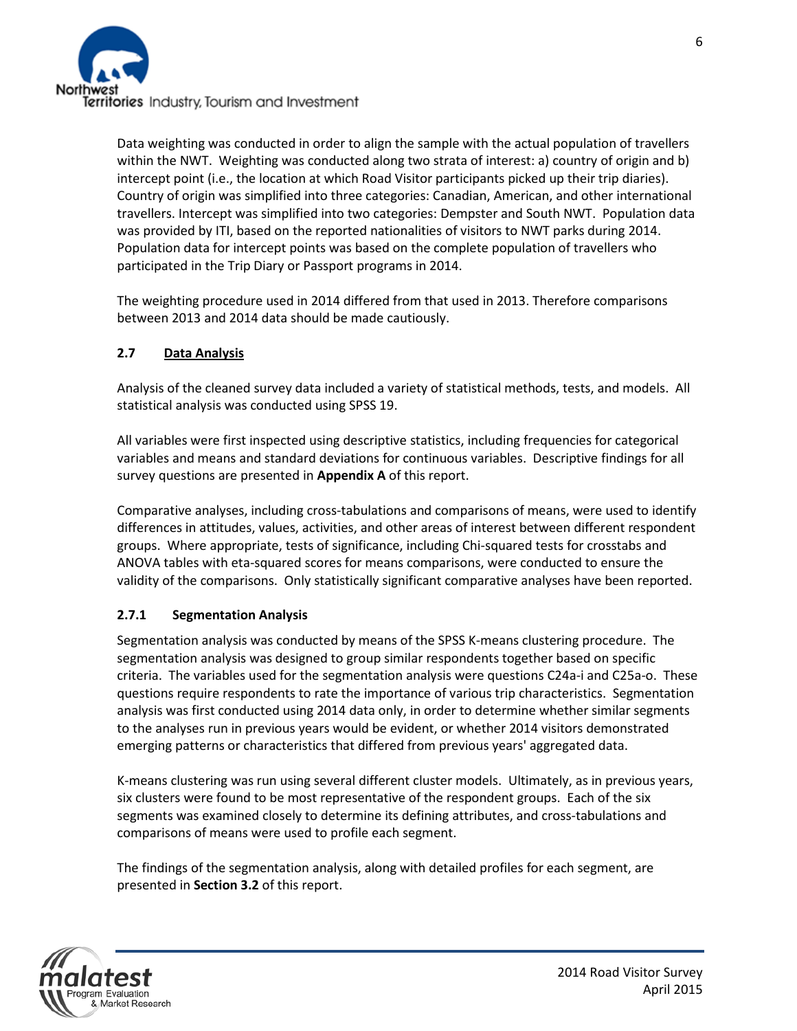Data weighting was conducted in order to align the sample with the actual population of travellers within the NWT. Weighting was conducted along two strata of interest: a) country of origin and b) intercept point (i.e., the location at which Road Visitor participants picked up their trip diaries). Country of origin was simplified into three categories: Canadian, American, and other international travellers. Intercept was simplified into two categories: Dempster and South NWT. Population data was provided by ITI, based on the reported nationalities of visitors to NWT parks during 2014. Population data for intercept points was based on the complete population of travellers who participated in the Trip Diary or Passport programs in 2014.

The weighting procedure used in 2014 differed from that used in 2013. Therefore comparisons between 2013 and 2014 data should be made cautiously.

### 2.7 Data Analysis

Analysis of the cleaned survey data included a variety of statistical methods, tests, and models. All statistical analysis was conducted using SPSS 19.

All variables were first inspected using descriptive statistics, including frequencies for categorical variables and means and standard deviations for continuous variables. Descriptive findings for all survey questions are presented in **Appendix A** of this report.

Comparative analyses, including cross-tabulations and comparisons of means, were used to identify differences in attitudes, values, activities, and other areas of interest between different respondent groups. Where appropriate, tests of significance, including Chi-squared tests for crosstabs and ANOVA tables with eta-squared scores for means comparisons, were conducted to ensure the validity of the comparisons. Only statistically significant comparative analyses have been reported.

#### 2.7.1 Segmentation Analysis

Segmentation analysis was conducted by means of the SPSS K-means clustering procedure. The segmentation analysis was designed to group similar respondents together based on specific criteria. The variables used for the segmentation analysis were questions C24a-i and C25a-o. These questions require respondents to rate the importance of various trip characteristics. Segmentation analysis was first conducted using 2014 data only, in order to determine whether similar segments to the analyses run in previous years would be evident, or whether 2014 visitors demonstrated emerging patterns or characteristics that differed from previous years' aggregated data.

K-means clustering was run using several different cluster models. Ultimately, as in previous years, six clusters were found to be most representative of the respondent groups. Each of the six segments was examined closely to determine its defining attributes, and cross-tabulations and comparisons of means were used to profile each segment.

The findings of the segmentation analysis, along with detailed profiles for each segment, are presented in **Section 3.2** of this report.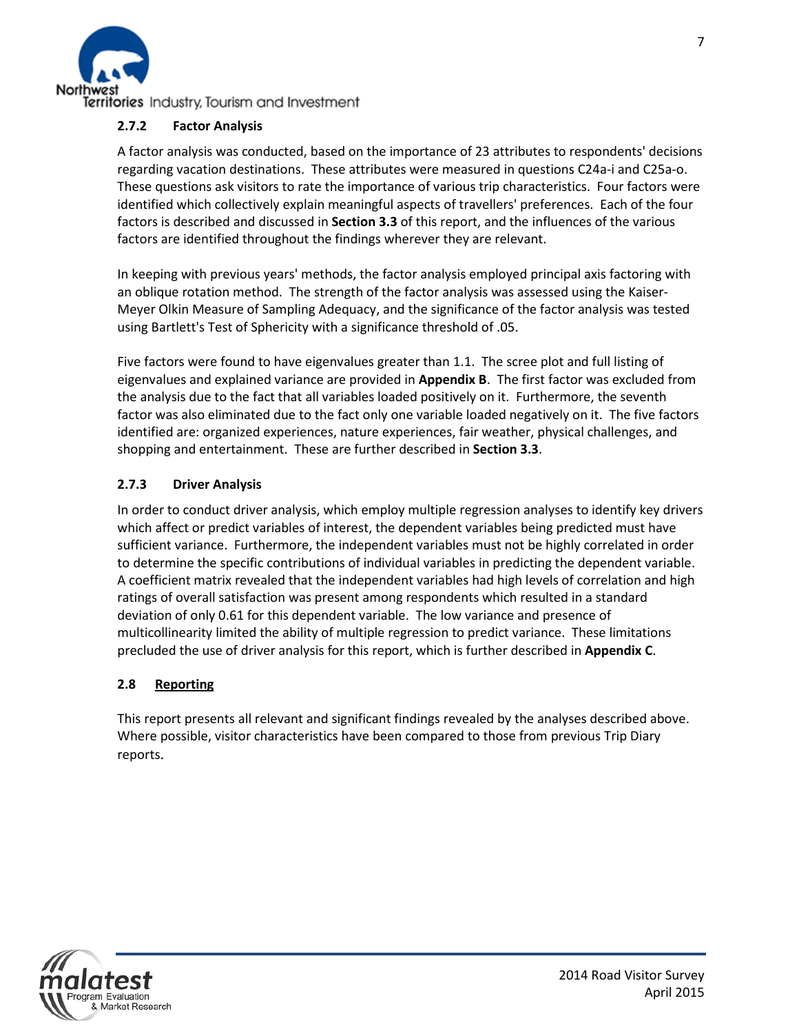### 2.7.2 Factor Analysis

A factor analysis was conducted, based on the importance of 23 attributes to respondents' decisions regarding vacation destinations. These attributes were measured in questions C24a-i and C25a-o. These questions ask visitors to rate the importance of various trip characteristics. Four factors were identified which collectively explain meaningful aspects of travellers' preferences. Each of the four factors is described and discussed in **Section 3.3** of this report, and the influences of the various factors are identified throughout the findings wherever they are relevant.

In keeping with previous years' methods, the factor analysis employed principal axis factoring with an oblique rotation method. The strength of the factor analysis was assessed using the Kaiser-Meyer Olkin Measure of Sampling Adequacy, and the significance of the factor analysis was tested using Bartlett's Test of Sphericity with a significance threshold of .05.

Five factors were found to have eigenvalues greater than 1.1. The scree plot and full listing of eigenvalues and explained variance are provided in **Appendix B**. The first factor was excluded from the analysis due to the fact that all variables loaded positively on it. Furthermore, the seventh factor was also eliminated due to the fact only one variable loaded negatively on it. The five factors identified are: organized experiences, nature experiences, fair weather, physical challenges, and shopping and entertainment. These are further described in **Section 3.3**.

### 2.7.3 Driver Analysis

In order to conduct driver analysis, which employ multiple regression analyses to identify key drivers which affect or predict variables of interest, the dependent variables being predicted must have sufficient variance. Furthermore, the independent variables must not be highly correlated in order to determine the specific contributions of individual variables in predicting the dependent variable. A coefficient matrix revealed that the independent variables had high levels of correlation and high ratings of overall satisfaction was present among respondents which resulted in a standard deviation of only 0.61 for this dependent variable. The low variance and presence of multicollinearity limited the ability of multiple regression to predict variance. These limitations precluded the use of driver analysis for this report, which is further described in **Appendix C**.

## 2.8 Reporting

This report presents all relevant and significant findings revealed by the analyses described above. Where possible, visitor characteristics have been compared to those from previous Trip Diary reports.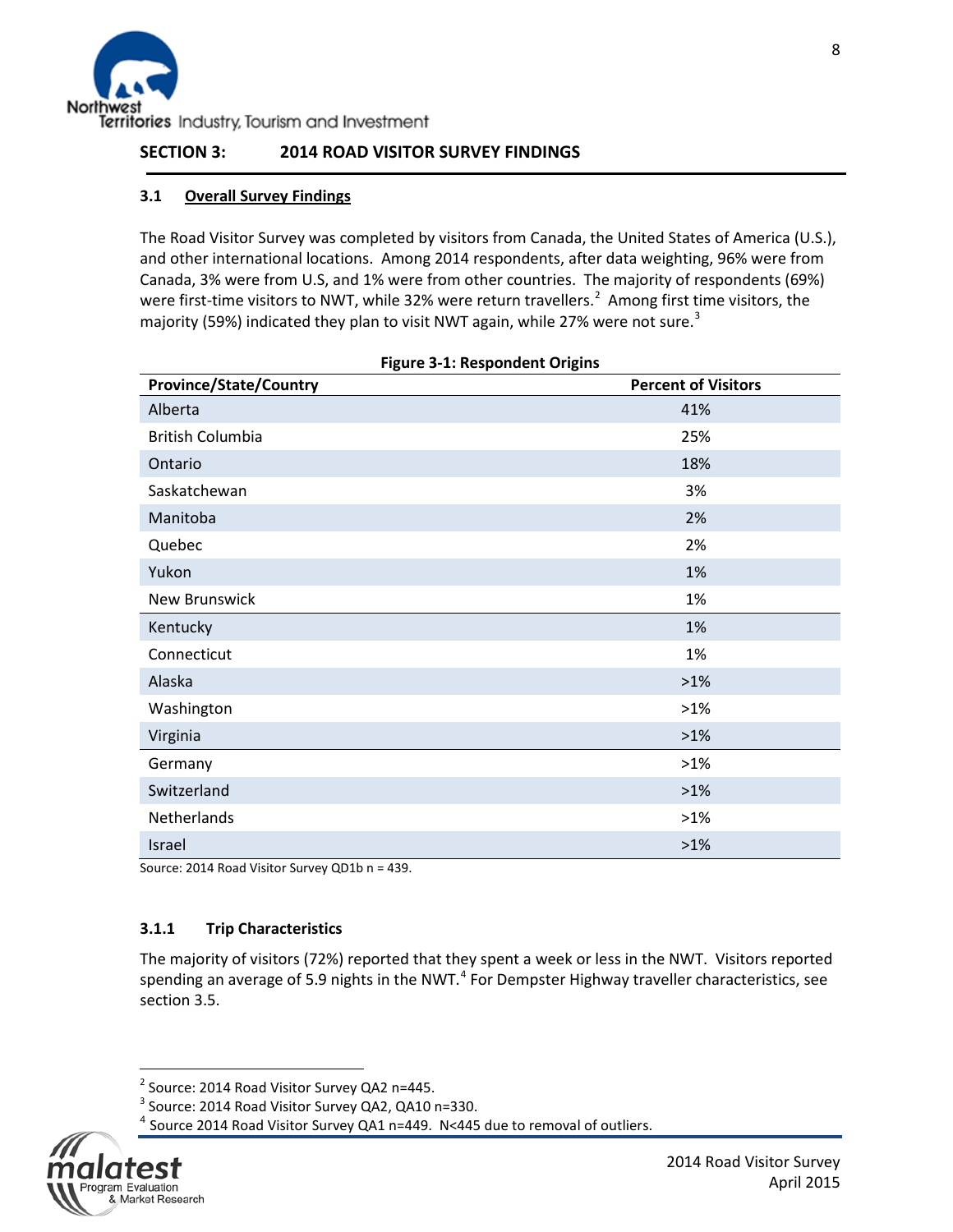## SECTION 3: 2014 ROAD VISITOR SURVEY FINDINGS

### 3.1 Overall Survey Findings

The Road Visitor Survey was completed by visitors from Canada, the United States of America (U.S.), and other international locations. Among 2014 respondents, after data weighting, 96% were from Canada, 3% were from U.S, and 1% were from other countries. The majority of respondents (69%) were first-time visitors to NWT, while 32% were return travellers.[2] Among first time visitors, the majority (59%) indicated they plan to visit NWT again, while 27% were not sure.[3]

**Figure 3-1: Respondent Origins**

| Province/State/Country | Percent of Visitors |
|---|---|
| Alberta | 41% |
| British Columbia | 25% |
| Ontario | 18% |
| Saskatchewan | 3% |
| Manitoba | 2% |
| Quebec | 2% |
| Yukon | 1% |
| New Brunswick | 1% |
| Kentucky | 1% |
| Connecticut | 1% |
| Alaska | >1% |
| Washington | >1% |
| Virginia | >1% |
| Germany | >1% |
| Switzerland | >1% |
| Netherlands | >1% |
| Israel | >1% |

Source: 2014 Road Visitor Survey QD1b n = 439.

#### 3.1.1 Trip Characteristics

The majority of visitors (72%) reported that they spent a week or less in the NWT. Visitors reported spending an average of 5.9 nights in the NWT.[4] For Dempster Highway traveller characteristics, see section 3.5.

[2] Source: 2014 Road Visitor Survey QA2 n=445.

[3] Source: 2014 Road Visitor Survey QA2, QA10 n=330.

[4] Source 2014 Road Visitor Survey QA1 n=449. N<445 due to removal of outliers.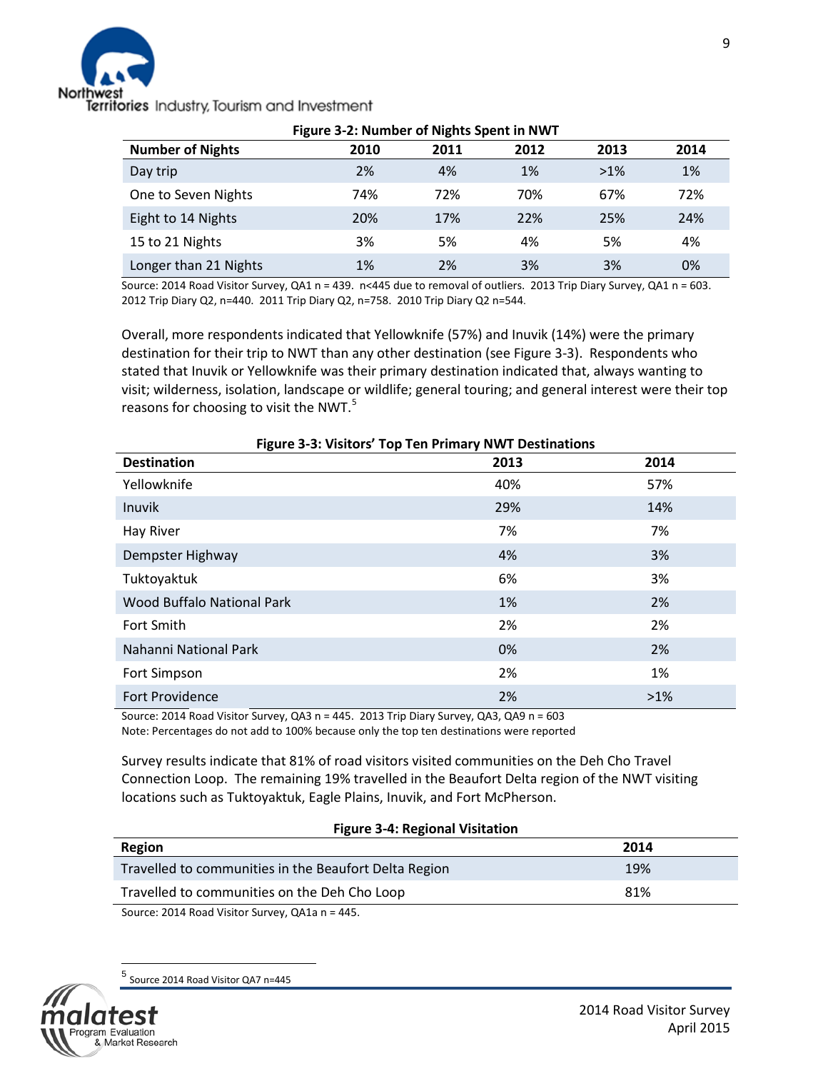**Figure 3-2: Number of Nights Spent in NWT**

| Number of Nights | 2010 | 2011 | 2012 | 2013 | 2014 |
|---|---|---|---|---|---|
| Day trip | 2% | 4% | 1% | >1% | 1% |
| One to Seven Nights | 74% | 72% | 70% | 67% | 72% |
| Eight to 14 Nights | 20% | 17% | 22% | 25% | 24% |
| 15 to 21 Nights | 3% | 5% | 4% | 5% | 4% |
| Longer than 21 Nights | 1% | 2% | 3% | 3% | 0% |

Source: 2014 Road Visitor Survey, QA1 n = 439. n<445 due to removal of outliers. 2013 Trip Diary Survey, QA1 n = 603. 2012 Trip Diary Q2, n=440. 2011 Trip Diary Q2, n=758. 2010 Trip Diary Q2 n=544.

Overall, more respondents indicated that Yellowknife (57%) and Inuvik (14%) were the primary destination for their trip to NWT than any other destination (see Figure 3-3). Respondents who stated that Inuvik or Yellowknife was their primary destination indicated that, always wanting to visit; wilderness, isolation, landscape or wildlife; general touring; and general interest were their top reasons for choosing to visit the NWT.[5]

**Figure 3-3: Visitors' Top Ten Primary NWT Destinations**

| Destination | 2013 | 2014 |
|---|---|---|
| Yellowknife | 40% | 57% |
| Inuvik | 29% | 14% |
| Hay River | 7% | 7% |
| Dempster Highway | 4% | 3% |
| Tuktoyaktuk | 6% | 3% |
| Wood Buffalo National Park | 1% | 2% |
| Fort Smith | 2% | 2% |
| Nahanni National Park | 0% | 2% |
| Fort Simpson | 2% | 1% |
| Fort Providence | 2% | >1% |

Source: 2014 Road Visitor Survey, QA3 n = 445. 2013 Trip Diary Survey, QA3, QA9 n = 603
Note: Percentages do not add to 100% because only the top ten destinations were reported

Survey results indicate that 81% of road visitors visited communities on the Deh Cho Travel Connection Loop. The remaining 19% travelled in the Beaufort Delta region of the NWT visiting locations such as Tuktoyaktuk, Eagle Plains, Inuvik, and Fort McPherson.

**Figure 3-4: Regional Visitation**

| Region | 2014 |
|---|---|
| Travelled to communities in the Beaufort Delta Region | 19% |
| Travelled to communities on the Deh Cho Loop | 81% |

Source: 2014 Road Visitor Survey, QA1a n = 445.

[5] Source 2014 Road Visitor QA7 n=445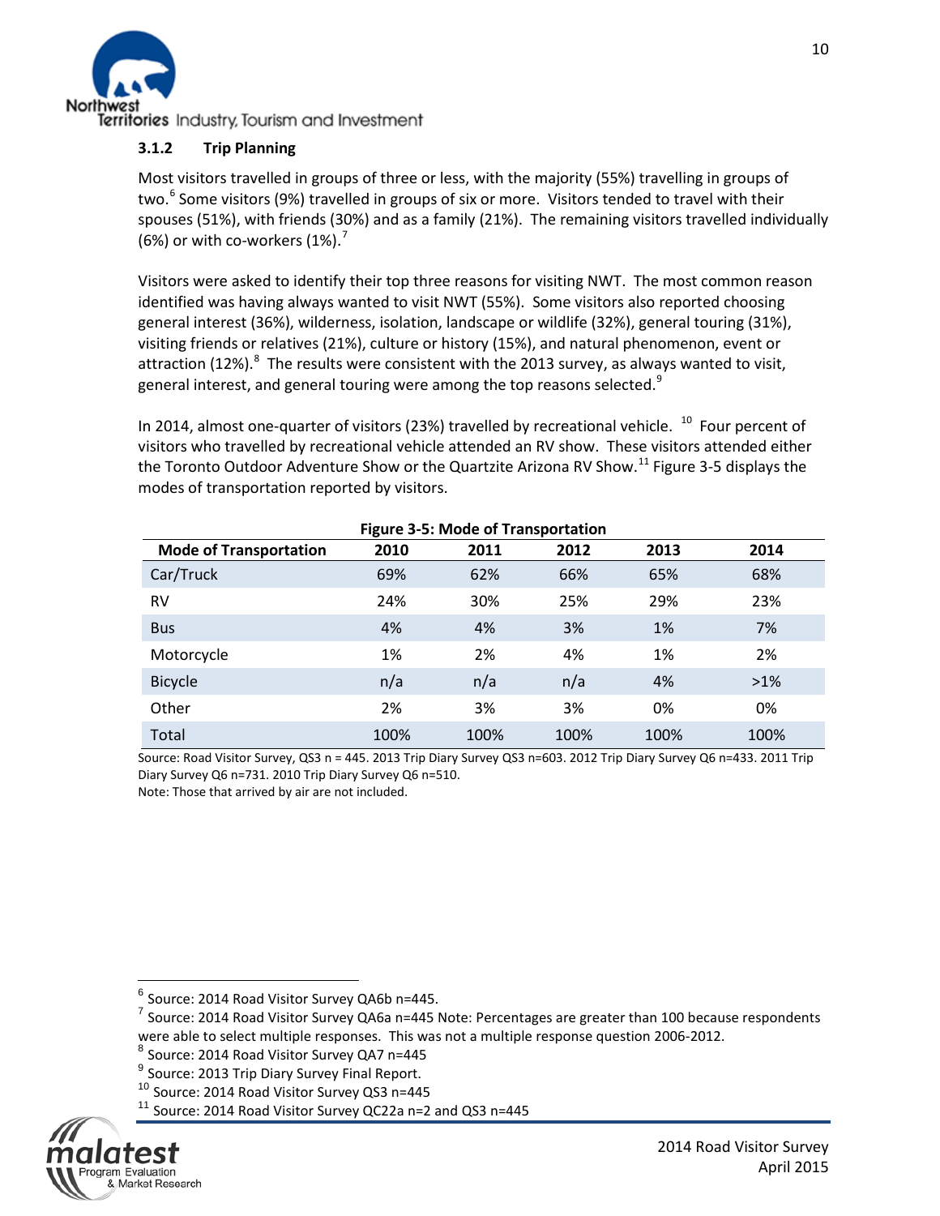### 3.1.2 Trip Planning

Most visitors travelled in groups of three or less, with the majority (55%) travelling in groups of two.[6] Some visitors (9%) travelled in groups of six or more. Visitors tended to travel with their spouses (51%), with friends (30%) and as a family (21%). The remaining visitors travelled individually (6%) or with co-workers (1%).[7]

Visitors were asked to identify their top three reasons for visiting NWT. The most common reason identified was having always wanted to visit NWT (55%). Some visitors also reported choosing general interest (36%), wilderness, isolation, landscape or wildlife (32%), general touring (31%), visiting friends or relatives (21%), culture or history (15%), and natural phenomenon, event or attraction (12%).[8] The results were consistent with the 2013 survey, as always wanted to visit, general interest, and general touring were among the top reasons selected.[9]

In 2014, almost one-quarter of visitors (23%) travelled by recreational vehicle. [10] Four percent of visitors who travelled by recreational vehicle attended an RV show. These visitors attended either the Toronto Outdoor Adventure Show or the Quartzite Arizona RV Show.[11] Figure 3-5 displays the modes of transportation reported by visitors.

**Figure 3-5: Mode of Transportation**

| Mode of Transportation | 2010 | 2011 | 2012 | 2013 | 2014 |
|---|---|---|---|---|---|
| Car/Truck | 69% | 62% | 66% | 65% | 68% |
| RV | 24% | 30% | 25% | 29% | 23% |
| Bus | 4% | 4% | 3% | 1% | 7% |
| Motorcycle | 1% | 2% | 4% | 1% | 2% |
| Bicycle | n/a | n/a | n/a | 4% | >1% |
| Other | 2% | 3% | 3% | 0% | 0% |
| Total | 100% | 100% | 100% | 100% | 100% |

Source: Road Visitor Survey, QS3 n = 445. 2013 Trip Diary Survey QS3 n=603. 2012 Trip Diary Survey Q6 n=433. 2011 Trip Diary Survey Q6 n=731. 2010 Trip Diary Survey Q6 n=510.
Note: Those that arrived by air are not included.

---

[6] Source: 2014 Road Visitor Survey QA6b n=445.
[7] Source: 2014 Road Visitor Survey QA6a n=445 Note: Percentages are greater than 100 because respondents were able to select multiple responses. This was not a multiple response question 2006-2012.
[8] Source: 2014 Road Visitor Survey QA7 n=445
[9] Source: 2013 Trip Diary Survey Final Report.
[10] Source: 2014 Road Visitor Survey QS3 n=445
[11] Source: 2014 Road Visitor Survey QC22a n=2 and QS3 n=445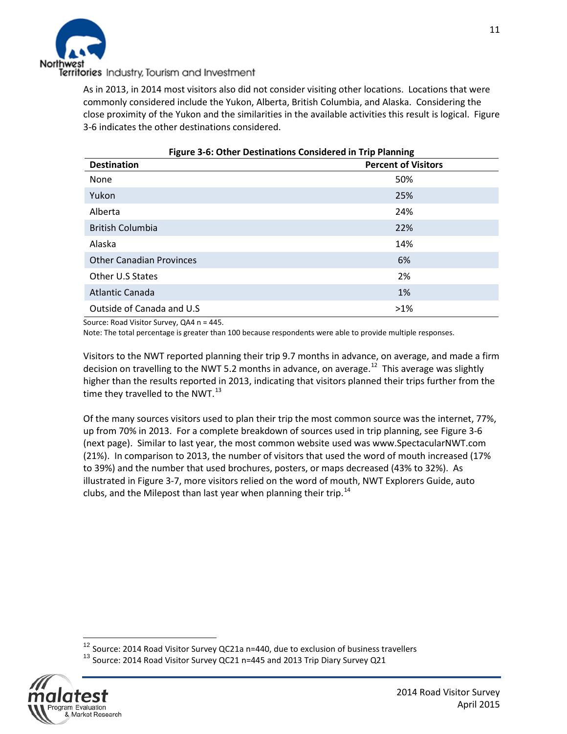As in 2013, in 2014 most visitors also did not consider visiting other locations. Locations that were commonly considered include the Yukon, Alberta, British Columbia, and Alaska. Considering the close proximity of the Yukon and the similarities in the available activities this result is logical. Figure 3-6 indicates the other destinations considered.

**Figure 3-6: Other Destinations Considered in Trip Planning**

| Destination | Percent of Visitors |
| --- | --- |
| None | 50% |
| Yukon | 25% |
| Alberta | 24% |
| British Columbia | 22% |
| Alaska | 14% |
| Other Canadian Provinces | 6% |
| Other U.S States | 2% |
| Atlantic Canada | 1% |
| Outside of Canada and U.S | >1% |

Source: Road Visitor Survey, QA4 n = 445.
Note: The total percentage is greater than 100 because respondents were able to provide multiple responses.

Visitors to the NWT reported planning their trip 9.7 months in advance, on average, and made a firm decision on travelling to the NWT 5.2 months in advance, on average.[12] This average was slightly higher than the results reported in 2013, indicating that visitors planned their trips further from the time they travelled to the NWT.[13]

Of the many sources visitors used to plan their trip the most common source was the internet, 77%, up from 70% in 2013. For a complete breakdown of sources used in trip planning, see Figure 3-6 (next page). Similar to last year, the most common website used was www.SpectacularNWT.com (21%). In comparison to 2013, the number of visitors that used the word of mouth increased (17% to 39%) and the number that used brochures, posters, or maps decreased (43% to 32%). As illustrated in Figure 3-7, more visitors relied on the word of mouth, NWT Explorers Guide, auto clubs, and the Milepost than last year when planning their trip.[14]

[12] Source: 2014 Road Visitor Survey QC21a n=440, due to exclusion of business travellers
[13] Source: 2014 Road Visitor Survey QC21 n=445 and 2013 Trip Diary Survey Q21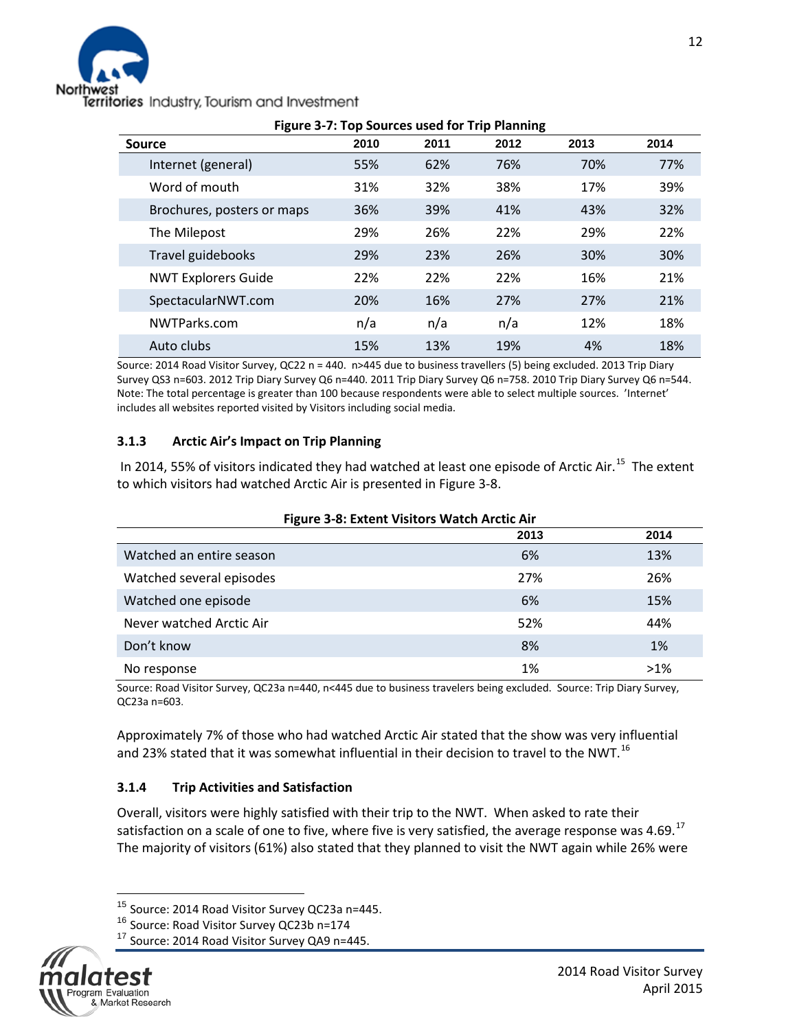**Figure 3-7: Top Sources used for Trip Planning**

| Source | 2010 | 2011 | 2012 | 2013 | 2014 |
|---|---|---|---|---|---|
| Internet (general) | 55% | 62% | 76% | 70% | 77% |
| Word of mouth | 31% | 32% | 38% | 17% | 39% |
| Brochures, posters or maps | 36% | 39% | 41% | 43% | 32% |
| The Milepost | 29% | 26% | 22% | 29% | 22% |
| Travel guidebooks | 29% | 23% | 26% | 30% | 30% |
| NWT Explorers Guide | 22% | 22% | 22% | 16% | 21% |
| SpectacularNWT.com | 20% | 16% | 27% | 27% | 21% |
| NWTParks.com | n/a | n/a | n/a | 12% | 18% |
| Auto clubs | 15% | 13% | 19% | 4% | 18% |

Source: 2014 Road Visitor Survey, QC22 n = 440. n>445 due to business travellers (5) being excluded. 2013 Trip Diary Survey QS3 n=603. 2012 Trip Diary Survey Q6 n=440. 2011 Trip Diary Survey Q6 n=758. 2010 Trip Diary Survey Q6 n=544. Note: The total percentage is greater than 100 because respondents were able to select multiple sources. 'Internet' includes all websites reported visited by Visitors including social media.

### 3.1.3 Arctic Air's Impact on Trip Planning

In 2014, 55% of visitors indicated they had watched at least one episode of Arctic Air.[15] The extent to which visitors had watched Arctic Air is presented in Figure 3-8.

**Figure 3-8: Extent Visitors Watch Arctic Air**

| | 2013 | 2014 |
|---|---|---|
| Watched an entire season | 6% | 13% |
| Watched several episodes | 27% | 26% |
| Watched one episode | 6% | 15% |
| Never watched Arctic Air | 52% | 44% |
| Don't know | 8% | 1% |
| No response | 1% | >1% |

Source: Road Visitor Survey, QC23a n=440, n<445 due to business travelers being excluded. Source: Trip Diary Survey, QC23a n=603.

Approximately 7% of those who had watched Arctic Air stated that the show was very influential and 23% stated that it was somewhat influential in their decision to travel to the NWT.[16]

### 3.1.4 Trip Activities and Satisfaction

Overall, visitors were highly satisfied with their trip to the NWT. When asked to rate their satisfaction on a scale of one to five, where five is very satisfied, the average response was 4.69.[17] The majority of visitors (61%) also stated that they planned to visit the NWT again while 26% were

---

[15] Source: 2014 Road Visitor Survey QC23a n=445.

[16] Source: Road Visitor Survey QC23b n=174

[17] Source: 2014 Road Visitor Survey QA9 n=445.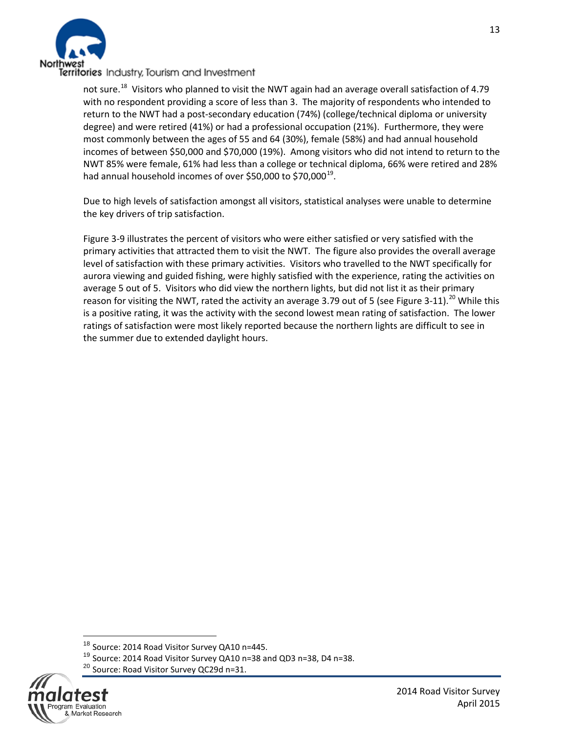not sure.[18] Visitors who planned to visit the NWT again had an average overall satisfaction of 4.79 with no respondent providing a score of less than 3. The majority of respondents who intended to return to the NWT had a post-secondary education (74%) (college/technical diploma or university degree) and were retired (41%) or had a professional occupation (21%). Furthermore, they were most commonly between the ages of 55 and 64 (30%), female (58%) and had annual household incomes of between $50,000 and $70,000 (19%). Among visitors who did not intend to return to the NWT 85% were female, 61% had less than a college or technical diploma, 66% were retired and 28% had annual household incomes of over $50,000 to $70,000[19].

Due to high levels of satisfaction amongst all visitors, statistical analyses were unable to determine the key drivers of trip satisfaction.

Figure 3-9 illustrates the percent of visitors who were either satisfied or very satisfied with the primary activities that attracted them to visit the NWT. The figure also provides the overall average level of satisfaction with these primary activities. Visitors who travelled to the NWT specifically for aurora viewing and guided fishing, were highly satisfied with the experience, rating the activities on average 5 out of 5. Visitors who did view the northern lights, but did not list it as their primary reason for visiting the NWT, rated the activity an average 3.79 out of 5 (see Figure 3-11).[20] While this is a positive rating, it was the activity with the second lowest mean rating of satisfaction. The lower ratings of satisfaction were most likely reported because the northern lights are difficult to see in the summer due to extended daylight hours.

---

[18] Source: 2014 Road Visitor Survey QA10 n=445.

[19] Source: 2014 Road Visitor Survey QA10 n=38 and QD3 n=38, D4 n=38.

[20] Source: Road Visitor Survey QC29d n=31.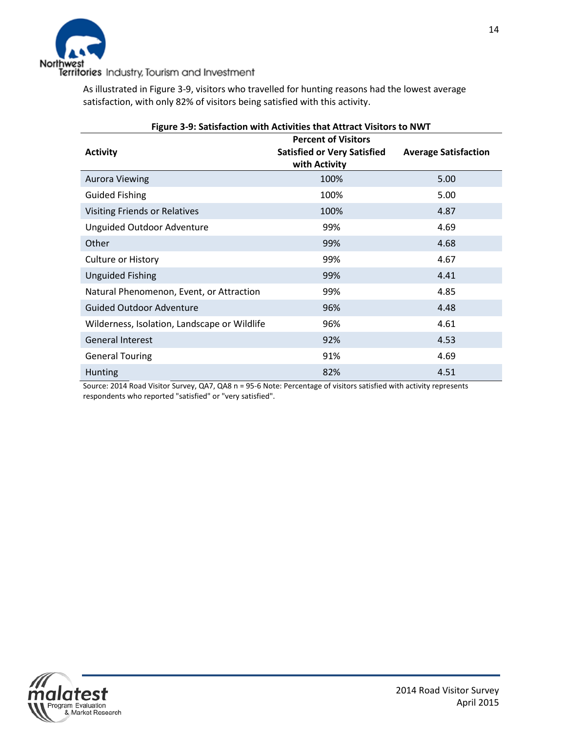As illustrated in Figure 3-9, visitors who travelled for hunting reasons had the lowest average satisfaction, with only 82% of visitors being satisfied with this activity.

**Figure 3-9: Satisfaction with Activities that Attract Visitors to NWT**

| Activity | Percent of Visitors Satisfied or Very Satisfied with Activity | Average Satisfaction |
|---|---|---|
| Aurora Viewing | 100% | 5.00 |
| Guided Fishing | 100% | 5.00 |
| Visiting Friends or Relatives | 100% | 4.87 |
| Unguided Outdoor Adventure | 99% | 4.69 |
| Other | 99% | 4.68 |
| Culture or History | 99% | 4.67 |
| Unguided Fishing | 99% | 4.41 |
| Natural Phenomenon, Event, or Attraction | 99% | 4.85 |
| Guided Outdoor Adventure | 96% | 4.48 |
| Wilderness, Isolation, Landscape or Wildlife | 96% | 4.61 |
| General Interest | 92% | 4.53 |
| General Touring | 91% | 4.69 |
| Hunting | 82% | 4.51 |

Source: 2014 Road Visitor Survey, QA7, QA8 n = 95-6 Note: Percentage of visitors satisfied with activity represents respondents who reported "satisfied" or "very satisfied".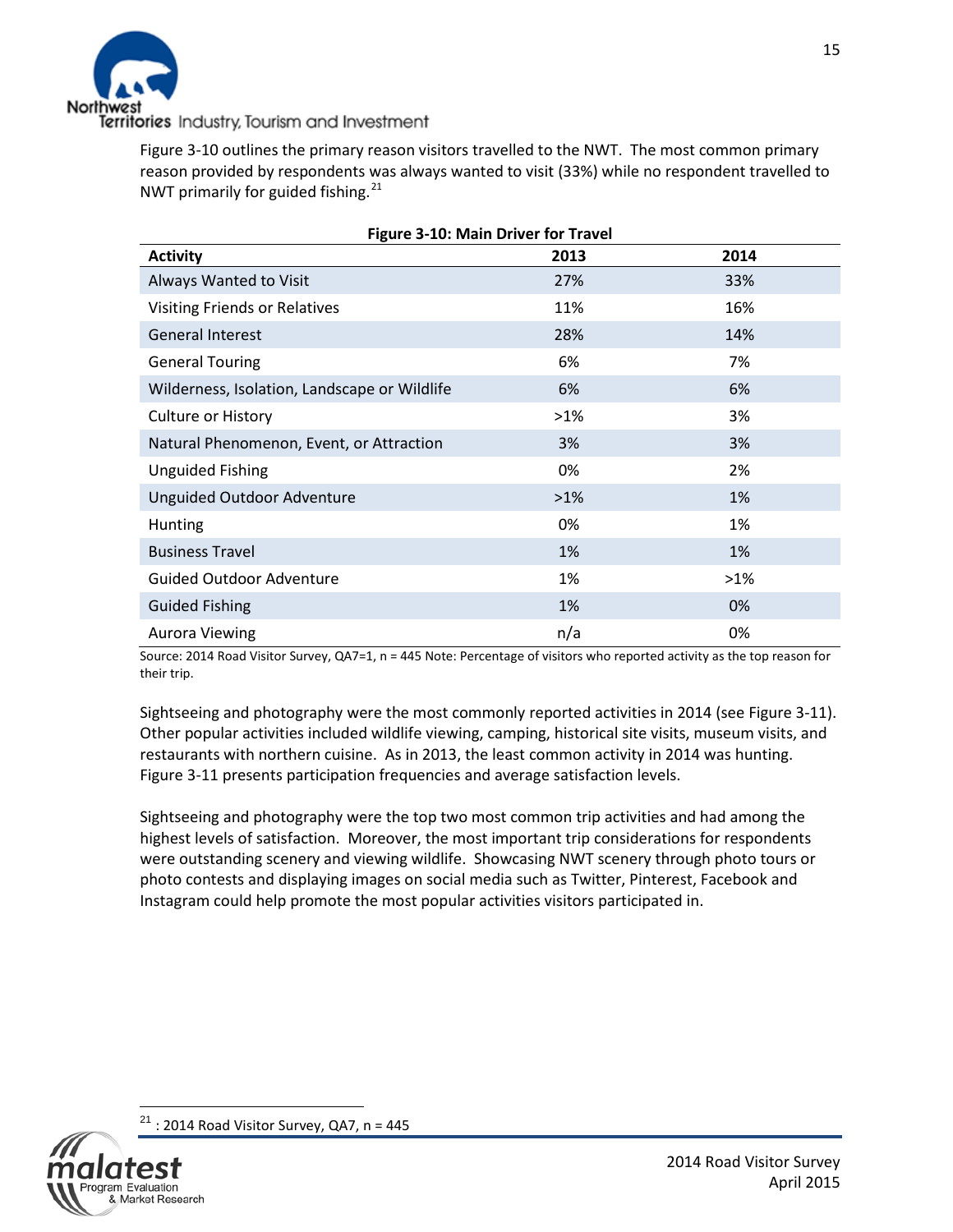Figure 3-10 outlines the primary reason visitors travelled to the NWT. The most common primary reason provided by respondents was always wanted to visit (33%) while no respondent travelled to NWT primarily for guided fishing.[21]

**Figure 3-10: Main Driver for Travel**

| Activity | 2013 | 2014 |
|---|---|---|
| Always Wanted to Visit | 27% | 33% |
| Visiting Friends or Relatives | 11% | 16% |
| General Interest | 28% | 14% |
| General Touring | 6% | 7% |
| Wilderness, Isolation, Landscape or Wildlife | 6% | 6% |
| Culture or History | >1% | 3% |
| Natural Phenomenon, Event, or Attraction | 3% | 3% |
| Unguided Fishing | 0% | 2% |
| Unguided Outdoor Adventure | >1% | 1% |
| Hunting | 0% | 1% |
| Business Travel | 1% | 1% |
| Guided Outdoor Adventure | 1% | >1% |
| Guided Fishing | 1% | 0% |
| Aurora Viewing | n/a | 0% |

Source: 2014 Road Visitor Survey, QA7=1, n = 445 Note: Percentage of visitors who reported activity as the top reason for their trip.

Sightseeing and photography were the most commonly reported activities in 2014 (see Figure 3-11). Other popular activities included wildlife viewing, camping, historical site visits, museum visits, and restaurants with northern cuisine. As in 2013, the least common activity in 2014 was hunting. Figure 3-11 presents participation frequencies and average satisfaction levels.

Sightseeing and photography were the top two most common trip activities and had among the highest levels of satisfaction. Moreover, the most important trip considerations for respondents were outstanding scenery and viewing wildlife. Showcasing NWT scenery through photo tours or photo contests and displaying images on social media such as Twitter, Pinterest, Facebook and Instagram could help promote the most popular activities visitors participated in.

[21] : 2014 Road Visitor Survey, QA7, n = 445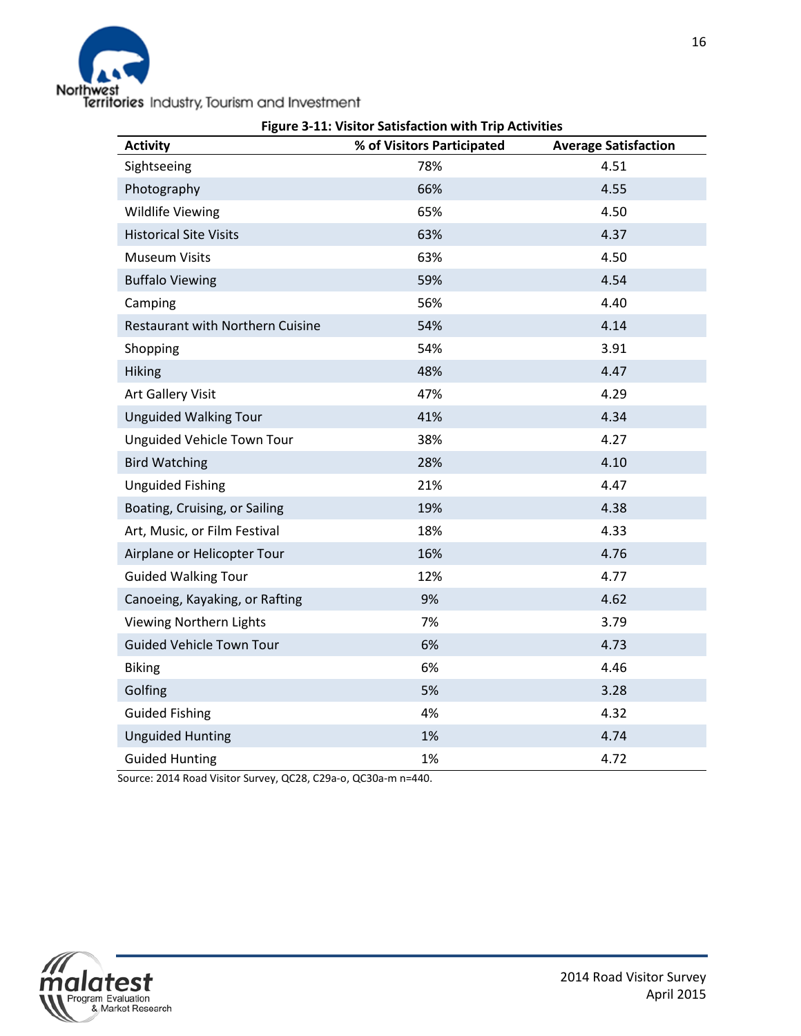**Figure 3-11: Visitor Satisfaction with Trip Activities**

| Activity | % of Visitors Participated | Average Satisfaction |
|---|---|---|
| Sightseeing | 78% | 4.51 |
| Photography | 66% | 4.55 |
| Wildlife Viewing | 65% | 4.50 |
| Historical Site Visits | 63% | 4.37 |
| Museum Visits | 63% | 4.50 |
| Buffalo Viewing | 59% | 4.54 |
| Camping | 56% | 4.40 |
| Restaurant with Northern Cuisine | 54% | 4.14 |
| Shopping | 54% | 3.91 |
| Hiking | 48% | 4.47 |
| Art Gallery Visit | 47% | 4.29 |
| Unguided Walking Tour | 41% | 4.34 |
| Unguided Vehicle Town Tour | 38% | 4.27 |
| Bird Watching | 28% | 4.10 |
| Unguided Fishing | 21% | 4.47 |
| Boating, Cruising, or Sailing | 19% | 4.38 |
| Art, Music, or Film Festival | 18% | 4.33 |
| Airplane or Helicopter Tour | 16% | 4.76 |
| Guided Walking Tour | 12% | 4.77 |
| Canoeing, Kayaking, or Rafting | 9% | 4.62 |
| Viewing Northern Lights | 7% | 3.79 |
| Guided Vehicle Town Tour | 6% | 4.73 |
| Biking | 6% | 4.46 |
| Golfing | 5% | 3.28 |
| Guided Fishing | 4% | 4.32 |
| Unguided Hunting | 1% | 4.74 |
| Guided Hunting | 1% | 4.72 |

Source: 2014 Road Visitor Survey, QC28, C29a-o, QC30a-m n=440.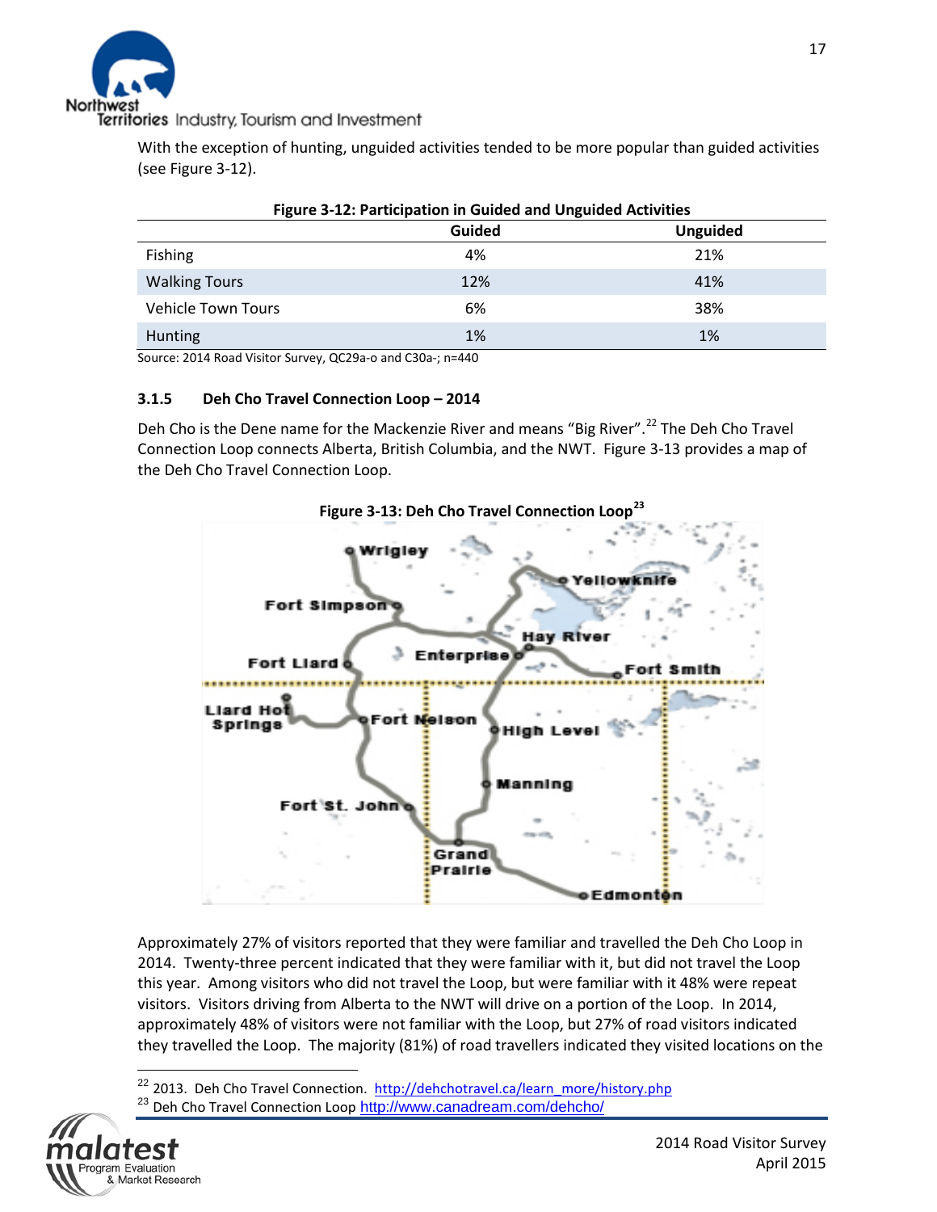With the exception of hunting, unguided activities tended to be more popular than guided activities (see Figure 3-12).

**Figure 3-12: Participation in Guided and Unguided Activities**

| | Guided | Unguided |
|---|---|---|
| Fishing | 4% | 21% |
| Walking Tours | 12% | 41% |
| Vehicle Town Tours | 6% | 38% |
| Hunting | 1% | 1% |

Source: 2014 Road Visitor Survey, QC29a-o and C30a-; n=440

### 3.1.5 Deh Cho Travel Connection Loop – 2014

Deh Cho is the Dene name for the Mackenzie River and means "Big River".[22] The Deh Cho Travel Connection Loop connects Alberta, British Columbia, and the NWT. Figure 3-13 provides a map of the Deh Cho Travel Connection Loop.

**Figure 3-13: Deh Cho Travel Connection Loop[23]**

Approximately 27% of visitors reported that they were familiar and travelled the Deh Cho Loop in 2014. Twenty-three percent indicated that they were familiar with it, but did not travel the Loop this year. Among visitors who did not travel the Loop, but were familiar with it 48% were repeat visitors. Visitors driving from Alberta to the NWT will drive on a portion of the Loop. In 2014, approximately 48% of visitors were not familiar with the Loop, but 27% of road visitors indicated they travelled the Loop. The majority (81%) of road travellers indicated they visited locations on the

[22] 2013. Deh Cho Travel Connection. http://dehchotravel.ca/learn_more/history.php

[23] Deh Cho Travel Connection Loop http://www.canadream.com/dehcho/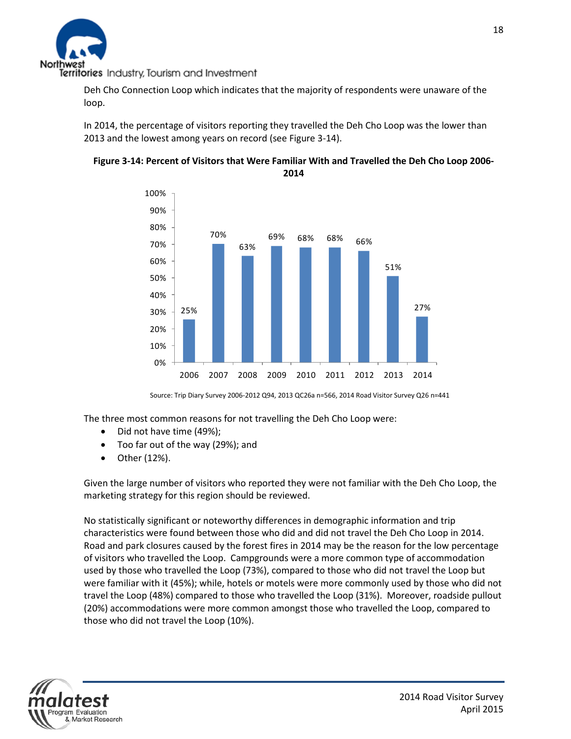Deh Cho Connection Loop which indicates that the majority of respondents were unaware of the loop.

In 2014, the percentage of visitors reporting they travelled the Deh Cho Loop was the lower than 2013 and the lowest among years on record (see Figure 3-14).

**Figure 3-14: Percent of Visitors that Were Familiar With and Travelled the Deh Cho Loop 2006-2014**

| Year | Percent |
|---|---|
| 2006 | 25% |
| 2007 | 70% |
| 2008 | 63% |
| 2009 | 69% |
| 2010 | 68% |
| 2011 | 68% |
| 2012 | 66% |
| 2013 | 51% |
| 2014 | 27% |

Source: Trip Diary Survey 2006-2012 Q94, 2013 QC26a n=566, 2014 Road Visitor Survey Q26 n=441

The three most common reasons for not travelling the Deh Cho Loop were:

- Did not have time (49%);
- Too far out of the way (29%); and
- Other (12%).

Given the large number of visitors who reported they were not familiar with the Deh Cho Loop, the marketing strategy for this region should be reviewed.

No statistically significant or noteworthy differences in demographic information and trip characteristics were found between those who did and did not travel the Deh Cho Loop in 2014. Road and park closures caused by the forest fires in 2014 may be the reason for the low percentage of visitors who travelled the Loop. Campgrounds were a more common type of accommodation used by those who travelled the Loop (73%), compared to those who did not travel the Loop but were familiar with it (45%); while, hotels or motels were more commonly used by those who did not travel the Loop (48%) compared to those who travelled the Loop (31%). Moreover, roadside pullout (20%) accommodations were more common amongst those who travelled the Loop, compared to those who did not travel the Loop (10%).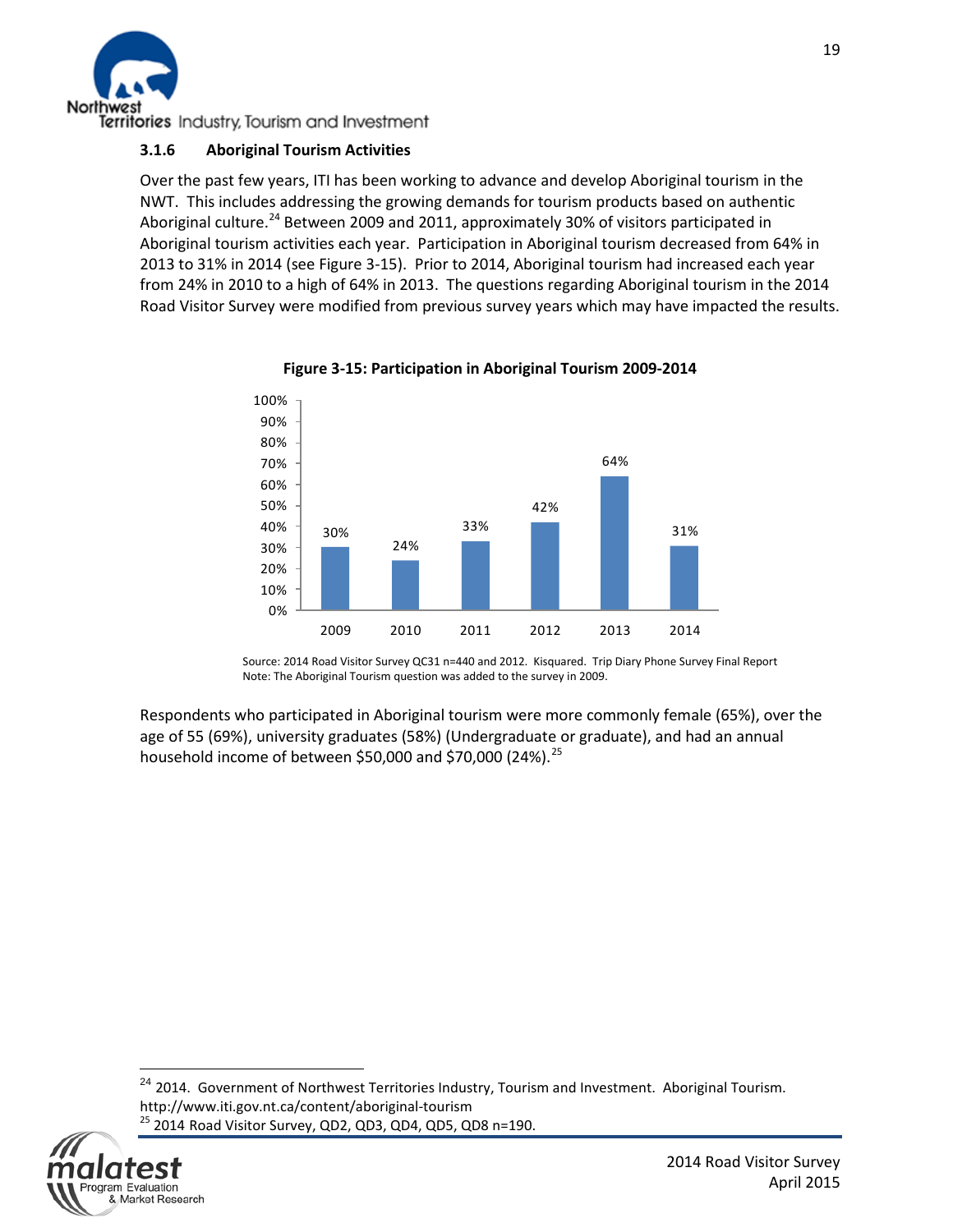### 3.1.6 Aboriginal Tourism Activities

Over the past few years, ITI has been working to advance and develop Aboriginal tourism in the NWT. This includes addressing the growing demands for tourism products based on authentic Aboriginal culture.[24] Between 2009 and 2011, approximately 30% of visitors participated in Aboriginal tourism activities each year. Participation in Aboriginal tourism decreased from 64% in 2013 to 31% in 2014 (see Figure 3-15). Prior to 2014, Aboriginal tourism had increased each year from 24% in 2010 to a high of 64% in 2013. The questions regarding Aboriginal tourism in the 2014 Road Visitor Survey were modified from previous survey years which may have impacted the results.

**Figure 3-15: Participation in Aboriginal Tourism 2009-2014**

| Year | Participation |
|---|---|
| 2009 | 30% |
| 2010 | 24% |
| 2011 | 33% |
| 2012 | 42% |
| 2013 | 64% |
| 2014 | 31% |

Source: 2014 Road Visitor Survey QC31 n=440 and 2012. Kisquared. Trip Diary Phone Survey Final Report
Note: The Aboriginal Tourism question was added to the survey in 2009.

Respondents who participated in Aboriginal tourism were more commonly female (65%), over the age of 55 (69%), university graduates (58%) (Undergraduate or graduate), and had an annual household income of between $50,000 and $70,000 (24%).[25]

---

[24] 2014. Government of Northwest Territories Industry, Tourism and Investment. Aboriginal Tourism. http://www.iti.gov.nt.ca/content/aboriginal-tourism

[25] 2014 Road Visitor Survey, QD2, QD3, QD4, QD5, QD8 n=190.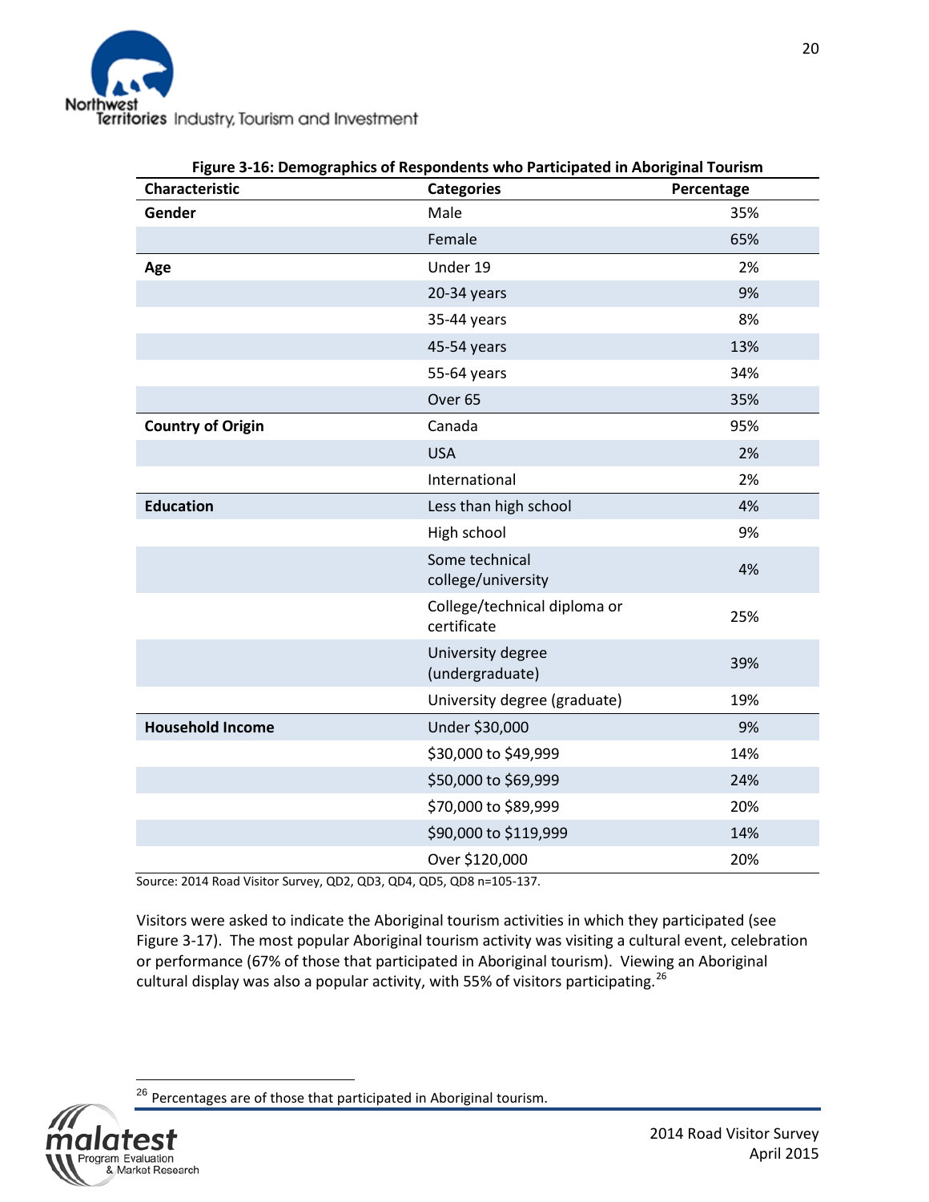**Figure 3-16: Demographics of Respondents who Participated in Aboriginal Tourism**

| Characteristic | Categories | Percentage |
|---|---|---|
| **Gender** | Male | 35% |
| | Female | 65% |
| **Age** | Under 19 | 2% |
| | 20-34 years | 9% |
| | 35-44 years | 8% |
| | 45-54 years | 13% |
| | 55-64 years | 34% |
| | Over 65 | 35% |
| **Country of Origin** | Canada | 95% |
| | USA | 2% |
| | International | 2% |
| **Education** | Less than high school | 4% |
| | High school | 9% |
| | Some technical college/university | 4% |
| | College/technical diploma or certificate | 25% |
| | University degree (undergraduate) | 39% |
| | University degree (graduate) | 19% |
| **Household Income** | Under $30,000 | 9% |
| | $30,000 to $49,999 | 14% |
| | $50,000 to $69,999 | 24% |
| | $70,000 to $89,999 | 20% |
| | $90,000 to $119,999 | 14% |
| | Over $120,000 | 20% |

Source: 2014 Road Visitor Survey, QD2, QD3, QD4, QD5, QD8 n=105-137.

Visitors were asked to indicate the Aboriginal tourism activities in which they participated (see Figure 3-17). The most popular Aboriginal tourism activity was visiting a cultural event, celebration or performance (67% of those that participated in Aboriginal tourism). Viewing an Aboriginal cultural display was also a popular activity, with 55% of visitors participating.[26]

[26] Percentages are of those that participated in Aboriginal tourism.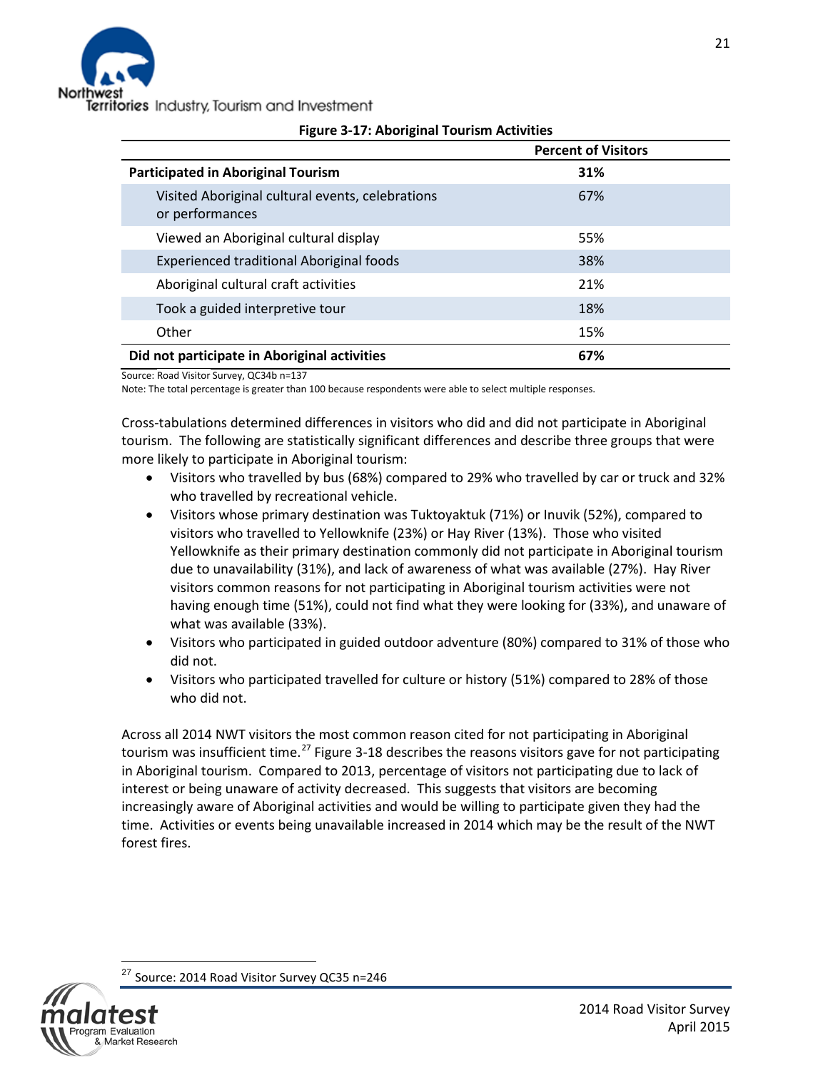**Figure 3-17: Aboriginal Tourism Activities**

| | Percent of Visitors |
|---|---|
| **Participated in Aboriginal Tourism** | **31%** |
| Visited Aboriginal cultural events, celebrations or performances | 67% |
| Viewed an Aboriginal cultural display | 55% |
| Experienced traditional Aboriginal foods | 38% |
| Aboriginal cultural craft activities | 21% |
| Took a guided interpretive tour | 18% |
| Other | 15% |
| **Did not participate in Aboriginal activities** | **67%** |

Source: Road Visitor Survey, QC34b n=137
Note: The total percentage is greater than 100 because respondents were able to select multiple responses.

Cross-tabulations determined differences in visitors who did and did not participate in Aboriginal tourism. The following are statistically significant differences and describe three groups that were more likely to participate in Aboriginal tourism:

- Visitors who travelled by bus (68%) compared to 29% who travelled by car or truck and 32% who travelled by recreational vehicle.
- Visitors whose primary destination was Tuktoyaktuk (71%) or Inuvik (52%), compared to visitors who travelled to Yellowknife (23%) or Hay River (13%). Those who visited Yellowknife as their primary destination commonly did not participate in Aboriginal tourism due to unavailability (31%), and lack of awareness of what was available (27%). Hay River visitors common reasons for not participating in Aboriginal tourism activities were not having enough time (51%), could not find what they were looking for (33%), and unaware of what was available (33%).
- Visitors who participated in guided outdoor adventure (80%) compared to 31% of those who did not.
- Visitors who participated travelled for culture or history (51%) compared to 28% of those who did not.

Across all 2014 NWT visitors the most common reason cited for not participating in Aboriginal tourism was insufficient time.[27] Figure 3-18 describes the reasons visitors gave for not participating in Aboriginal tourism. Compared to 2013, percentage of visitors not participating due to lack of interest or being unaware of activity decreased. This suggests that visitors are becoming increasingly aware of Aboriginal activities and would be willing to participate given they had the time. Activities or events being unavailable increased in 2014 which may be the result of the NWT forest fires.

[27] Source: 2014 Road Visitor Survey QC35 n=246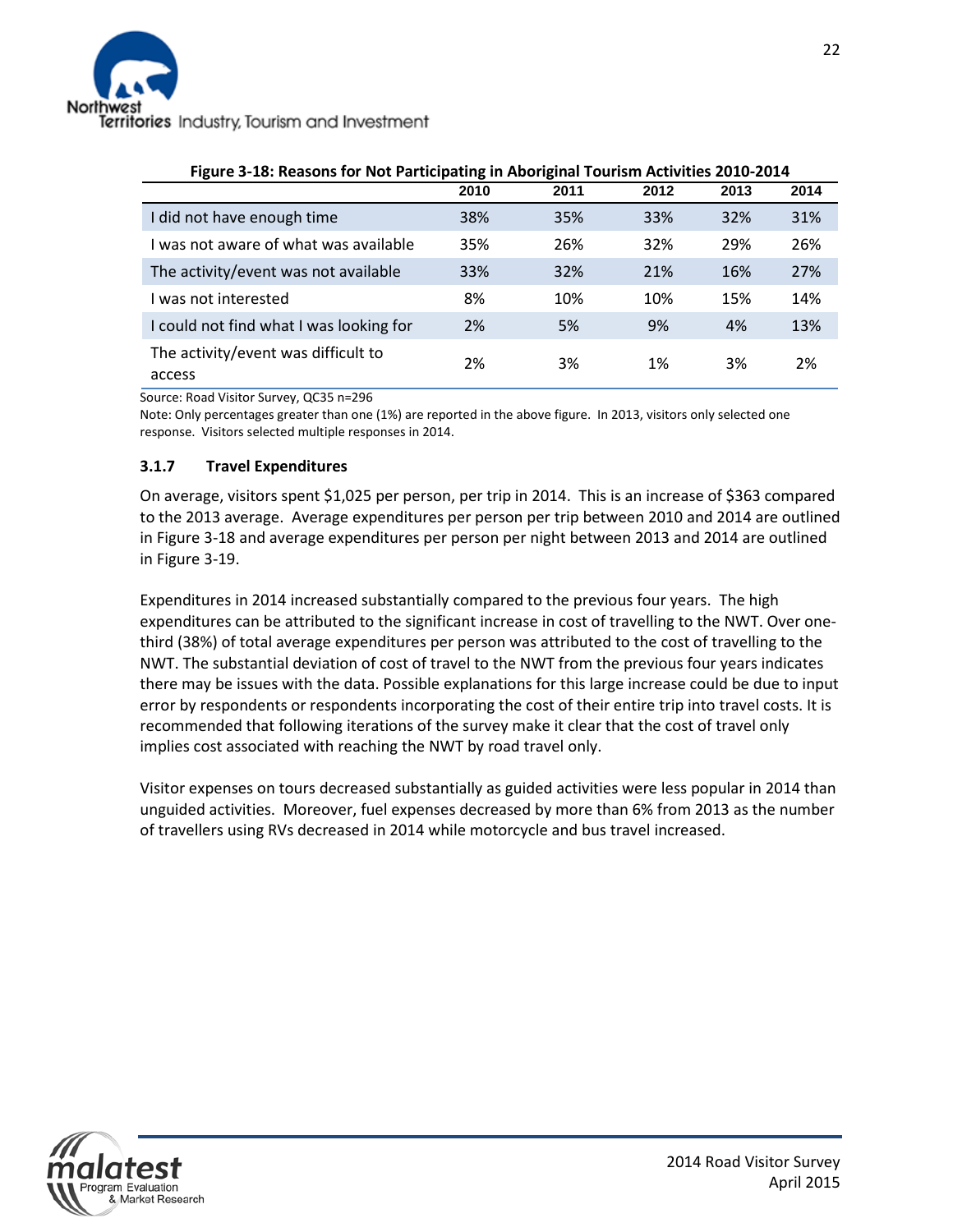**Figure 3-18: Reasons for Not Participating in Aboriginal Tourism Activities 2010-2014**

| | 2010 | 2011 | 2012 | 2013 | 2014 |
|---|---|---|---|---|---|
| I did not have enough time | 38% | 35% | 33% | 32% | 31% |
| I was not aware of what was available | 35% | 26% | 32% | 29% | 26% |
| The activity/event was not available | 33% | 32% | 21% | 16% | 27% |
| I was not interested | 8% | 10% | 10% | 15% | 14% |
| I could not find what I was looking for | 2% | 5% | 9% | 4% | 13% |
| The activity/event was difficult to access | 2% | 3% | 1% | 3% | 2% |

Source: Road Visitor Survey, QC35 n=296

Note: Only percentages greater than one (1%) are reported in the above figure. In 2013, visitors only selected one response. Visitors selected multiple responses in 2014.

### 3.1.7 Travel Expenditures

On average, visitors spent $1,025 per person, per trip in 2014. This is an increase of $363 compared to the 2013 average. Average expenditures per person per trip between 2010 and 2014 are outlined in Figure 3-18 and average expenditures per person per night between 2013 and 2014 are outlined in Figure 3-19.

Expenditures in 2014 increased substantially compared to the previous four years. The high expenditures can be attributed to the significant increase in cost of travelling to the NWT. Over one-third (38%) of total average expenditures per person was attributed to the cost of travelling to the NWT. The substantial deviation of cost of travel to the NWT from the previous four years indicates there may be issues with the data. Possible explanations for this large increase could be due to input error by respondents or respondents incorporating the cost of their entire trip into travel costs. It is recommended that following iterations of the survey make it clear that the cost of travel only implies cost associated with reaching the NWT by road travel only.

Visitor expenses on tours decreased substantially as guided activities were less popular in 2014 than unguided activities. Moreover, fuel expenses decreased by more than 6% from 2013 as the number of travellers using RVs decreased in 2014 while motorcycle and bus travel increased.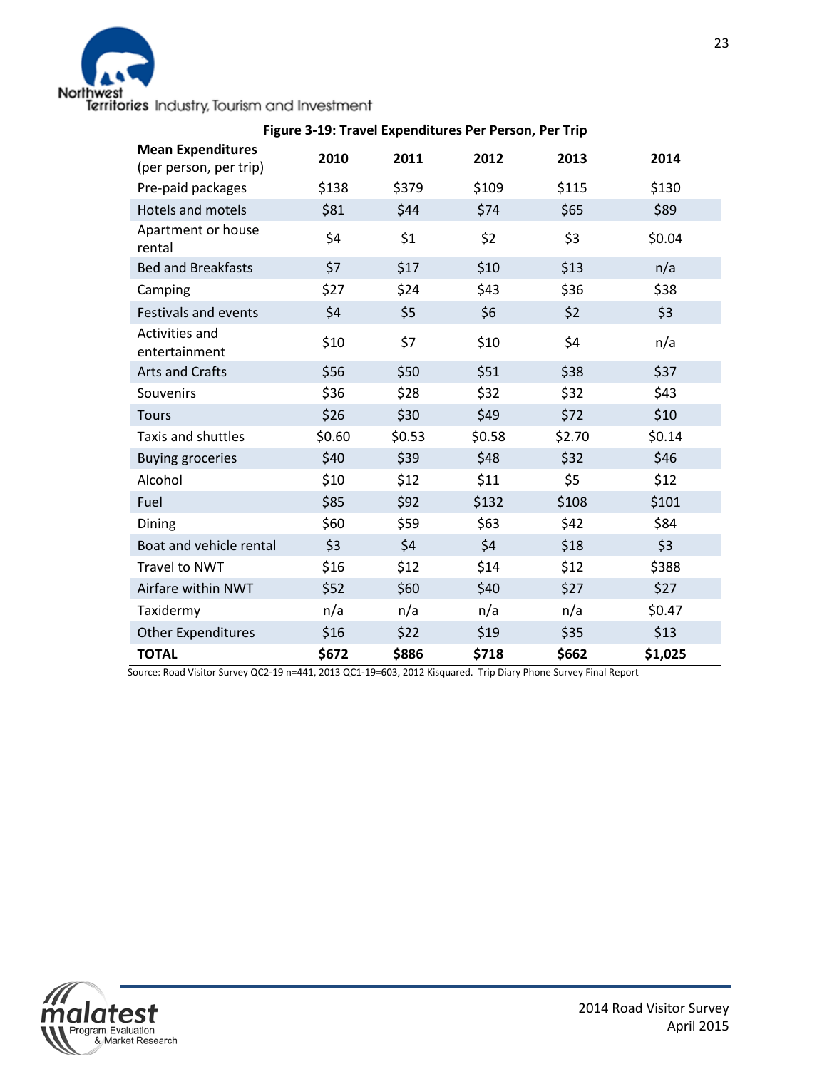**Figure 3-19: Travel Expenditures Per Person, Per Trip**

| Mean Expenditures (per person, per trip) | 2010 | 2011 | 2012 | 2013 | 2014 |
|---|---|---|---|---|---|
| Pre-paid packages | $138 | $379 | $109 | $115 | $130 |
| Hotels and motels | $81 | $44 | $74 | $65 | $89 |
| Apartment or house rental | $4 | $1 | $2 | $3 | $0.04 |
| Bed and Breakfasts | $7 | $17 | $10 | $13 | n/a |
| Camping | $27 | $24 | $43 | $36 | $38 |
| Festivals and events | $4 | $5 | $6 | $2 | $3 |
| Activities and entertainment | $10 | $7 | $10 | $4 | n/a |
| Arts and Crafts | $56 | $50 | $51 | $38 | $37 |
| Souvenirs | $36 | $28 | $32 | $32 | $43 |
| Tours | $26 | $30 | $49 | $72 | $10 |
| Taxis and shuttles | $0.60 | $0.53 | $0.58 | $2.70 | $0.14 |
| Buying groceries | $40 | $39 | $48 | $32 | $46 |
| Alcohol | $10 | $12 | $11 | $5 | $12 |
| Fuel | $85 | $92 | $132 | $108 | $101 |
| Dining | $60 | $59 | $63 | $42 | $84 |
| Boat and vehicle rental | $3 | $4 | $4 | $18 | $3 |
| Travel to NWT | $16 | $12 | $14 | $12 | $388 |
| Airfare within NWT | $52 | $60 | $40 | $27 | $27 |
| Taxidermy | n/a | n/a | n/a | n/a | $0.47 |
| Other Expenditures | $16 | $22 | $19 | $35 | $13 |
| **TOTAL** | **$672** | **$886** | **$718** | **$662** | **$1,025** |

Source: Road Visitor Survey QC2-19 n=441, 2013 QC1-19=603, 2012 Kisquared. Trip Diary Phone Survey Final Report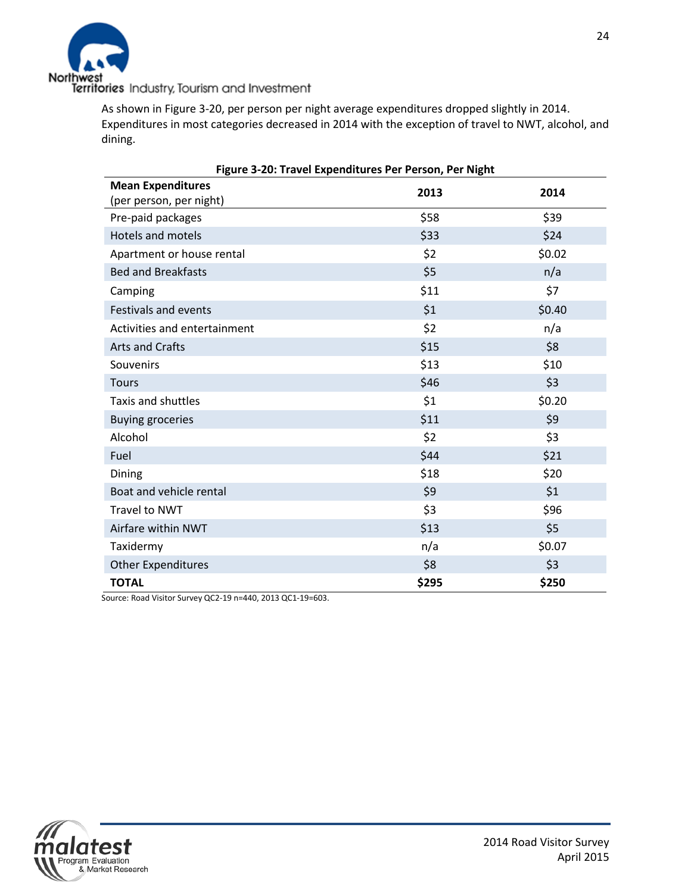As shown in Figure 3-20, per person per night average expenditures dropped slightly in 2014. Expenditures in most categories decreased in 2014 with the exception of travel to NWT, alcohol, and dining.

**Figure 3-20: Travel Expenditures Per Person, Per Night**

| **Mean Expenditures** (per person, per night) | **2013** | **2014** |
|---|---|---|
| Pre-paid packages | $58 | $39 |
| Hotels and motels | $33 | $24 |
| Apartment or house rental | $2 | $0.02 |
| Bed and Breakfasts | $5 | n/a |
| Camping | $11 | $7 |
| Festivals and events | $1 | $0.40 |
| Activities and entertainment | $2 | n/a |
| Arts and Crafts | $15 | $8 |
| Souvenirs | $13 | $10 |
| Tours | $46 | $3 |
| Taxis and shuttles | $1 | $0.20 |
| Buying groceries | $11 | $9 |
| Alcohol | $2 | $3 |
| Fuel | $44 | $21 |
| Dining | $18 | $20 |
| Boat and vehicle rental | $9 | $1 |
| Travel to NWT | $3 | $96 |
| Airfare within NWT | $13 | $5 |
| Taxidermy | n/a | $0.07 |
| Other Expenditures | $8 | $3 |
| **TOTAL** | **$295** | **$250** |

Source: Road Visitor Survey QC2-19 n=440, 2013 QC1-19=603.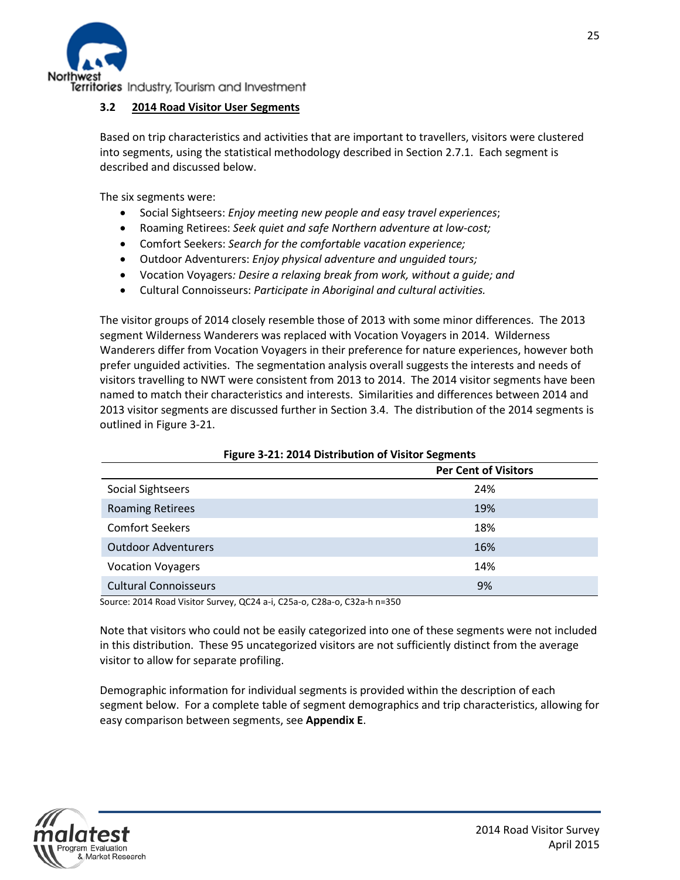### 3.2 2014 Road Visitor User Segments

Based on trip characteristics and activities that are important to travellers, visitors were clustered into segments, using the statistical methodology described in Section 2.7.1. Each segment is described and discussed below.

The six segments were:

- Social Sightseers: *Enjoy meeting new people and easy travel experiences*;
- Roaming Retirees: *Seek quiet and safe Northern adventure at low-cost;*
- Comfort Seekers: *Search for the comfortable vacation experience;*
- Outdoor Adventurers: *Enjoy physical adventure and unguided tours;*
- Vocation Voyagers*: Desire a relaxing break from work, without a guide; and*
- Cultural Connoisseurs: *Participate in Aboriginal and cultural activities.*

The visitor groups of 2014 closely resemble those of 2013 with some minor differences. The 2013 segment Wilderness Wanderers was replaced with Vocation Voyagers in 2014. Wilderness Wanderers differ from Vocation Voyagers in their preference for nature experiences, however both prefer unguided activities. The segmentation analysis overall suggests the interests and needs of visitors travelling to NWT were consistent from 2013 to 2014. The 2014 visitor segments have been named to match their characteristics and interests. Similarities and differences between 2014 and 2013 visitor segments are discussed further in Section 3.4. The distribution of the 2014 segments is outlined in Figure 3-21.

**Figure 3-21: 2014 Distribution of Visitor Segments**

| | Per Cent of Visitors |
|---|---|
| Social Sightseers | 24% |
| Roaming Retirees | 19% |
| Comfort Seekers | 18% |
| Outdoor Adventurers | 16% |
| Vocation Voyagers | 14% |
| Cultural Connoisseurs | 9% |

Source: 2014 Road Visitor Survey, QC24 a-i, C25a-o, C28a-o, C32a-h n=350

Note that visitors who could not be easily categorized into one of these segments were not included in this distribution. These 95 uncategorized visitors are not sufficiently distinct from the average visitor to allow for separate profiling.

Demographic information for individual segments is provided within the description of each segment below. For a complete table of segment demographics and trip characteristics, allowing for easy comparison between segments, see **Appendix E**.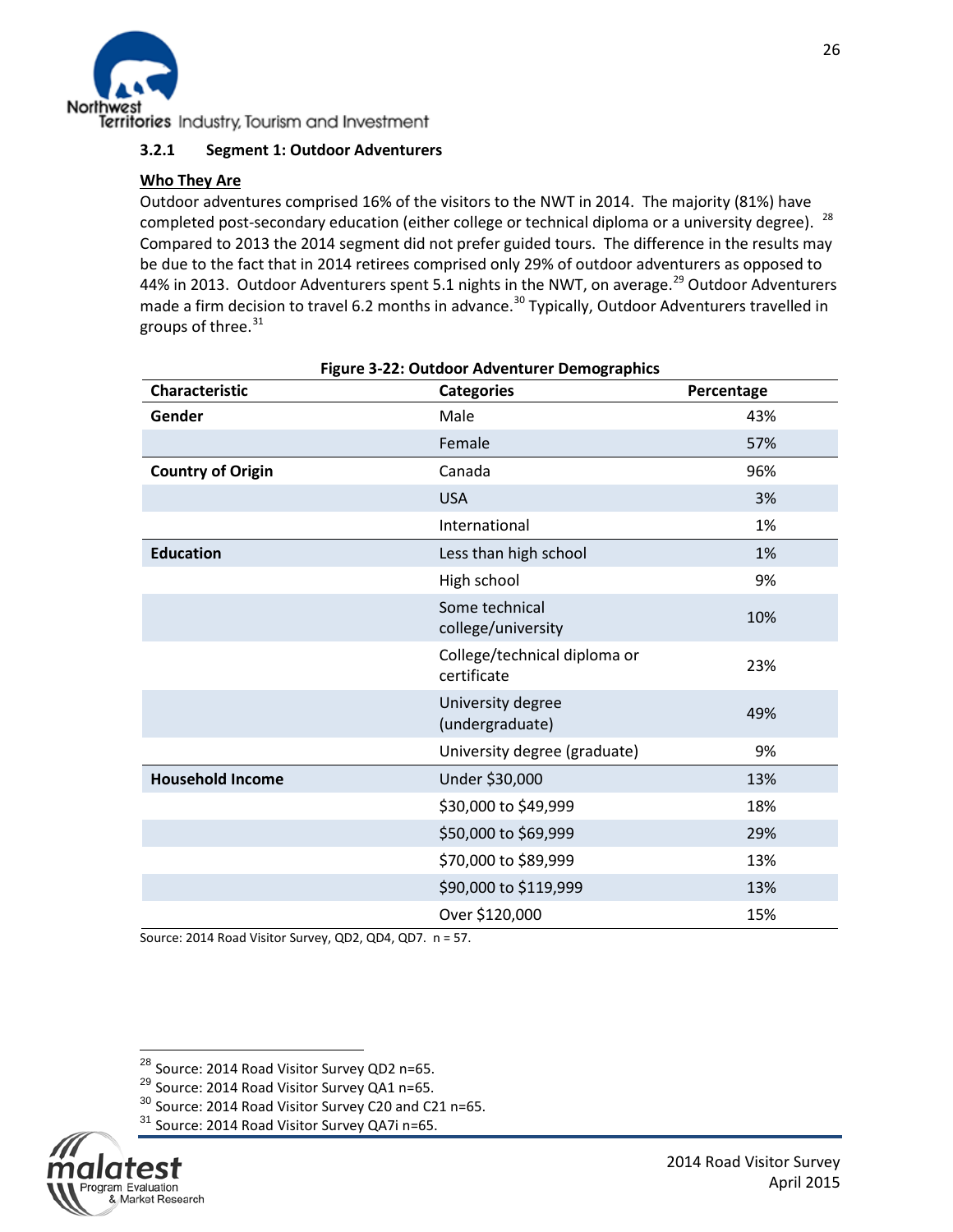### 3.2.1 Segment 1: Outdoor Adventurers

**Who They Are**

Outdoor adventures comprised 16% of the visitors to the NWT in 2014. The majority (81%) have completed post-secondary education (either college or technical diploma or a university degree). [28] Compared to 2013 the 2014 segment did not prefer guided tours. The difference in the results may be due to the fact that in 2014 retirees comprised only 29% of outdoor adventurers as opposed to 44% in 2013. Outdoor Adventurers spent 5.1 nights in the NWT, on average.[29] Outdoor Adventurers made a firm decision to travel 6.2 months in advance.[30] Typically, Outdoor Adventurers travelled in groups of three.[31]

**Figure 3-22: Outdoor Adventurer Demographics**

| Characteristic | Categories | Percentage |
|---|---|---|
| **Gender** | Male | 43% |
| | Female | 57% |
| **Country of Origin** | Canada | 96% |
| | USA | 3% |
| | International | 1% |
| **Education** | Less than high school | 1% |
| | High school | 9% |
| | Some technical college/university | 10% |
| | College/technical diploma or certificate | 23% |
| | University degree (undergraduate) | 49% |
| | University degree (graduate) | 9% |
| **Household Income** | Under $30,000 | 13% |
| | $30,000 to $49,999 | 18% |
| | $50,000 to $69,999 | 29% |
| | $70,000 to $89,999 | 13% |
| | $90,000 to $119,999 | 13% |
| | Over $120,000 | 15% |

Source: 2014 Road Visitor Survey, QD2, QD4, QD7. n = 57.

[28] Source: 2014 Road Visitor Survey QD2 n=65.
[29] Source: 2014 Road Visitor Survey QA1 n=65.
[30] Source: 2014 Road Visitor Survey C20 and C21 n=65.
[31] Source: 2014 Road Visitor Survey QA7i n=65.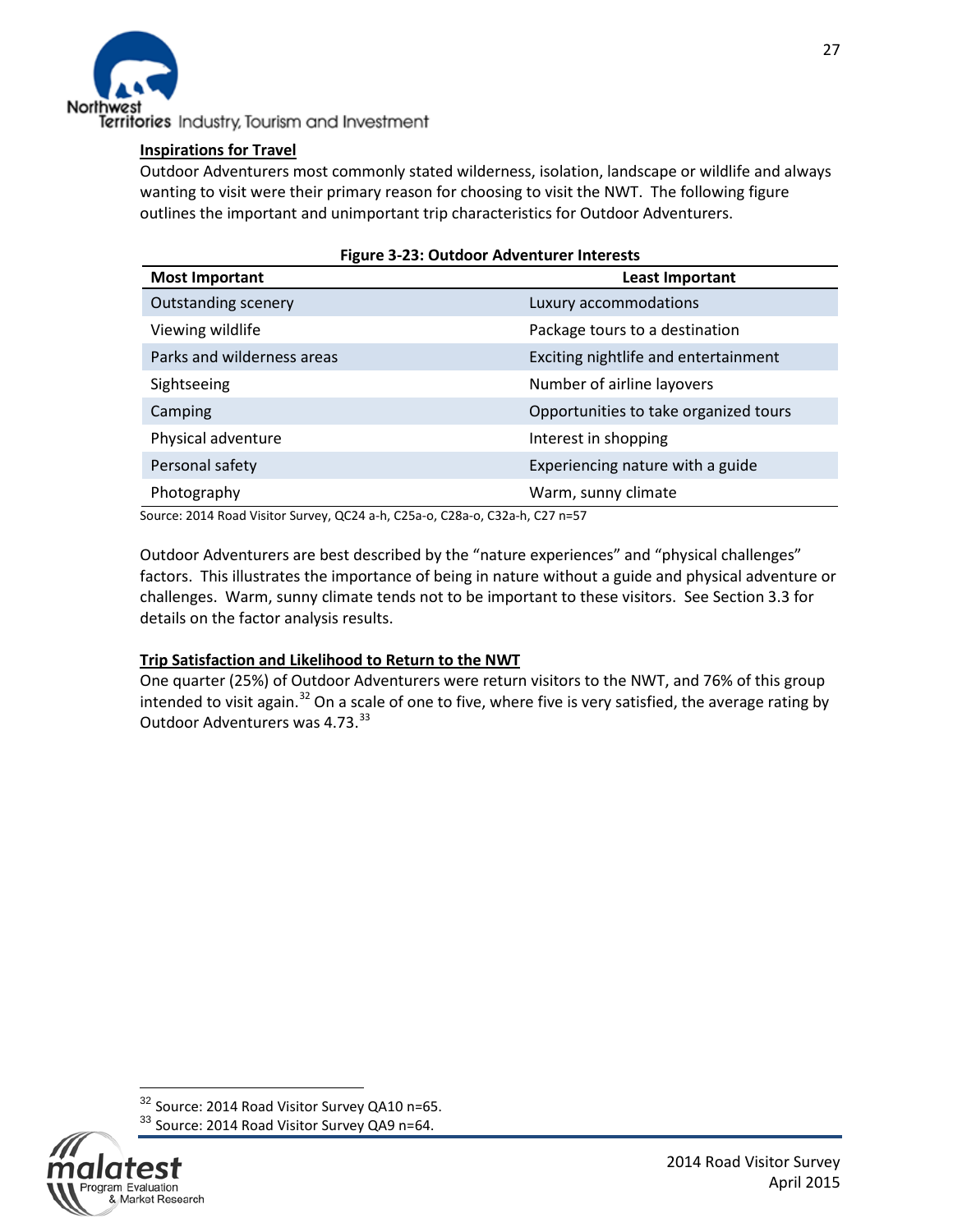**Inspirations for Travel**

Outdoor Adventurers most commonly stated wilderness, isolation, landscape or wildlife and always wanting to visit were their primary reason for choosing to visit the NWT. The following figure outlines the important and unimportant trip characteristics for Outdoor Adventurers.

**Figure 3-23: Outdoor Adventurer Interests**

| Most Important | Least Important |
|---|---|
| Outstanding scenery | Luxury accommodations |
| Viewing wildlife | Package tours to a destination |
| Parks and wilderness areas | Exciting nightlife and entertainment |
| Sightseeing | Number of airline layovers |
| Camping | Opportunities to take organized tours |
| Physical adventure | Interest in shopping |
| Personal safety | Experiencing nature with a guide |
| Photography | Warm, sunny climate |

Source: 2014 Road Visitor Survey, QC24 a-h, C25a-o, C28a-o, C32a-h, C27 n=57

Outdoor Adventurers are best described by the "nature experiences" and "physical challenges" factors. This illustrates the importance of being in nature without a guide and physical adventure or challenges. Warm, sunny climate tends not to be important to these visitors. See Section 3.3 for details on the factor analysis results.

**Trip Satisfaction and Likelihood to Return to the NWT**

One quarter (25%) of Outdoor Adventurers were return visitors to the NWT, and 76% of this group intended to visit again.[32] On a scale of one to five, where five is very satisfied, the average rating by Outdoor Adventurers was 4.73.[33]

[32] Source: 2014 Road Visitor Survey QA10 n=65.

[33] Source: 2014 Road Visitor Survey QA9 n=64.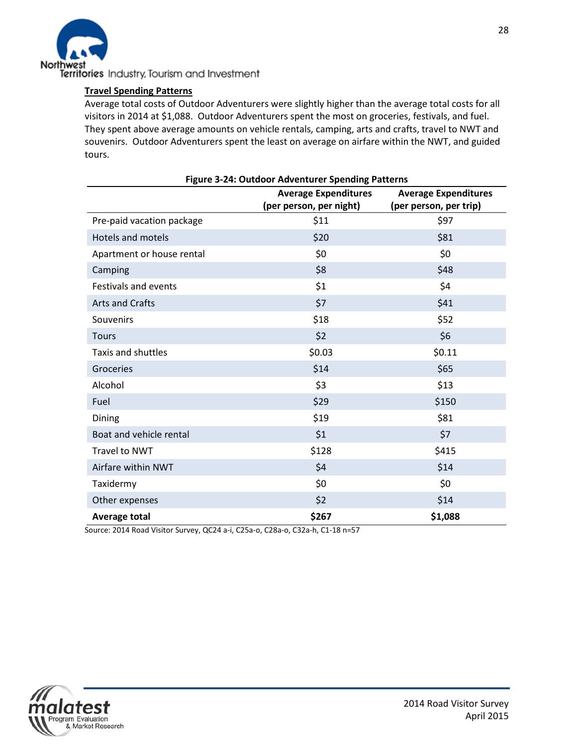**Travel Spending Patterns**

Average total costs of Outdoor Adventurers were slightly higher than the average total costs for all visitors in 2014 at $1,088. Outdoor Adventurers spent the most on groceries, festivals, and fuel. They spent above average amounts on vehicle rentals, camping, arts and crafts, travel to NWT and souvenirs. Outdoor Adventurers spent the least on average on airfare within the NWT, and guided tours.

**Figure 3-24: Outdoor Adventurer Spending Patterns**

| | Average Expenditures (per person, per night) | Average Expenditures (per person, per trip) |
|---|---|---|
| Pre-paid vacation package | $11 | $97 |
| Hotels and motels | $20 | $81 |
| Apartment or house rental | $0 | $0 |
| Camping | $8 | $48 |
| Festivals and events | $1 | $4 |
| Arts and Crafts | $7 | $41 |
| Souvenirs | $18 | $52 |
| Tours | $2 | $6 |
| Taxis and shuttles | $0.03 | $0.11 |
| Groceries | $14 | $65 |
| Alcohol | $3 | $13 |
| Fuel | $29 | $150 |
| Dining | $19 | $81 |
| Boat and vehicle rental | $1 | $7 |
| Travel to NWT | $128 | $415 |
| Airfare within NWT | $4 | $14 |
| Taxidermy | $0 | $0 |
| Other expenses | $2 | $14 |
| **Average total** | **$267** | **$1,088** |

Source: 2014 Road Visitor Survey, QC24 a-i, C25a-o, C28a-o, C32a-h, C1-18 n=57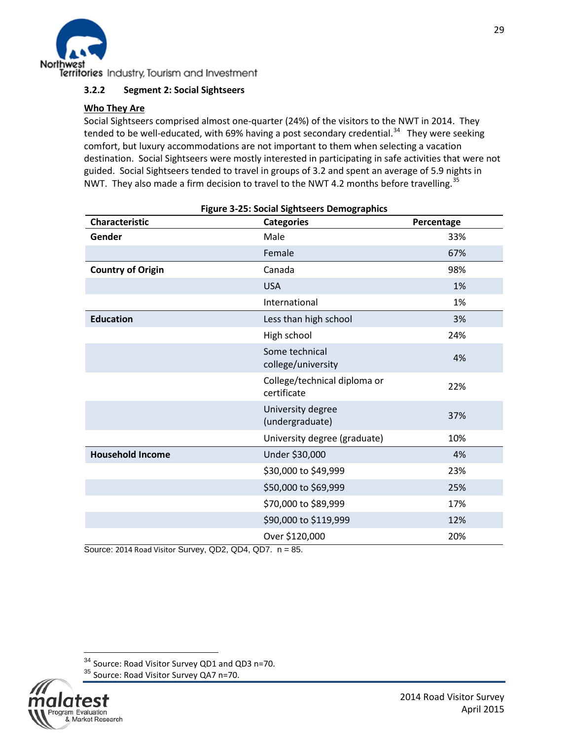### 3.2.2 Segment 2: Social Sightseers

**Who They Are**

Social Sightseers comprised almost one-quarter (24%) of the visitors to the NWT in 2014. They tended to be well-educated, with 69% having a post secondary credential.[34] They were seeking comfort, but luxury accommodations are not important to them when selecting a vacation destination. Social Sightseers were mostly interested in participating in safe activities that were not guided. Social Sightseers tended to travel in groups of 3.2 and spent an average of 5.9 nights in NWT. They also made a firm decision to travel to the NWT 4.2 months before travelling.[35]

**Figure 3-25: Social Sightseers Demographics**

| Characteristic | Categories | Percentage |
|---|---|---|
| **Gender** | Male | 33% |
| | Female | 67% |
| **Country of Origin** | Canada | 98% |
| | USA | 1% |
| | International | 1% |
| **Education** | Less than high school | 3% |
| | High school | 24% |
| | Some technical college/university | 4% |
| | College/technical diploma or certificate | 22% |
| | University degree (undergraduate) | 37% |
| | University degree (graduate) | 10% |
| **Household Income** | Under $30,000 | 4% |
| | $30,000 to $49,999 | 23% |
| | $50,000 to $69,999 | 25% |
| | $70,000 to $89,999 | 17% |
| | $90,000 to $119,999 | 12% |
| | Over $120,000 | 20% |

Source: 2014 Road Visitor Survey, QD2, QD4, QD7. n = 85.

[34] Source: Road Visitor Survey QD1 and QD3 n=70.

[35] Source: Road Visitor Survey QA7 n=70.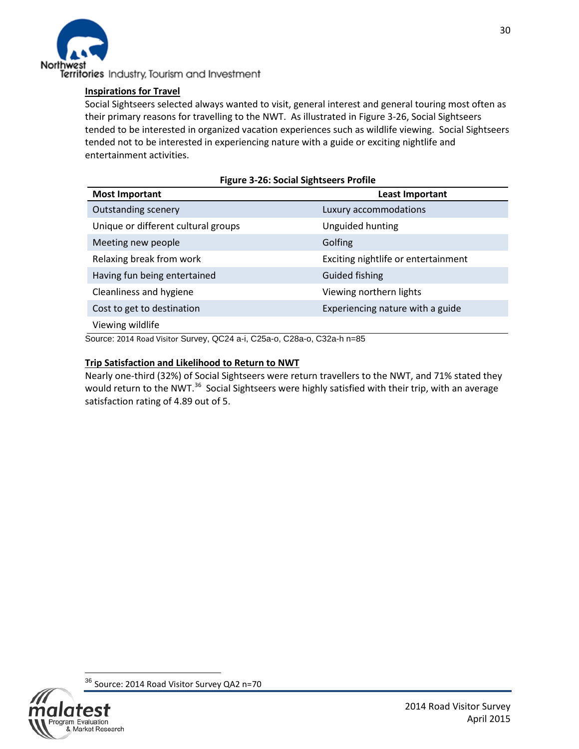**Inspirations for Travel**

Social Sightseers selected always wanted to visit, general interest and general touring most often as their primary reasons for travelling to the NWT. As illustrated in Figure 3-26, Social Sightseers tended to be interested in organized vacation experiences such as wildlife viewing. Social Sightseers tended not to be interested in experiencing nature with a guide or exciting nightlife and entertainment activities.

**Figure 3-26: Social Sightseers Profile**

| Most Important | Least Important |
|---|---|
| Outstanding scenery | Luxury accommodations |
| Unique or different cultural groups | Unguided hunting |
| Meeting new people | Golfing |
| Relaxing break from work | Exciting nightlife or entertainment |
| Having fun being entertained | Guided fishing |
| Cleanliness and hygiene | Viewing northern lights |
| Cost to get to destination | Experiencing nature with a guide |
| Viewing wildlife | |

Source: 2014 Road Visitor Survey, QC24 a-i, C25a-o, C28a-o, C32a-h n=85

**Trip Satisfaction and Likelihood to Return to NWT**

Nearly one-third (32%) of Social Sightseers were return travellers to the NWT, and 71% stated they would return to the NWT.[36] Social Sightseers were highly satisfied with their trip, with an average satisfaction rating of 4.89 out of 5.

[36] Source: 2014 Road Visitor Survey QA2 n=70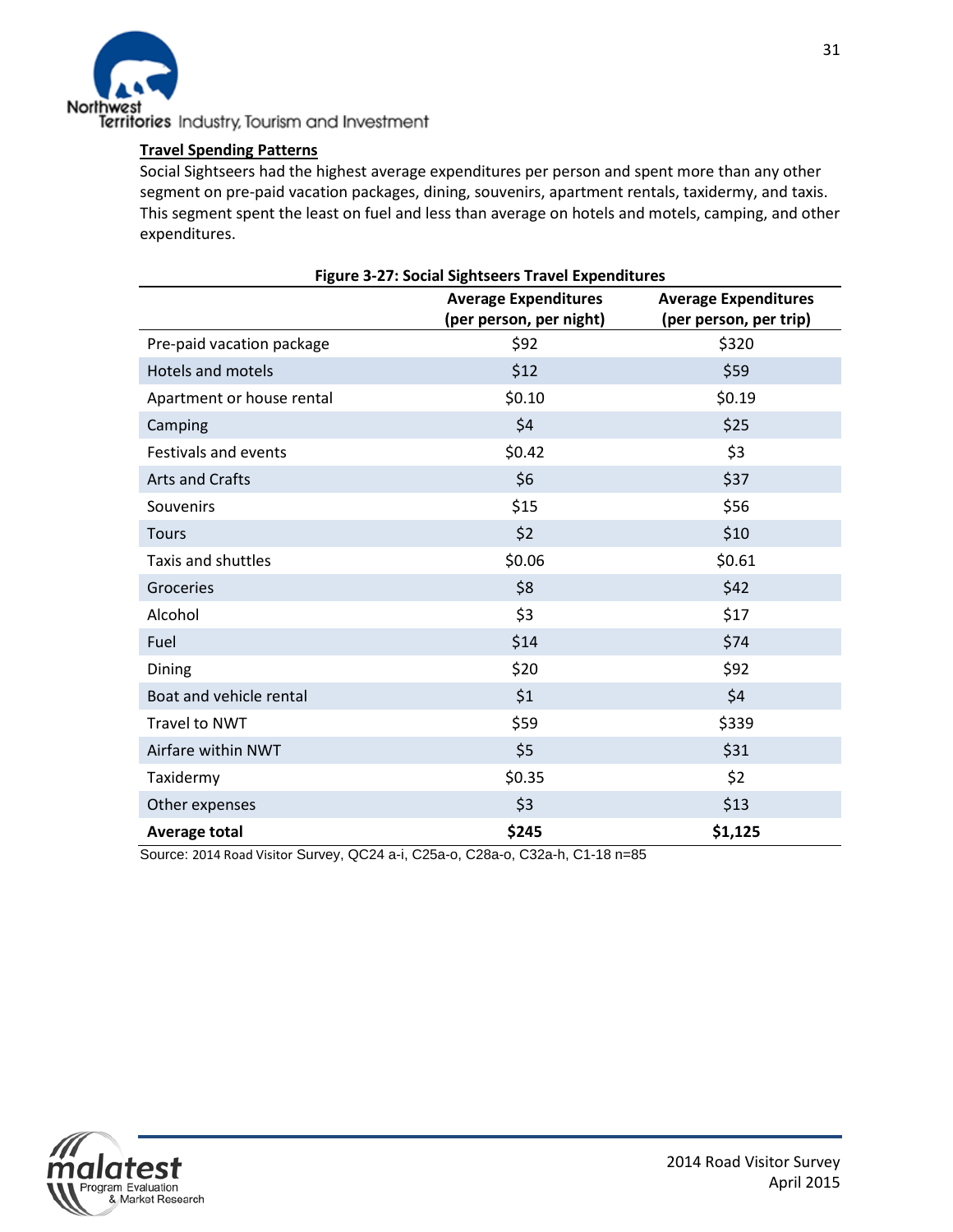### Travel Spending Patterns

Social Sightseers had the highest average expenditures per person and spent more than any other segment on pre-paid vacation packages, dining, souvenirs, apartment rentals, taxidermy, and taxis. This segment spent the least on fuel and less than average on hotels and motels, camping, and other expenditures.

**Figure 3-27: Social Sightseers Travel Expenditures**

| | Average Expenditures (per person, per night) | Average Expenditures (per person, per trip) |
|---|---|---|
| Pre-paid vacation package | $92 | $320 |
| Hotels and motels | $12 | $59 |
| Apartment or house rental | $0.10 | $0.19 |
| Camping | $4 | $25 |
| Festivals and events | $0.42 | $3 |
| Arts and Crafts | $6 | $37 |
| Souvenirs | $15 | $56 |
| Tours | $2 | $10 |
| Taxis and shuttles | $0.06 | $0.61 |
| Groceries | $8 | $42 |
| Alcohol | $3 | $17 |
| Fuel | $14 | $74 |
| Dining | $20 | $92 |
| Boat and vehicle rental | $1 | $4 |
| Travel to NWT | $59 | $339 |
| Airfare within NWT | $5 | $31 |
| Taxidermy | $0.35 | $2 |
| Other expenses | $3 | $13 |
| **Average total** | **$245** | **$1,125** |

Source: 2014 Road Visitor Survey, QC24 a-i, C25a-o, C28a-o, C32a-h, C1-18 n=85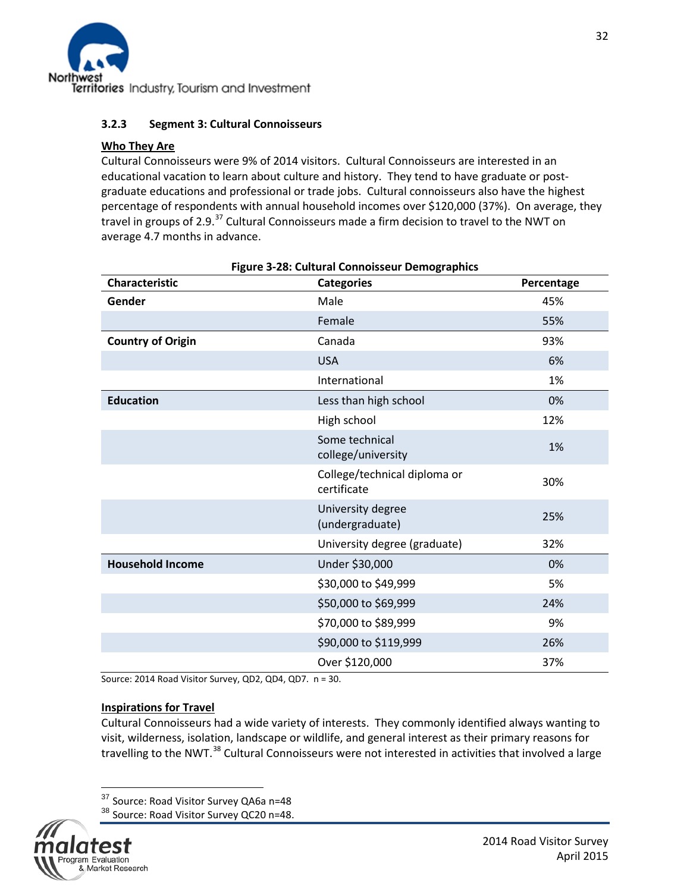### 3.2.3 Segment 3: Cultural Connoisseurs

**Who They Are**

Cultural Connoisseurs were 9% of 2014 visitors. Cultural Connoisseurs are interested in an educational vacation to learn about culture and history. They tend to have graduate or post-graduate educations and professional or trade jobs. Cultural connoisseurs also have the highest percentage of respondents with annual household incomes over $120,000 (37%). On average, they travel in groups of 2.9.[37] Cultural Connoisseurs made a firm decision to travel to the NWT on average 4.7 months in advance.

**Figure 3-28: Cultural Connoisseur Demographics**

| Characteristic | Categories | Percentage |
|---|---|---|
| **Gender** | Male | 45% |
| | Female | 55% |
| **Country of Origin** | Canada | 93% |
| | USA | 6% |
| | International | 1% |
| **Education** | Less than high school | 0% |
| | High school | 12% |
| | Some technical college/university | 1% |
| | College/technical diploma or certificate | 30% |
| | University degree (undergraduate) | 25% |
| | University degree (graduate) | 32% |
| **Household Income** | Under $30,000 | 0% |
| | $30,000 to $49,999 | 5% |
| | $50,000 to $69,999 | 24% |
| | $70,000 to $89,999 | 9% |
| | $90,000 to $119,999 | 26% |
| | Over $120,000 | 37% |

Source: 2014 Road Visitor Survey, QD2, QD4, QD7. n = 30.

**Inspirations for Travel**

Cultural Connoisseurs had a wide variety of interests. They commonly identified always wanting to visit, wilderness, isolation, landscape or wildlife, and general interest as their primary reasons for travelling to the NWT.[38] Cultural Connoisseurs were not interested in activities that involved a large

---

[37] Source: Road Visitor Survey QA6a n=48

[38] Source: Road Visitor Survey QC20 n=48.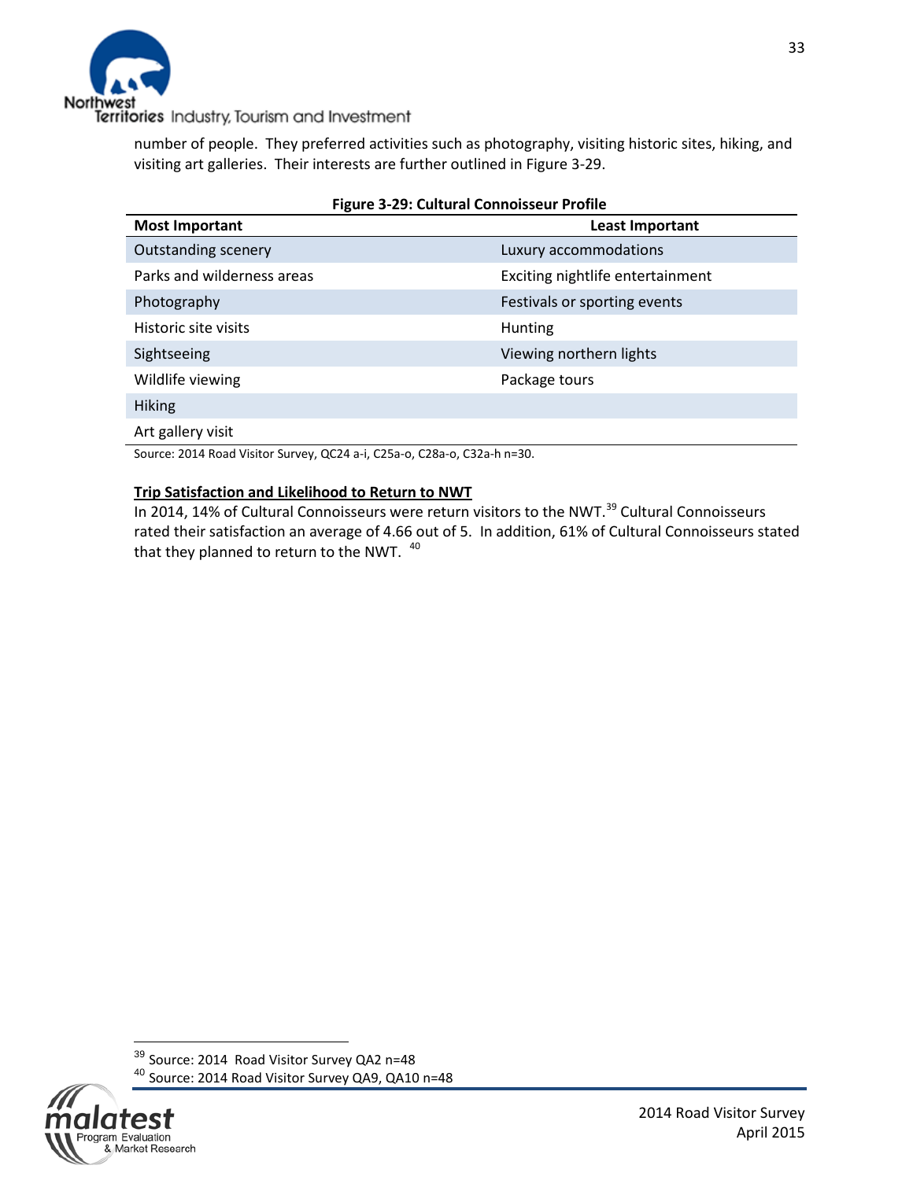number of people. They preferred activities such as photography, visiting historic sites, hiking, and visiting art galleries. Their interests are further outlined in Figure 3-29.

**Figure 3-29: Cultural Connoisseur Profile**

| Most Important | Least Important |
|---|---|
| Outstanding scenery | Luxury accommodations |
| Parks and wilderness areas | Exciting nightlife entertainment |
| Photography | Festivals or sporting events |
| Historic site visits | Hunting |
| Sightseeing | Viewing northern lights |
| Wildlife viewing | Package tours |
| Hiking | |
| Art gallery visit | |

Source: 2014 Road Visitor Survey, QC24 a-i, C25a-o, C28a-o, C32a-h n=30.

**Trip Satisfaction and Likelihood to Return to NWT**

In 2014, 14% of Cultural Connoisseurs were return visitors to the NWT.[39] Cultural Connoisseurs rated their satisfaction an average of 4.66 out of 5. In addition, 61% of Cultural Connoisseurs stated that they planned to return to the NWT.[40]

[39] Source: 2014 Road Visitor Survey QA2 n=48

[40] Source: 2014 Road Visitor Survey QA9, QA10 n=48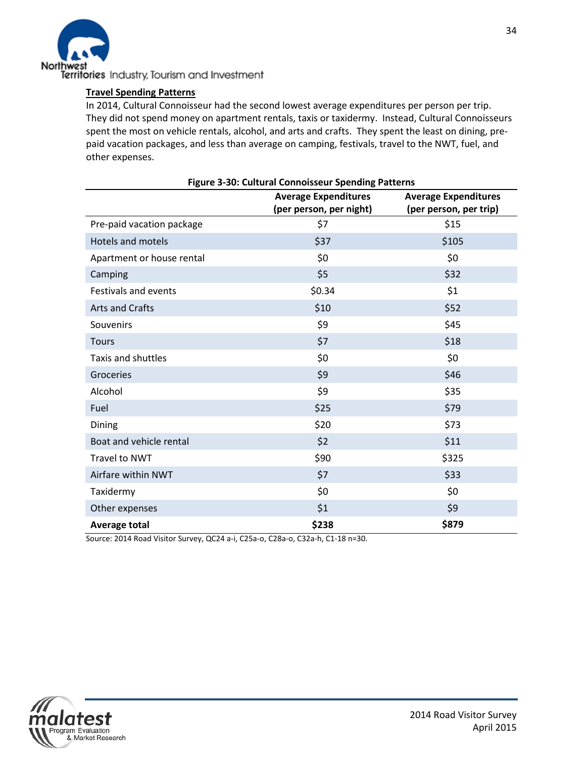## Travel Spending Patterns

In 2014, Cultural Connoisseur had the second lowest average expenditures per person per trip. They did not spend money on apartment rentals, taxis or taxidermy. Instead, Cultural Connoisseurs spent the most on vehicle rentals, alcohol, and arts and crafts. They spent the least on dining, pre-paid vacation packages, and less than average on camping, festivals, travel to the NWT, fuel, and other expenses.

**Figure 3-30: Cultural Connoisseur Spending Patterns**

| | Average Expenditures (per person, per night) | Average Expenditures (per person, per trip) |
|---|---|---|
| Pre-paid vacation package | $7 | $15 |
| Hotels and motels | $37 | $105 |
| Apartment or house rental | $0 | $0 |
| Camping | $5 | $32 |
| Festivals and events | $0.34 | $1 |
| Arts and Crafts | $10 | $52 |
| Souvenirs | $9 | $45 |
| Tours | $7 | $18 |
| Taxis and shuttles | $0 | $0 |
| Groceries | $9 | $46 |
| Alcohol | $9 | $35 |
| Fuel | $25 | $79 |
| Dining | $20 | $73 |
| Boat and vehicle rental | $2 | $11 |
| Travel to NWT | $90 | $325 |
| Airfare within NWT | $7 | $33 |
| Taxidermy | $0 | $0 |
| Other expenses | $1 | $9 |
| **Average total** | **$238** | **$879** |

Source: 2014 Road Visitor Survey, QC24 a-i, C25a-o, C28a-o, C32a-h, C1-18 n=30.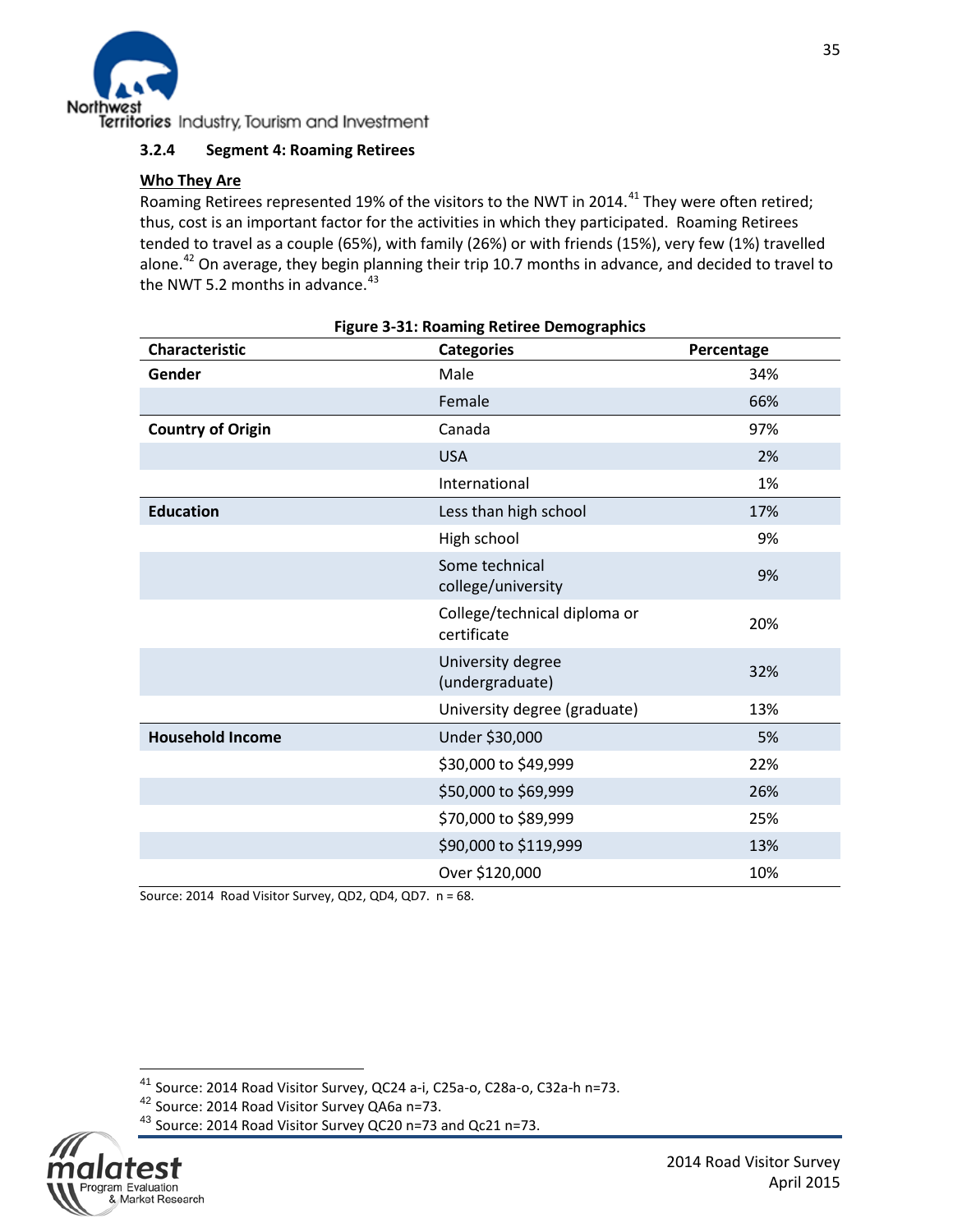### 3.2.4 Segment 4: Roaming Retirees

**Who They Are**

Roaming Retirees represented 19% of the visitors to the NWT in 2014.[41] They were often retired; thus, cost is an important factor for the activities in which they participated. Roaming Retirees tended to travel as a couple (65%), with family (26%) or with friends (15%), very few (1%) travelled alone.[42] On average, they begin planning their trip 10.7 months in advance, and decided to travel to the NWT 5.2 months in advance.[43]

**Figure 3-31: Roaming Retiree Demographics**

| Characteristic | Categories | Percentage |
|---|---|---|
| **Gender** | Male | 34% |
| | Female | 66% |
| **Country of Origin** | Canada | 97% |
| | USA | 2% |
| | International | 1% |
| **Education** | Less than high school | 17% |
| | High school | 9% |
| | Some technical college/university | 9% |
| | College/technical diploma or certificate | 20% |
| | University degree (undergraduate) | 32% |
| | University degree (graduate) | 13% |
| **Household Income** | Under $30,000 | 5% |
| | $30,000 to $49,999 | 22% |
| | $50,000 to $69,999 | 26% |
| | $70,000 to $89,999 | 25% |
| | $90,000 to $119,999 | 13% |
| | Over $120,000 | 10% |

Source: 2014 Road Visitor Survey, QD2, QD4, QD7. n = 68.

[41] Source: 2014 Road Visitor Survey, QC24 a-i, C25a-o, C28a-o, C32a-h n=73.
[42] Source: 2014 Road Visitor Survey QA6a n=73.
[43] Source: 2014 Road Visitor Survey QC20 n=73 and Qc21 n=73.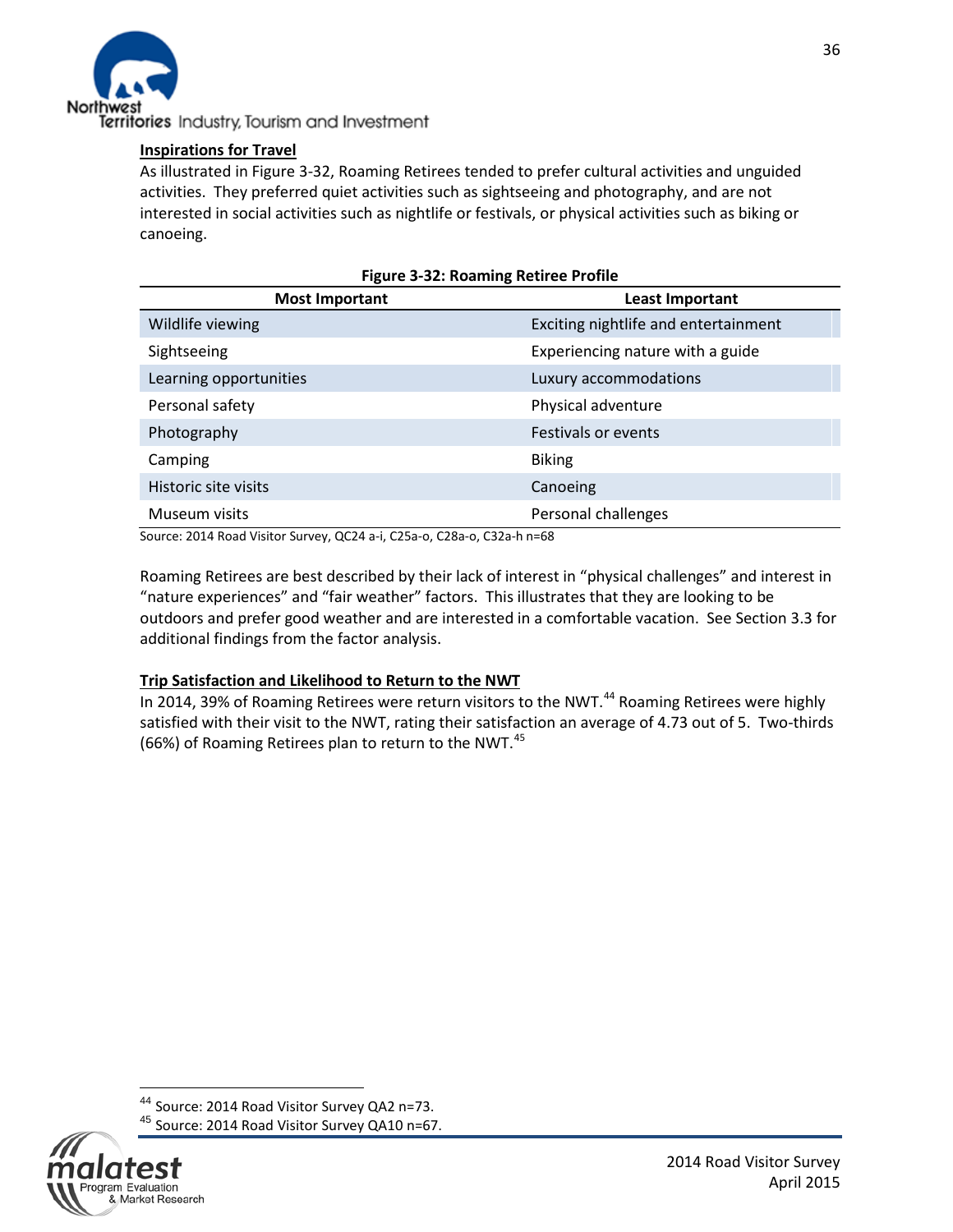### Inspirations for Travel

As illustrated in Figure 3-32, Roaming Retirees tended to prefer cultural activities and unguided activities. They preferred quiet activities such as sightseeing and photography, and are not interested in social activities such as nightlife or festivals, or physical activities such as biking or canoeing.

**Figure 3-32: Roaming Retiree Profile**

| Most Important | Least Important |
|---|---|
| Wildlife viewing | Exciting nightlife and entertainment |
| Sightseeing | Experiencing nature with a guide |
| Learning opportunities | Luxury accommodations |
| Personal safety | Physical adventure |
| Photography | Festivals or events |
| Camping | Biking |
| Historic site visits | Canoeing |
| Museum visits | Personal challenges |

Source: 2014 Road Visitor Survey, QC24 a-i, C25a-o, C28a-o, C32a-h n=68

Roaming Retirees are best described by their lack of interest in "physical challenges" and interest in "nature experiences" and "fair weather" factors. This illustrates that they are looking to be outdoors and prefer good weather and are interested in a comfortable vacation. See Section 3.3 for additional findings from the factor analysis.

### Trip Satisfaction and Likelihood to Return to the NWT

In 2014, 39% of Roaming Retirees were return visitors to the NWT.[44] Roaming Retirees were highly satisfied with their visit to the NWT, rating their satisfaction an average of 4.73 out of 5. Two-thirds (66%) of Roaming Retirees plan to return to the NWT.[45]

[44] Source: 2014 Road Visitor Survey QA2 n=73.

[45] Source: 2014 Road Visitor Survey QA10 n=67.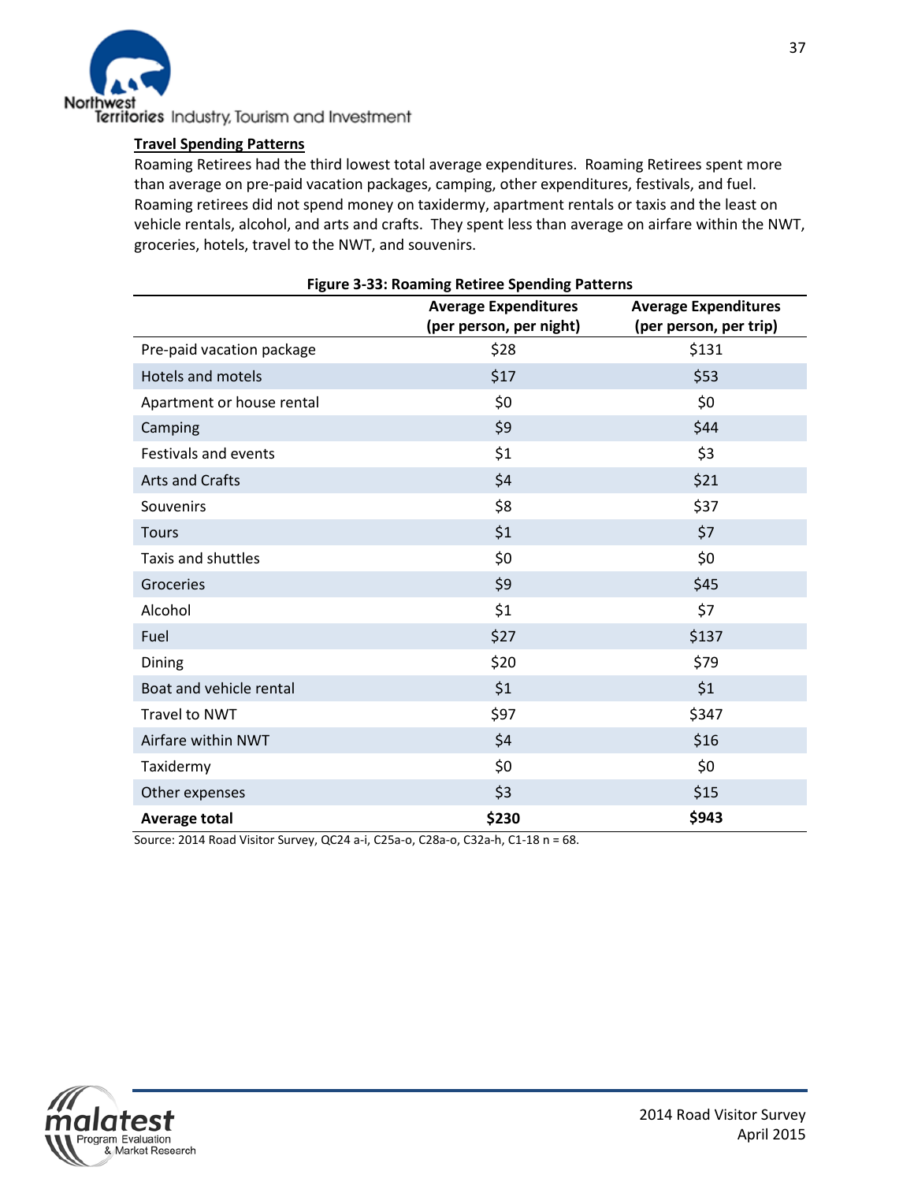**Travel Spending Patterns**

Roaming Retirees had the third lowest total average expenditures. Roaming Retirees spent more than average on pre-paid vacation packages, camping, other expenditures, festivals, and fuel. Roaming retirees did not spend money on taxidermy, apartment rentals or taxis and the least on vehicle rentals, alcohol, and arts and crafts. They spent less than average on airfare within the NWT, groceries, hotels, travel to the NWT, and souvenirs.

**Figure 3-33: Roaming Retiree Spending Patterns**

| | Average Expenditures (per person, per night) | Average Expenditures (per person, per trip) |
|---|---|---|
| Pre-paid vacation package | $28 | $131 |
| Hotels and motels | $17 | $53 |
| Apartment or house rental | $0 | $0 |
| Camping | $9 | $44 |
| Festivals and events | $1 | $3 |
| Arts and Crafts | $4 | $21 |
| Souvenirs | $8 | $37 |
| Tours | $1 | $7 |
| Taxis and shuttles | $0 | $0 |
| Groceries | $9 | $45 |
| Alcohol | $1 | $7 |
| Fuel | $27 | $137 |
| Dining | $20 | $79 |
| Boat and vehicle rental | $1 | $1 |
| Travel to NWT | $97 | $347 |
| Airfare within NWT | $4 | $16 |
| Taxidermy | $0 | $0 |
| Other expenses | $3 | $15 |
| **Average total** | **$230** | **$943** |

Source: 2014 Road Visitor Survey, QC24 a-i, C25a-o, C28a-o, C32a-h, C1-18 n = 68.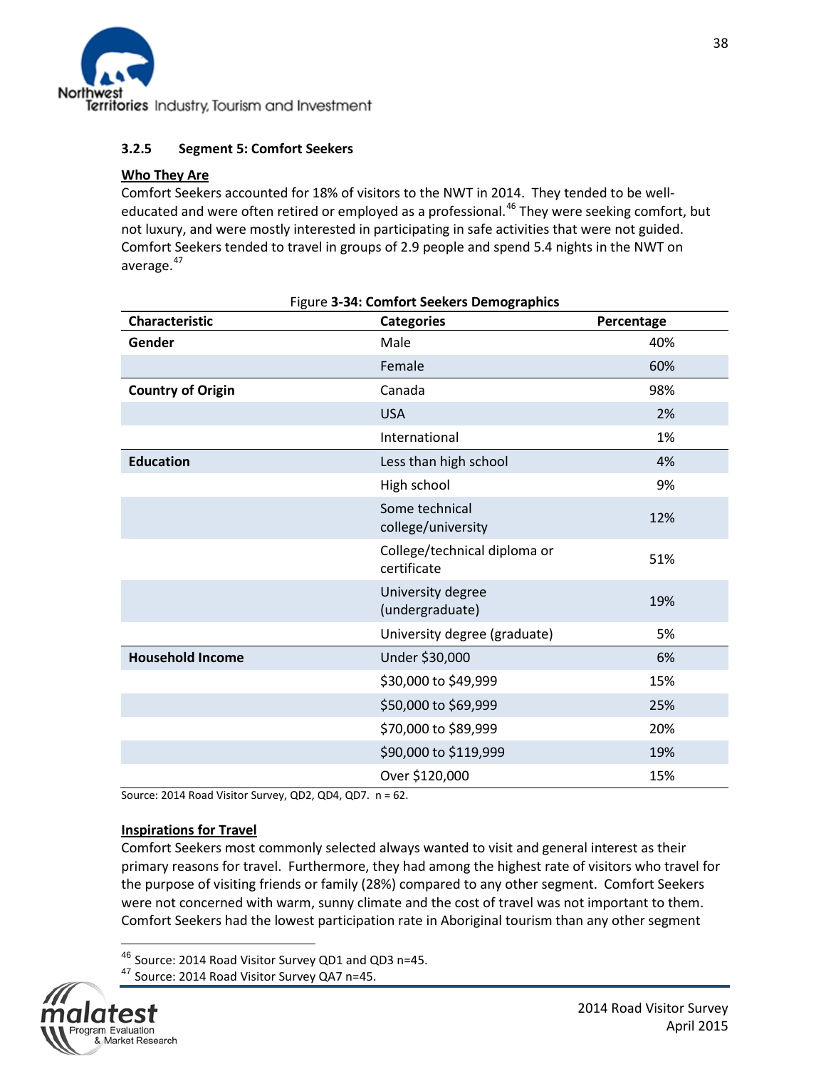### 3.2.5 Segment 5: Comfort Seekers

**Who They Are**

Comfort Seekers accounted for 18% of visitors to the NWT in 2014. They tended to be well-educated and were often retired or employed as a professional.[46] They were seeking comfort, but not luxury, and were mostly interested in participating in safe activities that were not guided. Comfort Seekers tended to travel in groups of 2.9 people and spend 5.4 nights in the NWT on average.[47]

Figure **3-34: Comfort Seekers Demographics**

| Characteristic | Categories | Percentage |
|---|---|---|
| **Gender** | Male | 40% |
| | Female | 60% |
| **Country of Origin** | Canada | 98% |
| | USA | 2% |
| | International | 1% |
| **Education** | Less than high school | 4% |
| | High school | 9% |
| | Some technical college/university | 12% |
| | College/technical diploma or certificate | 51% |
| | University degree (undergraduate) | 19% |
| | University degree (graduate) | 5% |
| **Household Income** | Under $30,000 | 6% |
| | $30,000 to $49,999 | 15% |
| | $50,000 to $69,999 | 25% |
| | $70,000 to $89,999 | 20% |
| | $90,000 to $119,999 | 19% |
| | Over $120,000 | 15% |

Source: 2014 Road Visitor Survey, QD2, QD4, QD7. n = 62.

**Inspirations for Travel**

Comfort Seekers most commonly selected always wanted to visit and general interest as their primary reasons for travel. Furthermore, they had among the highest rate of visitors who travel for the purpose of visiting friends or family (28%) compared to any other segment. Comfort Seekers were not concerned with warm, sunny climate and the cost of travel was not important to them. Comfort Seekers had the lowest participation rate in Aboriginal tourism than any other segment

[46] Source: 2014 Road Visitor Survey QD1 and QD3 n=45.

[47] Source: 2014 Road Visitor Survey QA7 n=45.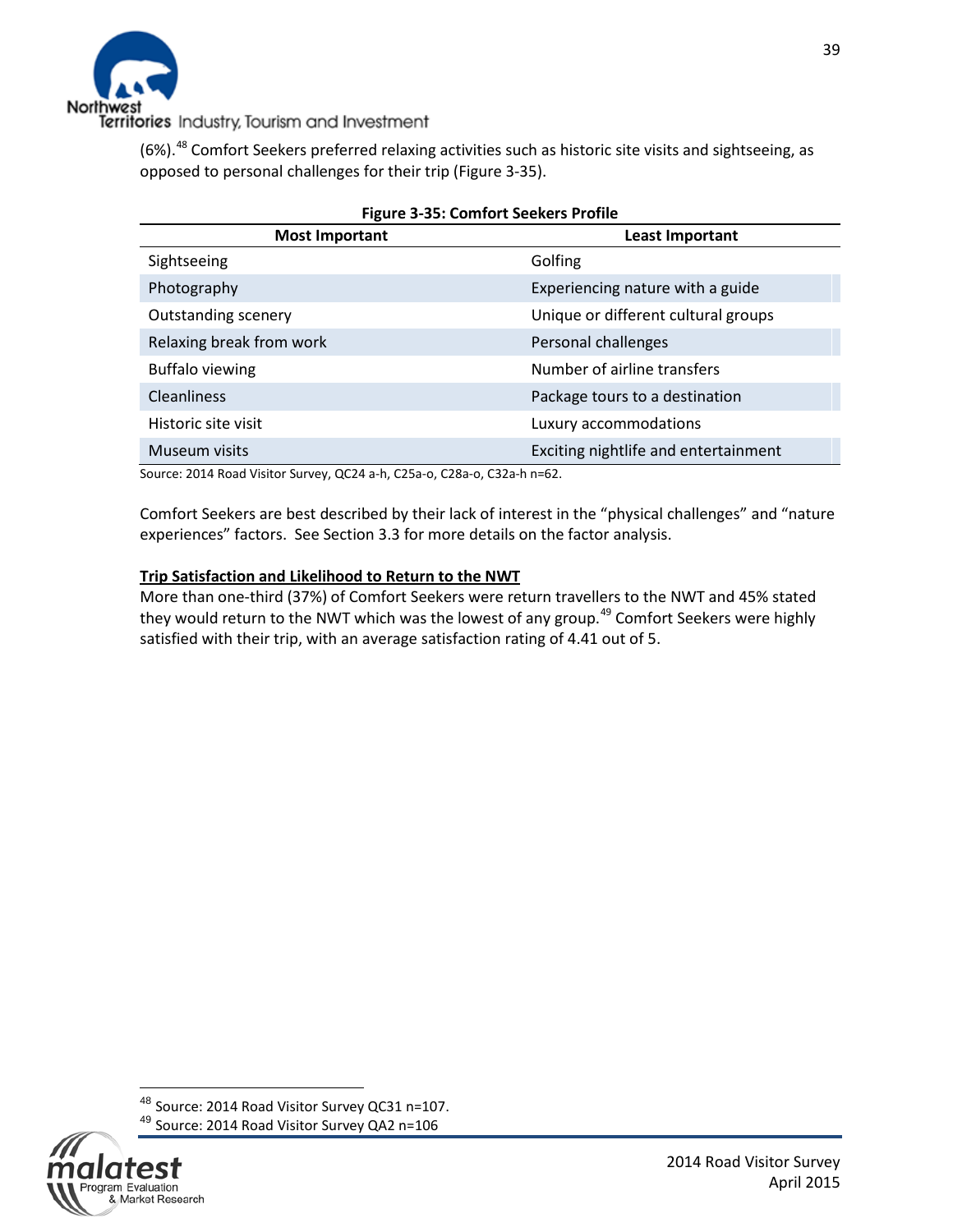(6%).[48] Comfort Seekers preferred relaxing activities such as historic site visits and sightseeing, as opposed to personal challenges for their trip (Figure 3-35).

**Figure 3-35: Comfort Seekers Profile**

| Most Important | Least Important |
|---|---|
| Sightseeing | Golfing |
| Photography | Experiencing nature with a guide |
| Outstanding scenery | Unique or different cultural groups |
| Relaxing break from work | Personal challenges |
| Buffalo viewing | Number of airline transfers |
| Cleanliness | Package tours to a destination |
| Historic site visit | Luxury accommodations |
| Museum visits | Exciting nightlife and entertainment |

Source: 2014 Road Visitor Survey, QC24 a-h, C25a-o, C28a-o, C32a-h n=62.

Comfort Seekers are best described by their lack of interest in the "physical challenges" and "nature experiences" factors. See Section 3.3 for more details on the factor analysis.

**Trip Satisfaction and Likelihood to Return to the NWT**

More than one-third (37%) of Comfort Seekers were return travellers to the NWT and 45% stated they would return to the NWT which was the lowest of any group.[49] Comfort Seekers were highly satisfied with their trip, with an average satisfaction rating of 4.41 out of 5.

[48] Source: 2014 Road Visitor Survey QC31 n=107.

[49] Source: 2014 Road Visitor Survey QA2 n=106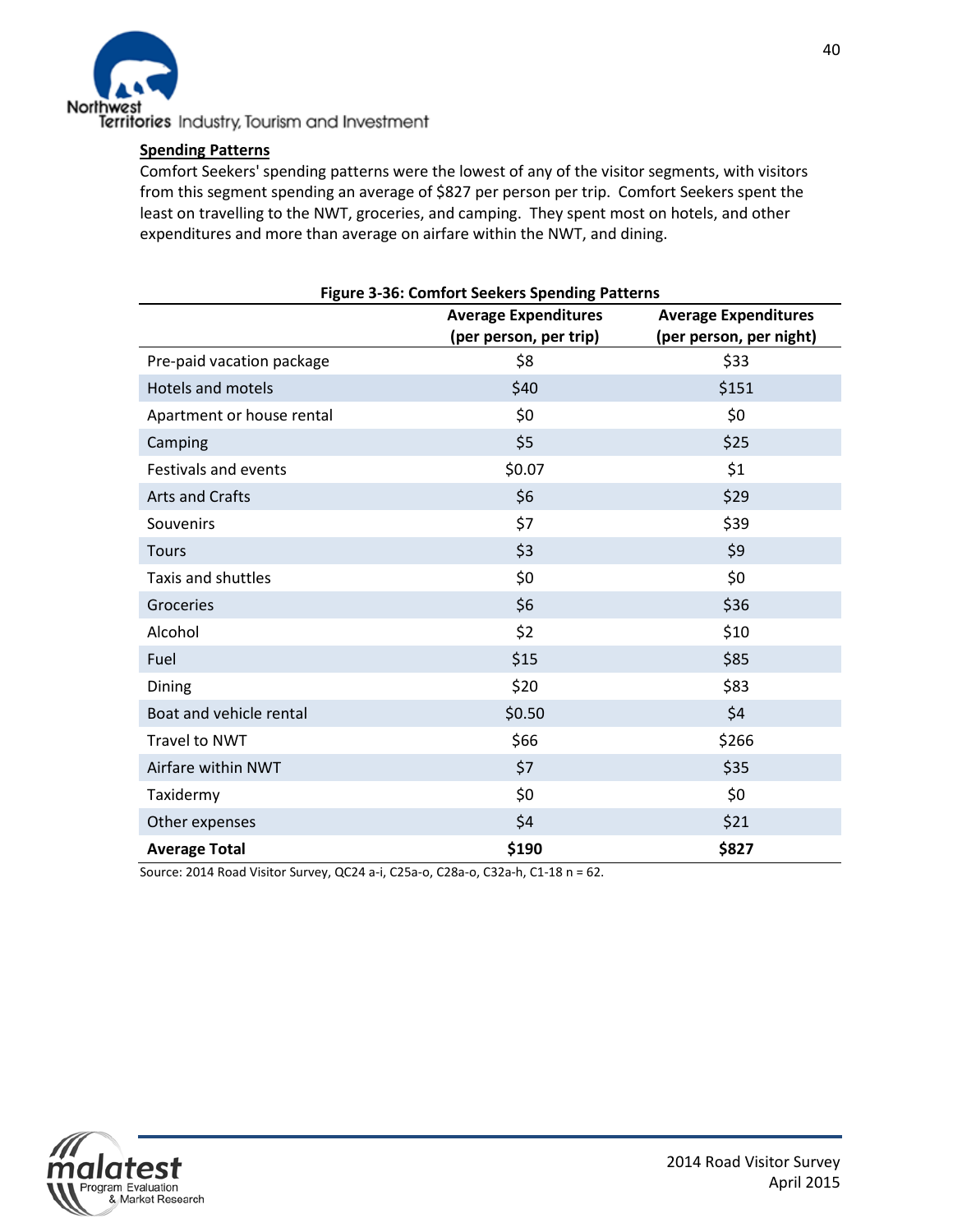**Spending Patterns**

Comfort Seekers' spending patterns were the lowest of any of the visitor segments, with visitors from this segment spending an average of $827 per person per trip. Comfort Seekers spent the least on travelling to the NWT, groceries, and camping. They spent most on hotels, and other expenditures and more than average on airfare within the NWT, and dining.

**Figure 3-36: Comfort Seekers Spending Patterns**

| | Average Expenditures (per person, per trip) | Average Expenditures (per person, per night) |
|---|---|---|
| Pre-paid vacation package | $8 | $33 |
| Hotels and motels | $40 | $151 |
| Apartment or house rental | $0 | $0 |
| Camping | $5 | $25 |
| Festivals and events | $0.07 | $1 |
| Arts and Crafts | $6 | $29 |
| Souvenirs | $7 | $39 |
| Tours | $3 | $9 |
| Taxis and shuttles | $0 | $0 |
| Groceries | $6 | $36 |
| Alcohol | $2 | $10 |
| Fuel | $15 | $85 |
| Dining | $20 | $83 |
| Boat and vehicle rental | $0.50 | $4 |
| Travel to NWT | $66 | $266 |
| Airfare within NWT | $7 | $35 |
| Taxidermy | $0 | $0 |
| Other expenses | $4 | $21 |
| **Average Total** | **$190** | **$827** |

Source: 2014 Road Visitor Survey, QC24 a-i, C25a-o, C28a-o, C32a-h, C1-18 n = 62.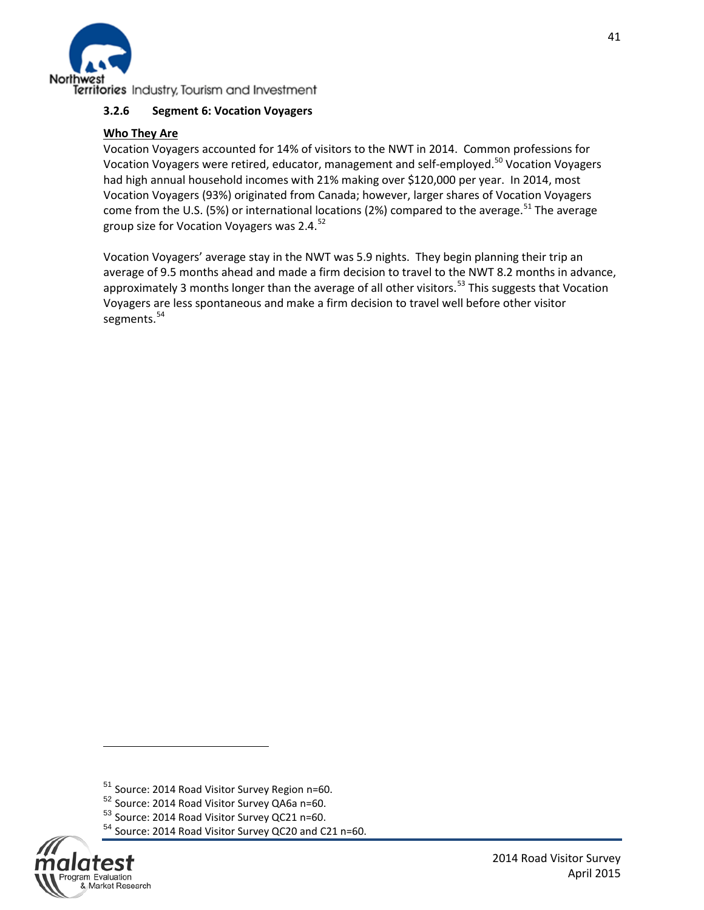### 3.2.6 Segment 6: Vocation Voyagers

**Who They Are**

Vocation Voyagers accounted for 14% of visitors to the NWT in 2014. Common professions for Vocation Voyagers were retired, educator, management and self-employed.[50] Vocation Voyagers had high annual household incomes with 21% making over $120,000 per year. In 2014, most Vocation Voyagers (93%) originated from Canada; however, larger shares of Vocation Voyagers come from the U.S. (5%) or international locations (2%) compared to the average.[51] The average group size for Vocation Voyagers was 2.4.[52]

Vocation Voyagers' average stay in the NWT was 5.9 nights. They begin planning their trip an average of 9.5 months ahead and made a firm decision to travel to the NWT 8.2 months in advance, approximately 3 months longer than the average of all other visitors.[53] This suggests that Vocation Voyagers are less spontaneous and make a firm decision to travel well before other visitor segments.[54]

---

[51] Source: 2014 Road Visitor Survey Region n=60.
[52] Source: 2014 Road Visitor Survey QA6a n=60.
[53] Source: 2014 Road Visitor Survey QC21 n=60.
[54] Source: 2014 Road Visitor Survey QC20 and C21 n=60.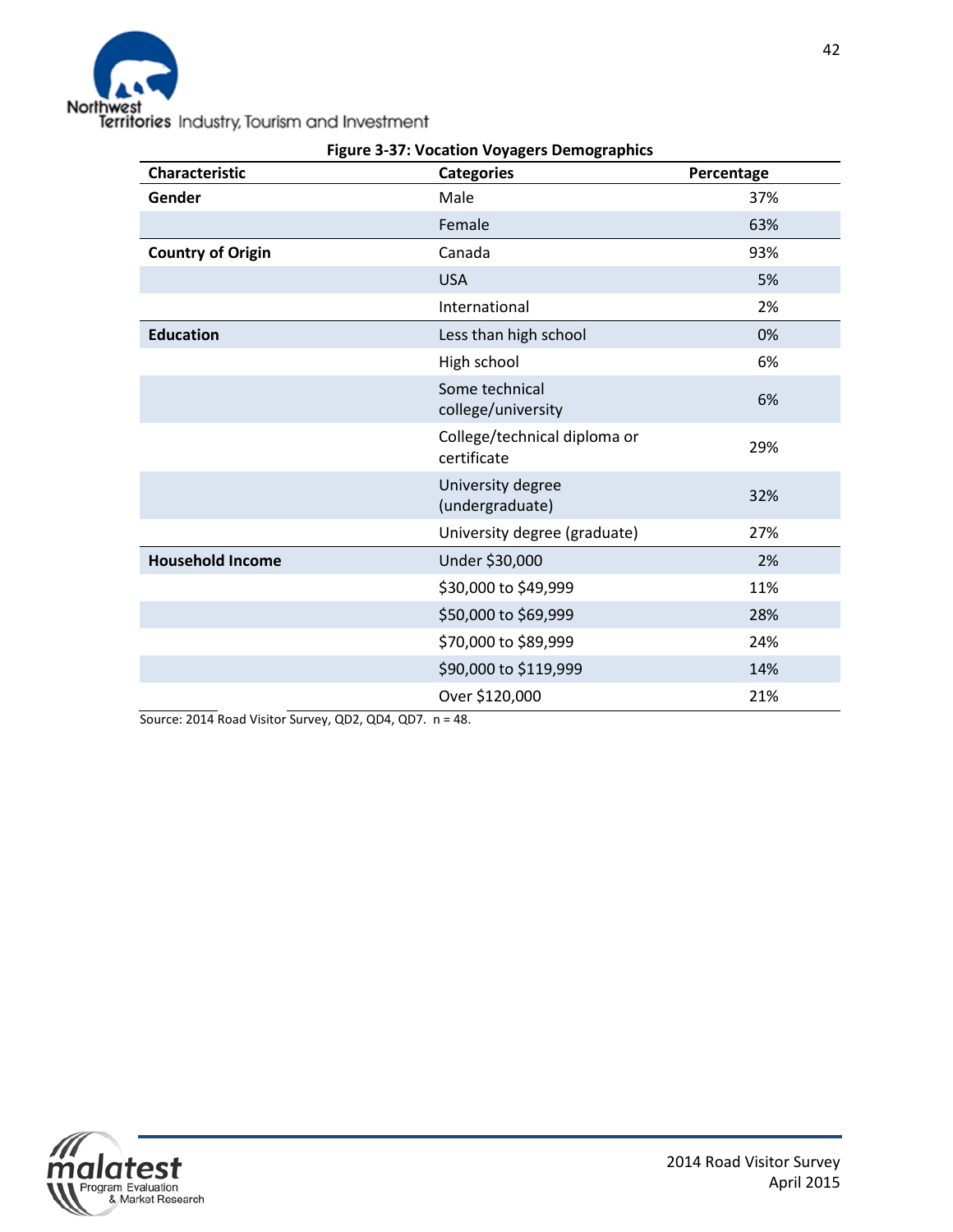**Figure 3-37: Vocation Voyagers Demographics**

| Characteristic | Categories | Percentage |
|---|---|---|
| **Gender** | Male | 37% |
| | Female | 63% |
| **Country of Origin** | Canada | 93% |
| | USA | 5% |
| | International | 2% |
| **Education** | Less than high school | 0% |
| | High school | 6% |
| | Some technical college/university | 6% |
| | College/technical diploma or certificate | 29% |
| | University degree (undergraduate) | 32% |
| | University degree (graduate) | 27% |
| **Household Income** | Under $30,000 | 2% |
| | $30,000 to $49,999 | 11% |
| | $50,000 to $69,999 | 28% |
| | $70,000 to $89,999 | 24% |
| | $90,000 to $119,999 | 14% |
| | Over $120,000 | 21% |

Source: 2014 Road Visitor Survey, QD2, QD4, QD7. n = 48.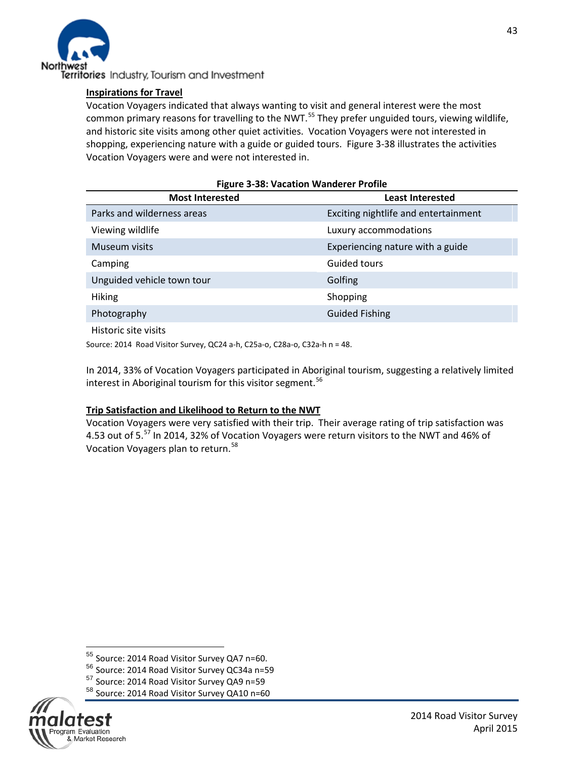**Inspirations for Travel**

Vocation Voyagers indicated that always wanting to visit and general interest were the most common primary reasons for travelling to the NWT.[55] They prefer unguided tours, viewing wildlife, and historic site visits among other quiet activities. Vocation Voyagers were not interested in shopping, experiencing nature with a guide or guided tours. Figure 3-38 illustrates the activities Vocation Voyagers were and were not interested in.

**Figure 3-38: Vacation Wanderer Profile**

| Most Interested | Least Interested |
|---|---|
| Parks and wilderness areas | Exciting nightlife and entertainment |
| Viewing wildlife | Luxury accommodations |
| Museum visits | Experiencing nature with a guide |
| Camping | Guided tours |
| Unguided vehicle town tour | Golfing |
| Hiking | Shopping |
| Photography | Guided Fishing |
| Historic site visits | |

Source: 2014 Road Visitor Survey, QC24 a-h, C25a-o, C28a-o, C32a-h n = 48.

In 2014, 33% of Vocation Voyagers participated in Aboriginal tourism, suggesting a relatively limited interest in Aboriginal tourism for this visitor segment.[56]

**Trip Satisfaction and Likelihood to Return to the NWT**

Vocation Voyagers were very satisfied with their trip. Their average rating of trip satisfaction was 4.53 out of 5.[57] In 2014, 32% of Vocation Voyagers were return visitors to the NWT and 46% of Vocation Voyagers plan to return.[58]

---

[55] Source: 2014 Road Visitor Survey QA7 n=60.

[56] Source: 2014 Road Visitor Survey QC34a n=59

[57] Source: 2014 Road Visitor Survey QA9 n=59

[58] Source: 2014 Road Visitor Survey QA10 n=60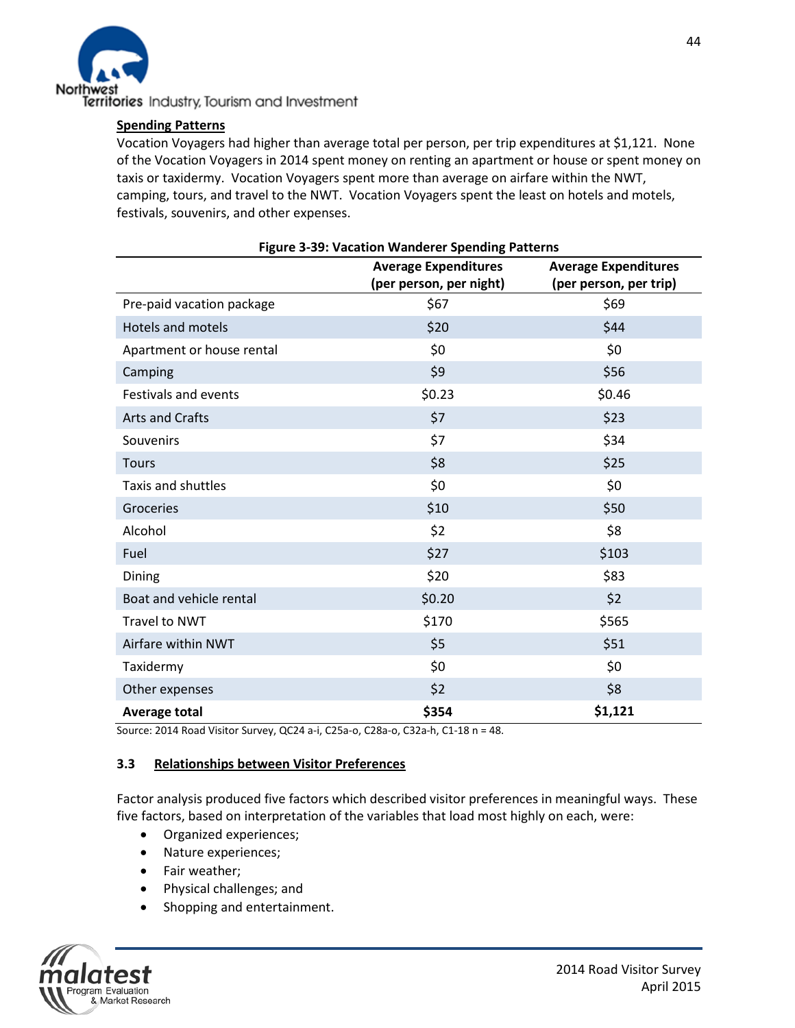**Spending Patterns**

Vocation Voyagers had higher than average total per person, per trip expenditures at $1,121. None of the Vocation Voyagers in 2014 spent money on renting an apartment or house or spent money on taxis or taxidermy. Vocation Voyagers spent more than average on airfare within the NWT, camping, tours, and travel to the NWT. Vocation Voyagers spent the least on hotels and motels, festivals, souvenirs, and other expenses.

**Figure 3-39: Vacation Wanderer Spending Patterns**

| | Average Expenditures (per person, per night) | Average Expenditures (per person, per trip) |
|---|---|---|
| Pre-paid vacation package | $67 | $69 |
| Hotels and motels | $20 | $44 |
| Apartment or house rental | $0 | $0 |
| Camping | $9 | $56 |
| Festivals and events | $0.23 | $0.46 |
| Arts and Crafts | $7 | $23 |
| Souvenirs | $7 | $34 |
| Tours | $8 | $25 |
| Taxis and shuttles | $0 | $0 |
| Groceries | $10 | $50 |
| Alcohol | $2 | $8 |
| Fuel | $27 | $103 |
| Dining | $20 | $83 |
| Boat and vehicle rental | $0.20 | $2 |
| Travel to NWT | $170 | $565 |
| Airfare within NWT | $5 | $51 |
| Taxidermy | $0 | $0 |
| Other expenses | $2 | $8 |
| **Average total** | **$354** | **$1,121** |

Source: 2014 Road Visitor Survey, QC24 a-i, C25a-o, C28a-o, C32a-h, C1-18 n = 48.

### 3.3 Relationships between Visitor Preferences

Factor analysis produced five factors which described visitor preferences in meaningful ways. These five factors, based on interpretation of the variables that load most highly on each, were:

- Organized experiences;
- Nature experiences;
- Fair weather;
- Physical challenges; and
- Shopping and entertainment.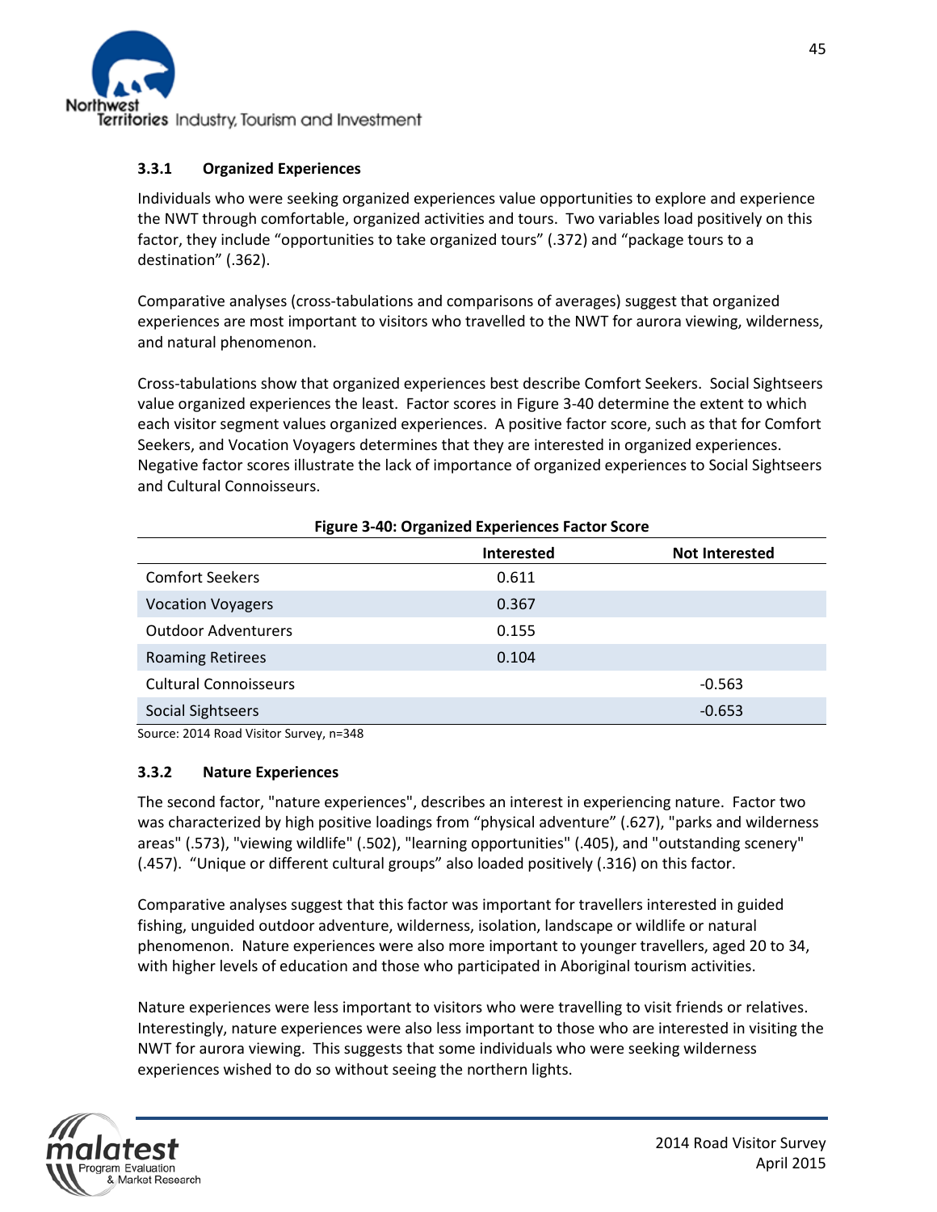### 3.3.1 Organized Experiences

Individuals who were seeking organized experiences value opportunities to explore and experience the NWT through comfortable, organized activities and tours. Two variables load positively on this factor, they include “opportunities to take organized tours” (.372) and “package tours to a destination” (.362).

Comparative analyses (cross-tabulations and comparisons of averages) suggest that organized experiences are most important to visitors who travelled to the NWT for aurora viewing, wilderness, and natural phenomenon.

Cross-tabulations show that organized experiences best describe Comfort Seekers. Social Sightseers value organized experiences the least. Factor scores in Figure 3-40 determine the extent to which each visitor segment values organized experiences. A positive factor score, such as that for Comfort Seekers, and Vocation Voyagers determines that they are interested in organized experiences. Negative factor scores illustrate the lack of importance of organized experiences to Social Sightseers and Cultural Connoisseurs.

**Figure 3-40: Organized Experiences Factor Score**

| | Interested | Not Interested |
|---|---|---|
| Comfort Seekers | 0.611 | |
| Vocation Voyagers | 0.367 | |
| Outdoor Adventurers | 0.155 | |
| Roaming Retirees | 0.104 | |
| Cultural Connoisseurs | | -0.563 |
| Social Sightseers | | -0.653 |

Source: 2014 Road Visitor Survey, n=348

### 3.3.2 Nature Experiences

The second factor, "nature experiences", describes an interest in experiencing nature. Factor two was characterized by high positive loadings from “physical adventure” (.627), "parks and wilderness areas" (.573), "viewing wildlife" (.502), "learning opportunities" (.405), and "outstanding scenery" (.457). “Unique or different cultural groups” also loaded positively (.316) on this factor.

Comparative analyses suggest that this factor was important for travellers interested in guided fishing, unguided outdoor adventure, wilderness, isolation, landscape or wildlife or natural phenomenon. Nature experiences were also more important to younger travellers, aged 20 to 34, with higher levels of education and those who participated in Aboriginal tourism activities.

Nature experiences were less important to visitors who were travelling to visit friends or relatives. Interestingly, nature experiences were also less important to those who are interested in visiting the NWT for aurora viewing. This suggests that some individuals who were seeking wilderness experiences wished to do so without seeing the northern lights.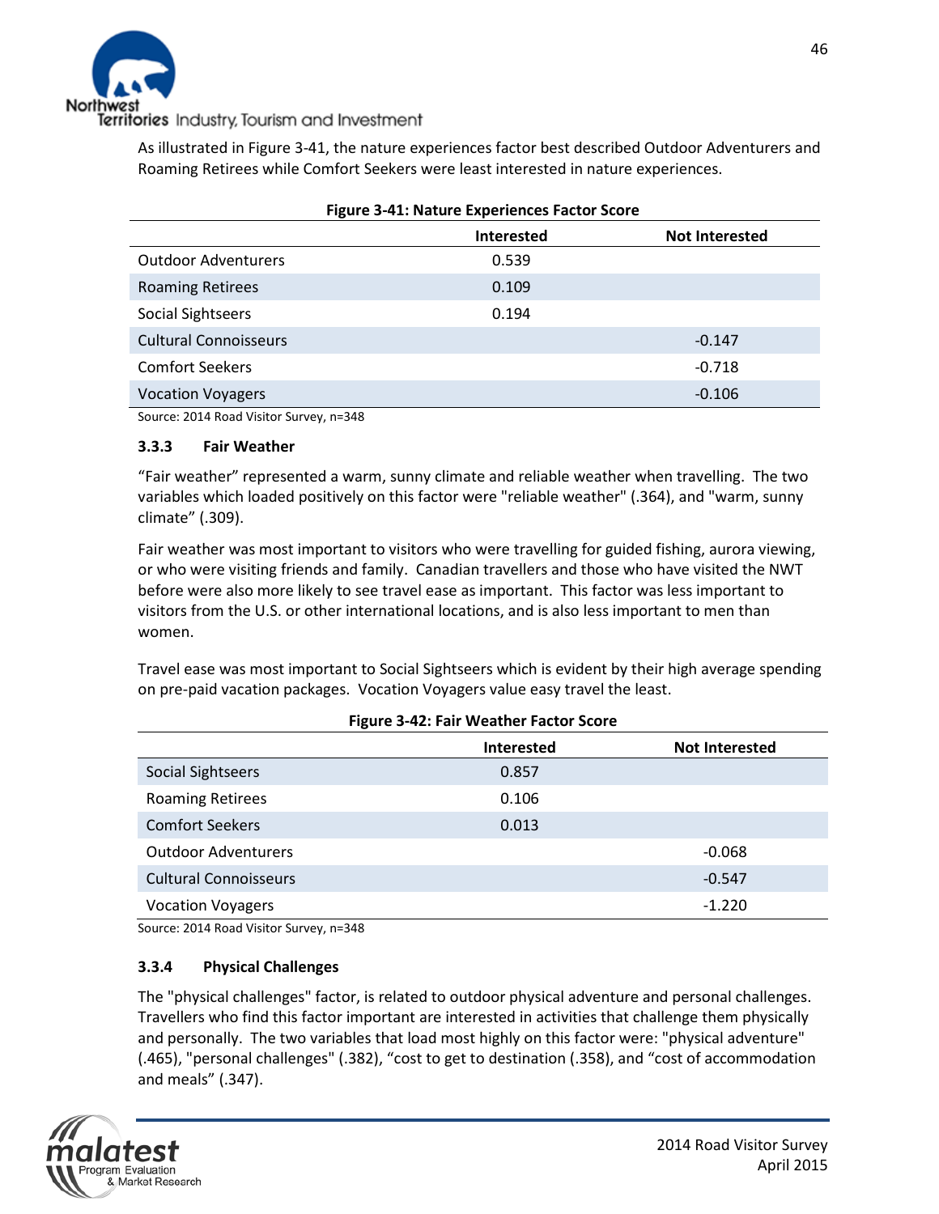As illustrated in Figure 3-41, the nature experiences factor best described Outdoor Adventurers and Roaming Retirees while Comfort Seekers were least interested in nature experiences.

**Figure 3-41: Nature Experiences Factor Score**

| | Interested | Not Interested |
|---|---|---|
| Outdoor Adventurers | 0.539 | |
| Roaming Retirees | 0.109 | |
| Social Sightseers | 0.194 | |
| Cultural Connoisseurs | | -0.147 |
| Comfort Seekers | | -0.718 |
| Vocation Voyagers | | -0.106 |

Source: 2014 Road Visitor Survey, n=348

### 3.3.3 Fair Weather

"Fair weather" represented a warm, sunny climate and reliable weather when travelling. The two variables which loaded positively on this factor were "reliable weather" (.364), and "warm, sunny climate" (.309).

Fair weather was most important to visitors who were travelling for guided fishing, aurora viewing, or who were visiting friends and family. Canadian travellers and those who have visited the NWT before were also more likely to see travel ease as important. This factor was less important to visitors from the U.S. or other international locations, and is also less important to men than women.

Travel ease was most important to Social Sightseers which is evident by their high average spending on pre-paid vacation packages. Vocation Voyagers value easy travel the least.

**Figure 3-42: Fair Weather Factor Score**

| | Interested | Not Interested |
|---|---|---|
| Social Sightseers | 0.857 | |
| Roaming Retirees | 0.106 | |
| Comfort Seekers | 0.013 | |
| Outdoor Adventurers | | -0.068 |
| Cultural Connoisseurs | | -0.547 |
| Vocation Voyagers | | -1.220 |

Source: 2014 Road Visitor Survey, n=348

### 3.3.4 Physical Challenges

The "physical challenges" factor, is related to outdoor physical adventure and personal challenges. Travellers who find this factor important are interested in activities that challenge them physically and personally. The two variables that load most highly on this factor were: "physical adventure" (.465), "personal challenges" (.382), "cost to get to destination (.358), and "cost of accommodation and meals" (.347).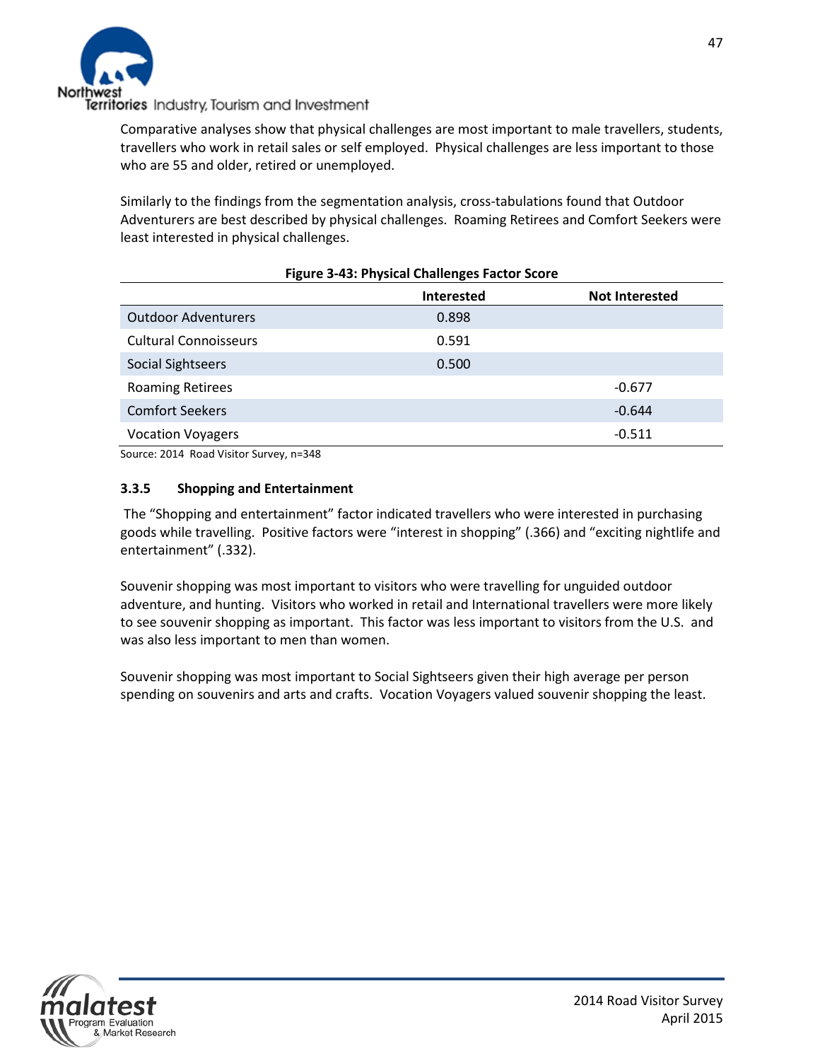Comparative analyses show that physical challenges are most important to male travellers, students, travellers who work in retail sales or self employed. Physical challenges are less important to those who are 55 and older, retired or unemployed.

Similarly to the findings from the segmentation analysis, cross-tabulations found that Outdoor Adventurers are best described by physical challenges. Roaming Retirees and Comfort Seekers were least interested in physical challenges.

**Figure 3-43: Physical Challenges Factor Score**

| | Interested | Not Interested |
|---|---|---|
| Outdoor Adventurers | 0.898 | |
| Cultural Connoisseurs | 0.591 | |
| Social Sightseers | 0.500 | |
| Roaming Retirees | | -0.677 |
| Comfort Seekers | | -0.644 |
| Vocation Voyagers | | -0.511 |

Source: 2014 Road Visitor Survey, n=348

### 3.3.5 Shopping and Entertainment

The "Shopping and entertainment" factor indicated travellers who were interested in purchasing goods while travelling. Positive factors were "interest in shopping" (.366) and "exciting nightlife and entertainment" (.332).

Souvenir shopping was most important to visitors who were travelling for unguided outdoor adventure, and hunting. Visitors who worked in retail and International travellers were more likely to see souvenir shopping as important. This factor was less important to visitors from the U.S. and was also less important to men than women.

Souvenir shopping was most important to Social Sightseers given their high average per person spending on souvenirs and arts and crafts. Vocation Voyagers valued souvenir shopping the least.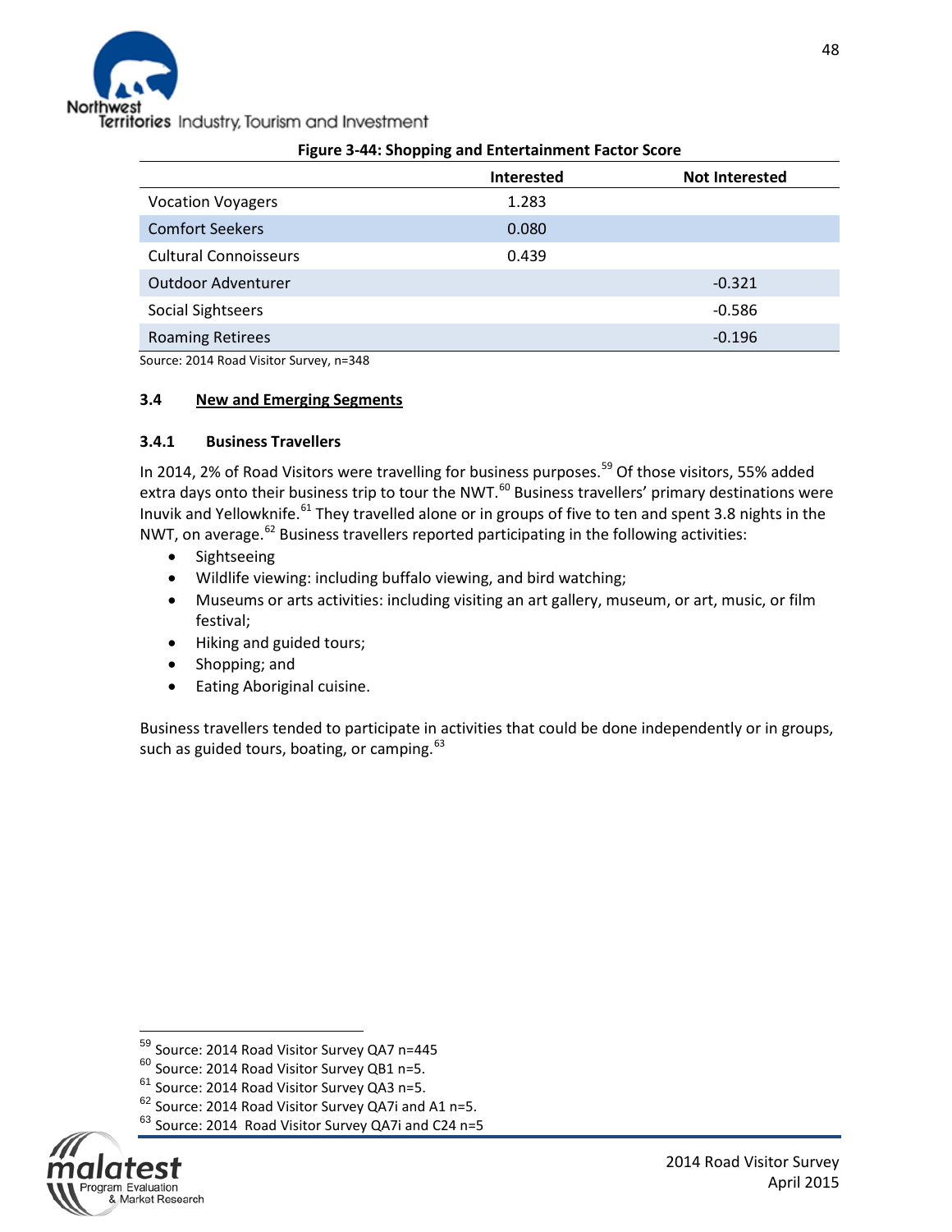**Figure 3-44: Shopping and Entertainment Factor Score**

| | Interested | Not Interested |
|---|---|---|
| Vocation Voyagers | 1.283 | |
| Comfort Seekers | 0.080 | |
| Cultural Connoisseurs | 0.439 | |
| Outdoor Adventurer | | -0.321 |
| Social Sightseers | | -0.586 |
| Roaming Retirees | | -0.196 |

Source: 2014 Road Visitor Survey, n=348

## 3.4 New and Emerging Segments

### 3.4.1 Business Travellers

In 2014, 2% of Road Visitors were travelling for business purposes.[59] Of those visitors, 55% added extra days onto their business trip to tour the NWT.[60] Business travellers' primary destinations were Inuvik and Yellowknife.[61] They travelled alone or in groups of five to ten and spent 3.8 nights in the NWT, on average.[62] Business travellers reported participating in the following activities:

- Sightseeing
- Wildlife viewing: including buffalo viewing, and bird watching;
- Museums or arts activities: including visiting an art gallery, museum, or art, music, or film festival;
- Hiking and guided tours;
- Shopping; and
- Eating Aboriginal cuisine.

Business travellers tended to participate in activities that could be done independently or in groups, such as guided tours, boating, or camping.[63]

[59] Source: 2014 Road Visitor Survey QA7 n=445
[60] Source: 2014 Road Visitor Survey QB1 n=5.
[61] Source: 2014 Road Visitor Survey QA3 n=5.
[62] Source: 2014 Road Visitor Survey QA7i and A1 n=5.
[63] Source: 2014 Road Visitor Survey QA7i and C24 n=5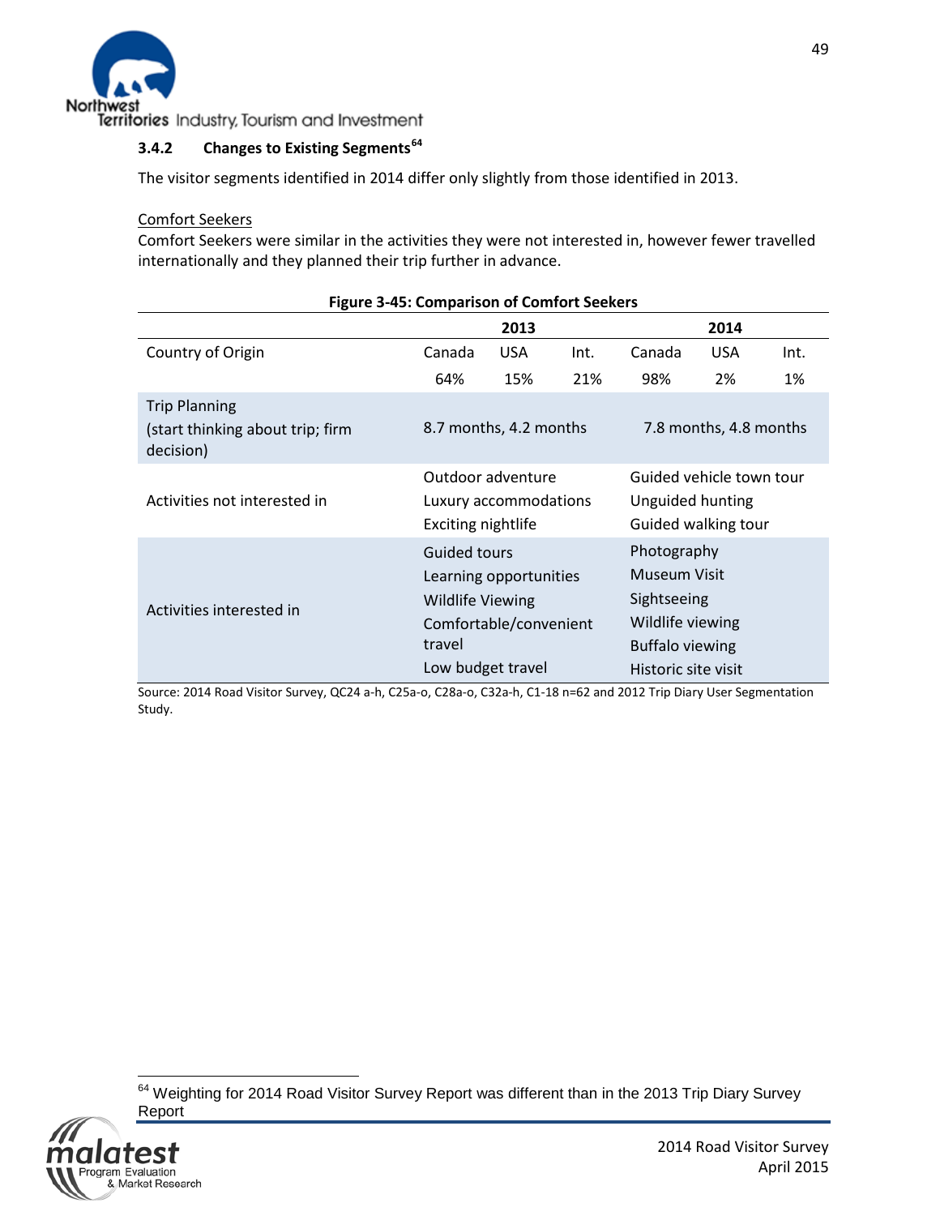### 3.4.2 Changes to Existing Segments[64]

The visitor segments identified in 2014 differ only slightly from those identified in 2013.

<u>Comfort Seekers</u>

Comfort Seekers were similar in the activities they were not interested in, however fewer travelled internationally and they planned their trip further in advance.

**Figure 3-45: Comparison of Comfort Seekers**

| | 2013 | | | 2014 | | |
|---|---|---|---|---|---|---|
| Country of Origin | Canada | USA | Int. | Canada | USA | Int. |
| | 64% | 15% | 21% | 98% | 2% | 1% |
| Trip Planning (start thinking about trip; firm decision) | 8.7 months, 4.2 months | | | 7.8 months, 4.8 months | | |
| Activities not interested in | Outdoor adventure<br>Luxury accommodations<br>Exciting nightlife | | | Guided vehicle town tour<br>Unguided hunting<br>Guided walking tour | | |
| Activities interested in | Guided tours<br>Learning opportunities<br>Wildlife Viewing<br>Comfortable/convenient travel<br>Low budget travel | | | Photography<br>Museum Visit<br>Sightseeing<br>Wildlife viewing<br>Buffalo viewing<br>Historic site visit | | |

Source: 2014 Road Visitor Survey, QC24 a-h, C25a-o, C28a-o, C32a-h, C1-18 n=62 and 2012 Trip Diary User Segmentation Study.

[64] Weighting for 2014 Road Visitor Survey Report was different than in the 2013 Trip Diary Survey Report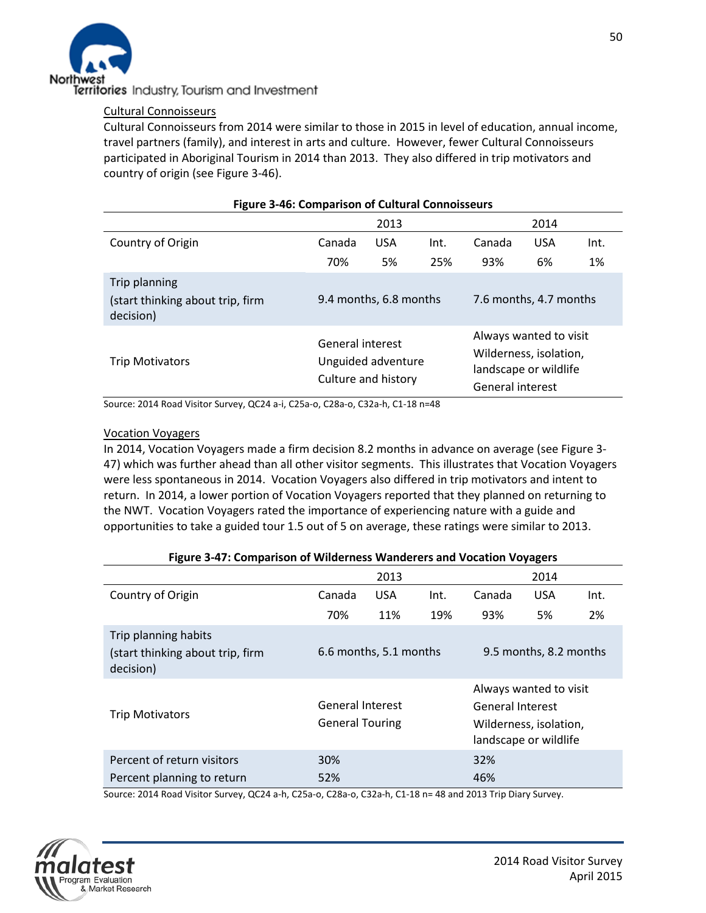Cultural Connoisseurs

Cultural Connoisseurs from 2014 were similar to those in 2015 in level of education, annual income, travel partners (family), and interest in arts and culture. However, fewer Cultural Connoisseurs participated in Aboriginal Tourism in 2014 than 2013. They also differed in trip motivators and country of origin (see Figure 3-46).

**Figure 3-46: Comparison of Cultural Connoisseurs**

| | 2013 | | | 2014 | | |
|---|---|---|---|---|---|---|
| Country of Origin | Canada | USA | Int. | Canada | USA | Int. |
| | 70% | 5% | 25% | 93% | 6% | 1% |
| Trip planning (start thinking about trip, firm decision) | 9.4 months, 6.8 months | | | 7.6 months, 4.7 months | | |
| Trip Motivators | General interest<br>Unguided adventure<br>Culture and history | | | Always wanted to visit<br>Wilderness, isolation, landscape or wildlife<br>General interest | | |

Source: 2014 Road Visitor Survey, QC24 a-i, C25a-o, C28a-o, C32a-h, C1-18 n=48

Vocation Voyagers

In 2014, Vocation Voyagers made a firm decision 8.2 months in advance on average (see Figure 3-47) which was further ahead than all other visitor segments. This illustrates that Vocation Voyagers were less spontaneous in 2014. Vocation Voyagers also differed in trip motivators and intent to return. In 2014, a lower portion of Vocation Voyagers reported that they planned on returning to the NWT. Vocation Voyagers rated the importance of experiencing nature with a guide and opportunities to take a guided tour 1.5 out of 5 on average, these ratings were similar to 2013.

**Figure 3-47: Comparison of Wilderness Wanderers and Vocation Voyagers**

| | 2013 | | | 2014 | | |
|---|---|---|---|---|---|---|
| Country of Origin | Canada | USA | Int. | Canada | USA | Int. |
| | 70% | 11% | 19% | 93% | 5% | 2% |
| Trip planning habits (start thinking about trip, firm decision) | 6.6 months, 5.1 months | | | 9.5 months, 8.2 months | | |
| Trip Motivators | General Interest<br>General Touring | | | Always wanted to visit<br>General Interest<br>Wilderness, isolation, landscape or wildlife | | |
| Percent of return visitors | 30% | | | 32% | | |
| Percent planning to return | 52% | | | 46% | | |

Source: 2014 Road Visitor Survey, QC24 a-h, C25a-o, C28a-o, C32a-h, C1-18 n= 48 and 2013 Trip Diary Survey.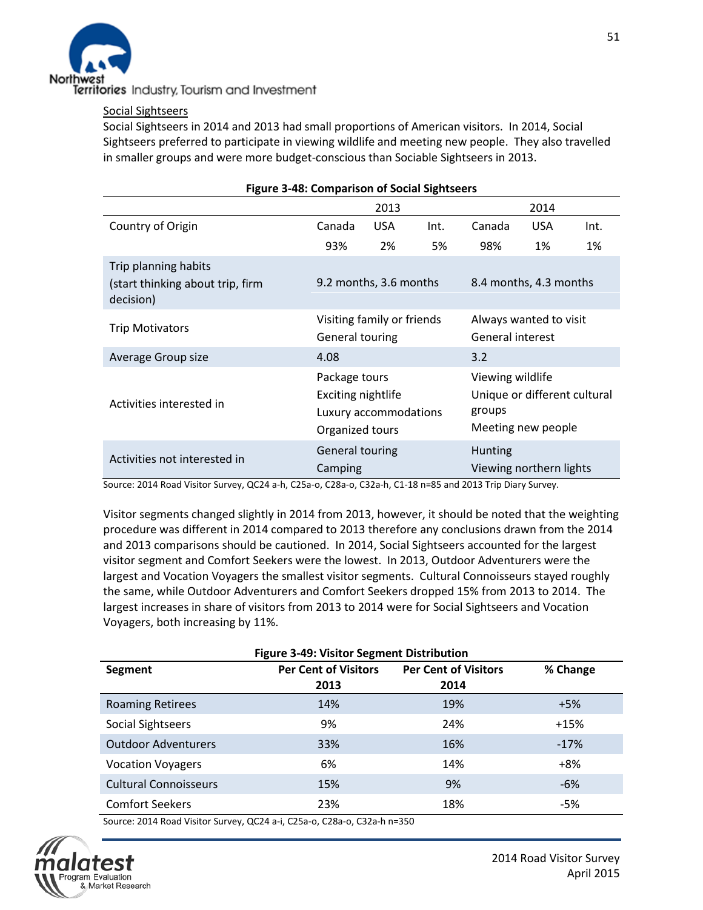Social Sightseers

Social Sightseers in 2014 and 2013 had small proportions of American visitors. In 2014, Social Sightseers preferred to participate in viewing wildlife and meeting new people. They also travelled in smaller groups and were more budget-conscious than Sociable Sightseers in 2013.

**Figure 3-48: Comparison of Social Sightseers**

| | 2013 | | | 2014 | | |
|---|---|---|---|---|---|---|
| Country of Origin | Canada<br>93% | USA<br>2% | Int.<br>5% | Canada<br>98% | USA<br>1% | Int.<br>1% |
| Trip planning habits<br>(start thinking about trip, firm decision) | 9.2 months, 3.6 months | | | 8.4 months, 4.3 months | | |
| Trip Motivators | Visiting family or friends<br>General touring | | | Always wanted to visit<br>General interest | | |
| Average Group size | 4.08 | | | 3.2 | | |
| Activities interested in | Package tours<br>Exciting nightlife<br>Luxury accommodations<br>Organized tours | | | Viewing wildlife<br>Unique or different cultural groups<br>Meeting new people | | |
| Activities not interested in | General touring<br>Camping | | | Hunting<br>Viewing northern lights | | |

Source: 2014 Road Visitor Survey, QC24 a-h, C25a-o, C28a-o, C32a-h, C1-18 n=85 and 2013 Trip Diary Survey.

Visitor segments changed slightly in 2014 from 2013, however, it should be noted that the weighting procedure was different in 2014 compared to 2013 therefore any conclusions drawn from the 2014 and 2013 comparisons should be cautioned. In 2014, Social Sightseers accounted for the largest visitor segment and Comfort Seekers were the lowest. In 2013, Outdoor Adventurers were the largest and Vocation Voyagers the smallest visitor segments. Cultural Connoisseurs stayed roughly the same, while Outdoor Adventurers and Comfort Seekers dropped 15% from 2013 to 2014. The largest increases in share of visitors from 2013 to 2014 were for Social Sightseers and Vocation Voyagers, both increasing by 11%.

**Figure 3-49: Visitor Segment Distribution**

| Segment | Per Cent of Visitors 2013 | Per Cent of Visitors 2014 | % Change |
|---|---|---|---|
| Roaming Retirees | 14% | 19% | +5% |
| Social Sightseers | 9% | 24% | +15% |
| Outdoor Adventurers | 33% | 16% | -17% |
| Vocation Voyagers | 6% | 14% | +8% |
| Cultural Connoisseurs | 15% | 9% | -6% |
| Comfort Seekers | 23% | 18% | -5% |

Source: 2014 Road Visitor Survey, QC24 a-i, C25a-o, C28a-o, C32a-h n=350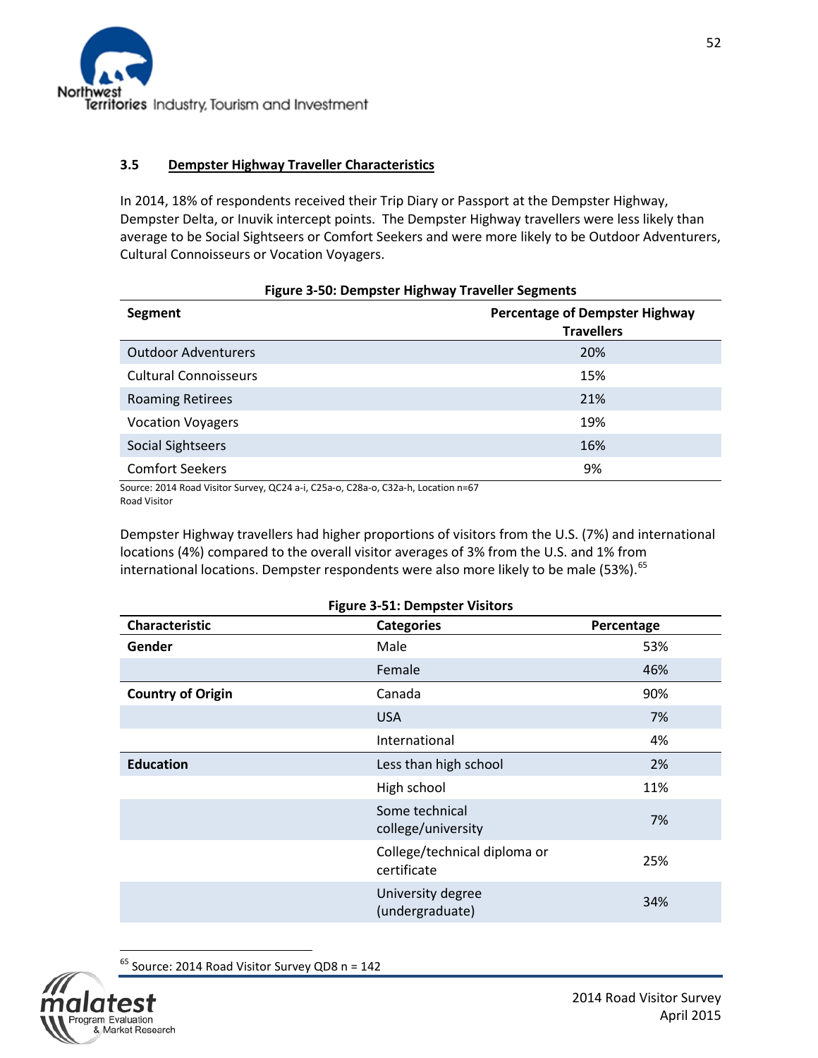### 3.5 Dempster Highway Traveller Characteristics

In 2014, 18% of respondents received their Trip Diary or Passport at the Dempster Highway, Dempster Delta, or Inuvik intercept points. The Dempster Highway travellers were less likely than average to be Social Sightseers or Comfort Seekers and were more likely to be Outdoor Adventurers, Cultural Connoisseurs or Vocation Voyagers.

**Figure 3-50: Dempster Highway Traveller Segments**

| Segment | Percentage of Dempster Highway Travellers |
|---|---|
| Outdoor Adventurers | 20% |
| Cultural Connoisseurs | 15% |
| Roaming Retirees | 21% |
| Vocation Voyagers | 19% |
| Social Sightseers | 16% |
| Comfort Seekers | 9% |

Source: 2014 Road Visitor Survey, QC24 a-i, C25a-o, C28a-o, C32a-h, Location n=67 Road Visitor

Dempster Highway travellers had higher proportions of visitors from the U.S. (7%) and international locations (4%) compared to the overall visitor averages of 3% from the U.S. and 1% from international locations. Dempster respondents were also more likely to be male (53%).[65]

**Figure 3-51: Dempster Visitors**

| Characteristic | Categories | Percentage |
|---|---|---|
| **Gender** | Male | 53% |
| | Female | 46% |
| **Country of Origin** | Canada | 90% |
| | USA | 7% |
| | International | 4% |
| **Education** | Less than high school | 2% |
| | High school | 11% |
| | Some technical college/university | 7% |
| | College/technical diploma or certificate | 25% |
| | University degree (undergraduate) | 34% |

[65] Source: 2014 Road Visitor Survey QD8 n = 142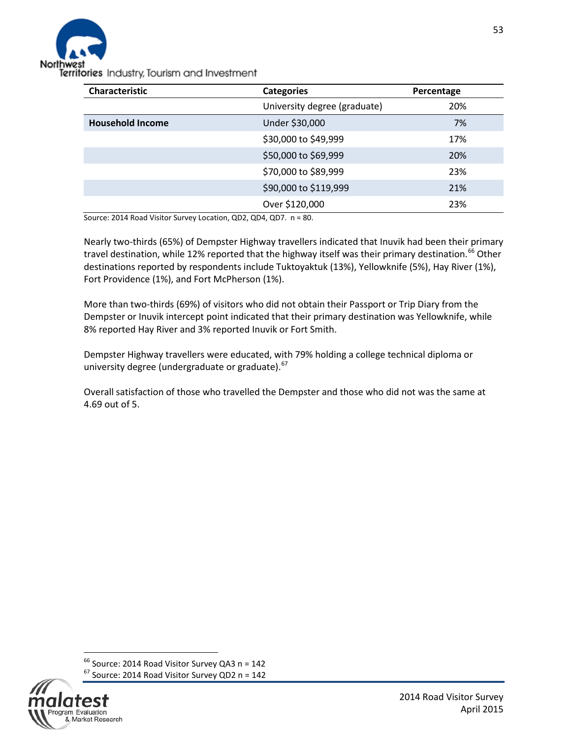| Characteristic | Categories | Percentage |
|---|---|---|
| | University degree (graduate) | 20% |
| **Household Income** | Under $30,000 | 7% |
| | $30,000 to $49,999 | 17% |
| | $50,000 to $69,999 | 20% |
| | $70,000 to $89,999 | 23% |
| | $90,000 to $119,999 | 21% |
| | Over $120,000 | 23% |

Source: 2014 Road Visitor Survey Location, QD2, QD4, QD7. n = 80.

Nearly two-thirds (65%) of Dempster Highway travellers indicated that Inuvik had been their primary travel destination, while 12% reported that the highway itself was their primary destination.[66] Other destinations reported by respondents include Tuktoyaktuk (13%), Yellowknife (5%), Hay River (1%), Fort Providence (1%), and Fort McPherson (1%).

More than two-thirds (69%) of visitors who did not obtain their Passport or Trip Diary from the Dempster or Inuvik intercept point indicated that their primary destination was Yellowknife, while 8% reported Hay River and 3% reported Inuvik or Fort Smith.

Dempster Highway travellers were educated, with 79% holding a college technical diploma or university degree (undergraduate or graduate).[67]

Overall satisfaction of those who travelled the Dempster and those who did not was the same at 4.69 out of 5.

[66] Source: 2014 Road Visitor Survey QA3 n = 142

[67] Source: 2014 Road Visitor Survey QD2 n = 142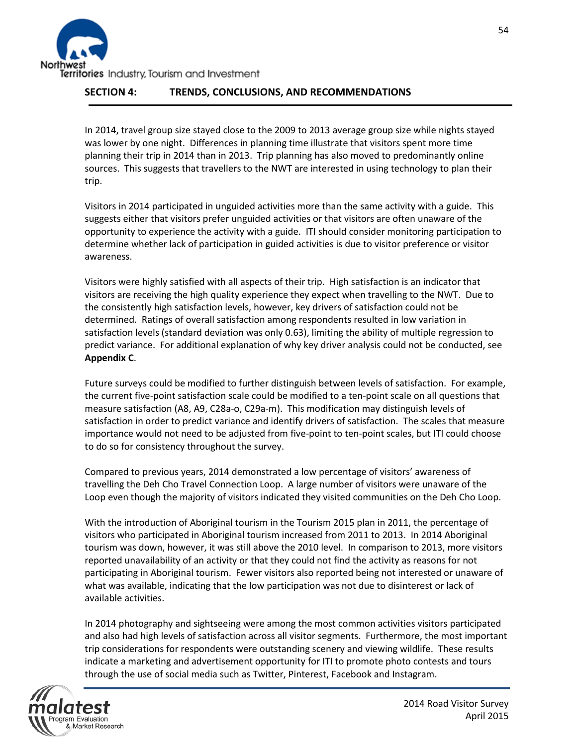## SECTION 4: TRENDS, CONCLUSIONS, AND RECOMMENDATIONS

In 2014, travel group size stayed close to the 2009 to 2013 average group size while nights stayed was lower by one night. Differences in planning time illustrate that visitors spent more time planning their trip in 2014 than in 2013. Trip planning has also moved to predominantly online sources. This suggests that travellers to the NWT are interested in using technology to plan their trip.

Visitors in 2014 participated in unguided activities more than the same activity with a guide. This suggests either that visitors prefer unguided activities or that visitors are often unaware of the opportunity to experience the activity with a guide. ITI should consider monitoring participation to determine whether lack of participation in guided activities is due to visitor preference or visitor awareness.

Visitors were highly satisfied with all aspects of their trip. High satisfaction is an indicator that visitors are receiving the high quality experience they expect when travelling to the NWT. Due to the consistently high satisfaction levels, however, key drivers of satisfaction could not be determined. Ratings of overall satisfaction among respondents resulted in low variation in satisfaction levels (standard deviation was only 0.63), limiting the ability of multiple regression to predict variance. For additional explanation of why key driver analysis could not be conducted, see **Appendix C**.

Future surveys could be modified to further distinguish between levels of satisfaction. For example, the current five-point satisfaction scale could be modified to a ten-point scale on all questions that measure satisfaction (A8, A9, C28a-o, C29a-m). This modification may distinguish levels of satisfaction in order to predict variance and identify drivers of satisfaction. The scales that measure importance would not need to be adjusted from five-point to ten-point scales, but ITI could choose to do so for consistency throughout the survey.

Compared to previous years, 2014 demonstrated a low percentage of visitors' awareness of travelling the Deh Cho Travel Connection Loop. A large number of visitors were unaware of the Loop even though the majority of visitors indicated they visited communities on the Deh Cho Loop.

With the introduction of Aboriginal tourism in the Tourism 2015 plan in 2011, the percentage of visitors who participated in Aboriginal tourism increased from 2011 to 2013. In 2014 Aboriginal tourism was down, however, it was still above the 2010 level. In comparison to 2013, more visitors reported unavailability of an activity or that they could not find the activity as reasons for not participating in Aboriginal tourism. Fewer visitors also reported being not interested or unaware of what was available, indicating that the low participation was not due to disinterest or lack of available activities.

In 2014 photography and sightseeing were among the most common activities visitors participated and also had high levels of satisfaction across all visitor segments. Furthermore, the most important trip considerations for respondents were outstanding scenery and viewing wildlife. These results indicate a marketing and advertisement opportunity for ITI to promote photo contests and tours through the use of social media such as Twitter, Pinterest, Facebook and Instagram.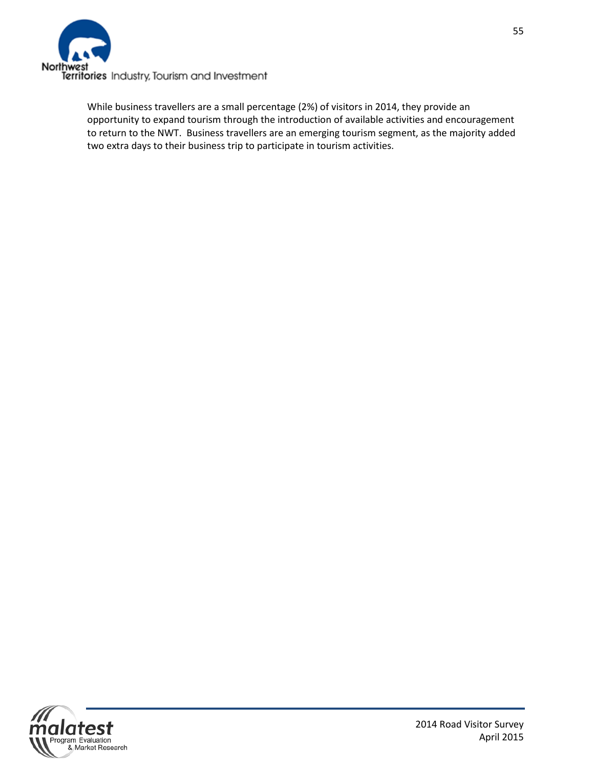While business travellers are a small percentage (2%) of visitors in 2014, they provide an opportunity to expand tourism through the introduction of available activities and encouragement to return to the NWT. Business travellers are an emerging tourism segment, as the majority added two extra days to their business trip to participate in tourism activities.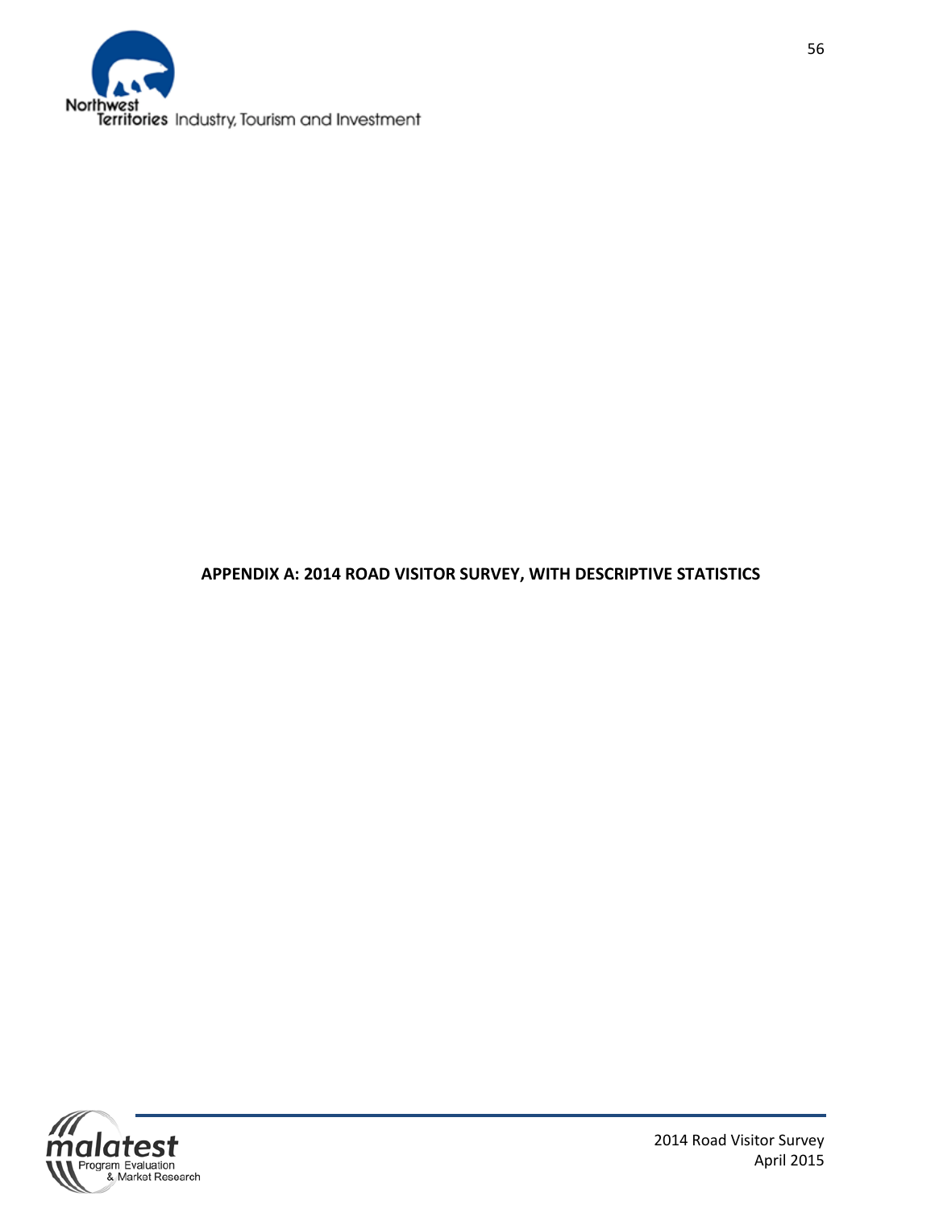**APPENDIX A: 2014 ROAD VISITOR SURVEY, WITH DESCRIPTIVE STATISTICS**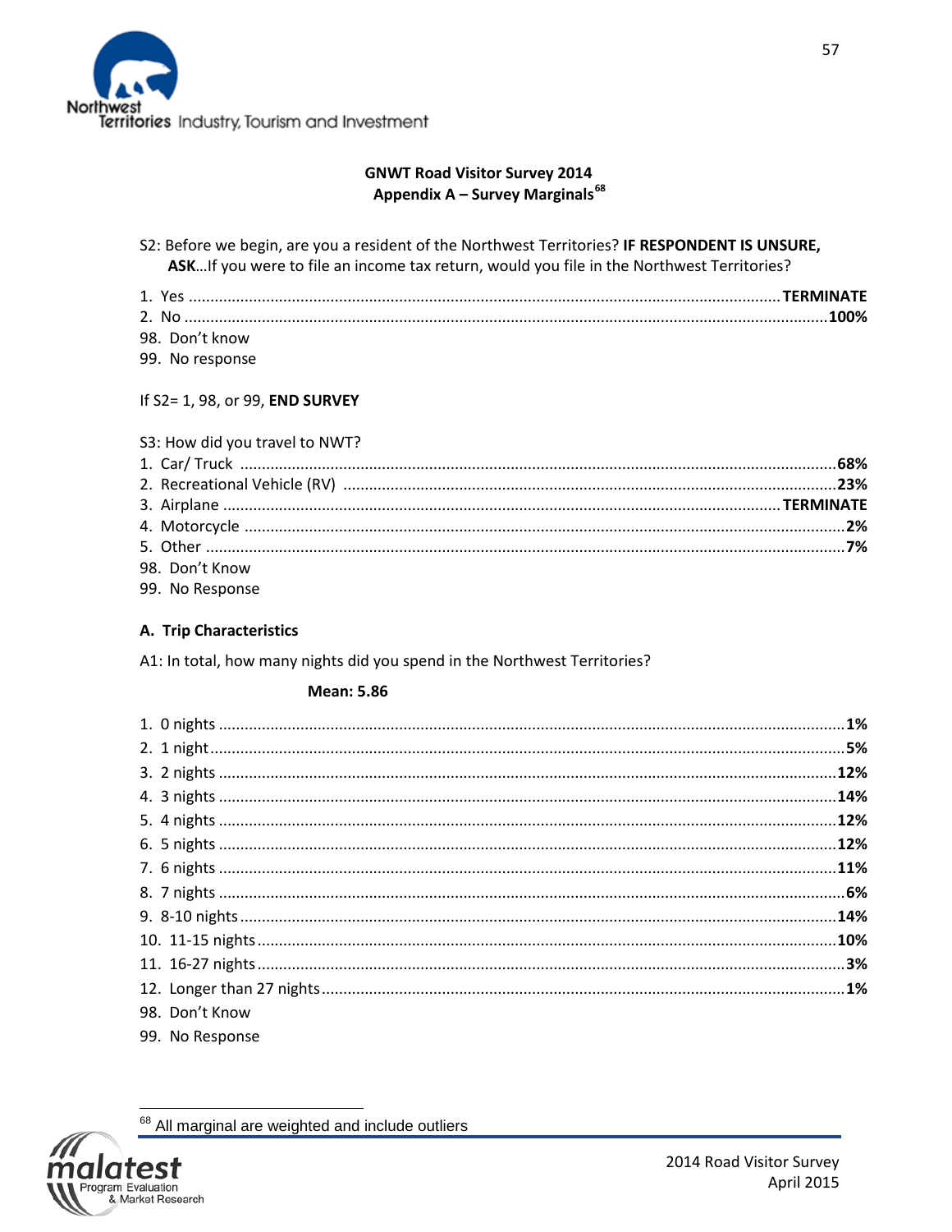**GNWT Road Visitor Survey 2014**
**Appendix A – Survey Marginals[68]**

S2: Before we begin, are you a resident of the Northwest Territories? **IF RESPONDENT IS UNSURE, ASK**…If you were to file an income tax return, would you file in the Northwest Territories?

1. Yes ........................................ **TERMINATE**
2. No ........................................ **100%**
98. Don't know
99. No response

If S2= 1, 98, or 99, **END SURVEY**

S3: How did you travel to NWT?

1. Car/ Truck ........................................ **68%**
2. Recreational Vehicle (RV) ........................................ **23%**
3. Airplane ........................................ **TERMINATE**
4. Motorcycle ........................................ **2%**
5. Other ........................................ **7%**
98. Don't Know
99. No Response

**A. Trip Characteristics**

A1: In total, how many nights did you spend in the Northwest Territories?

**Mean: 5.86**

1. 0 nights ........................................ **1%**
2. 1 night ........................................ **5%**
3. 2 nights ........................................ **12%**
4. 3 nights ........................................ **14%**
5. 4 nights ........................................ **12%**
6. 5 nights ........................................ **12%**
7. 6 nights ........................................ **11%**
8. 7 nights ........................................ **6%**
9. 8-10 nights ........................................ **14%**
10. 11-15 nights ........................................ **10%**
11. 16-27 nights ........................................ **3%**
12. Longer than 27 nights ........................................ **1%**
98. Don't Know
99. No Response

[68] All marginal are weighted and include outliers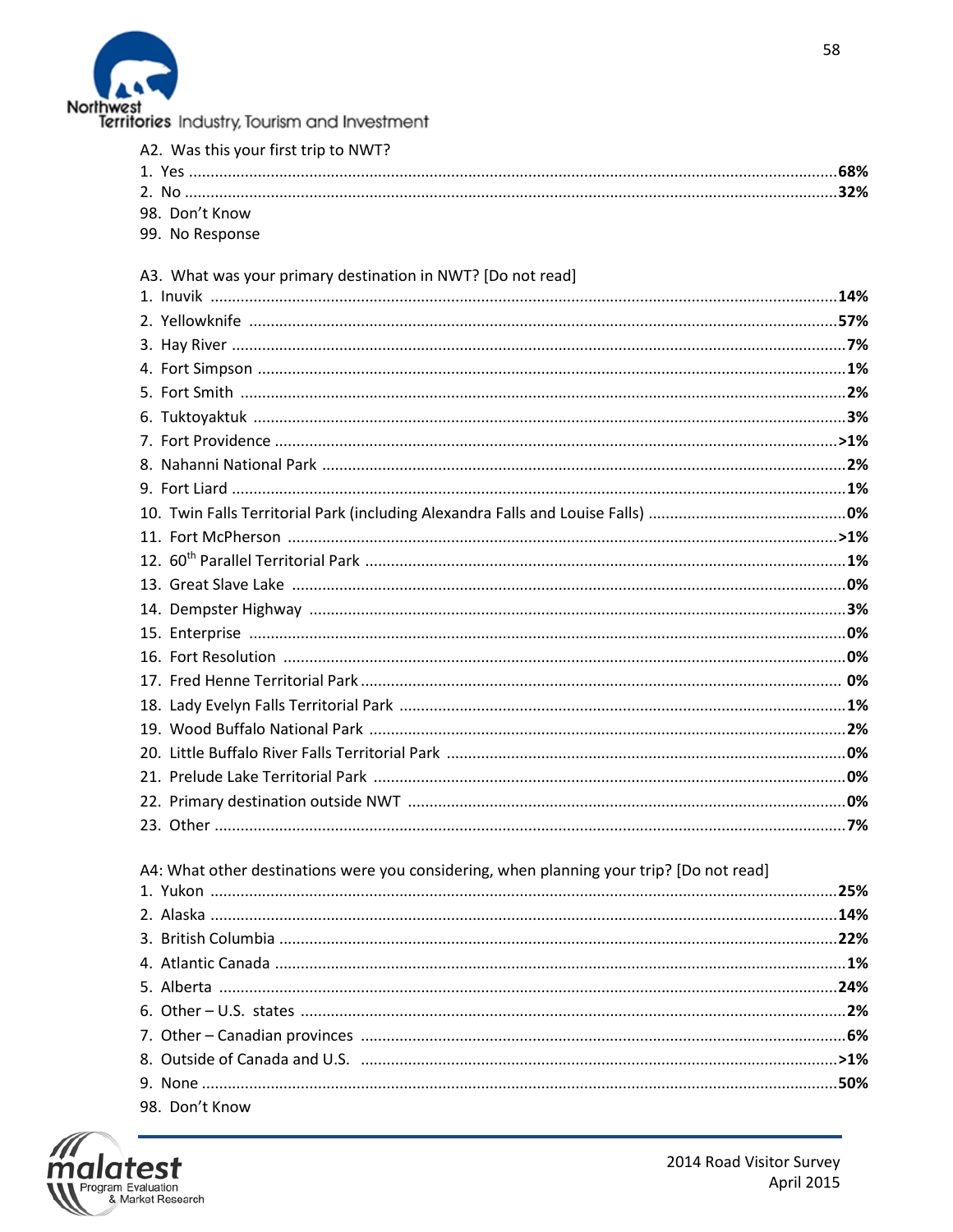A2. Was this your first trip to NWT?

1. Yes ....................................................................................................................................... **68%**
2. No ......................................................................................................................................... **32%**

98. Don't Know

99. No Response

A3. What was your primary destination in NWT? [Do not read]

1. Inuvik ................................................................................................................................... **14%**
2. Yellowknife .......................................................................................................................... **57%**
3. Hay River ............................................................................................................................... **7%**
4. Fort Simpson .......................................................................................................................... **1%**
5. Fort Smith ............................................................................................................................... **2%**
6. Tuktoyaktuk ............................................................................................................................ **3%**
7. Fort Providence .................................................................................................................... **>1%**
8. Nahanni National Park ............................................................................................................ **2%**
9. Fort Liard ................................................................................................................................. **1%**
10. Twin Falls Territorial Park (including Alexandra Falls and Louise Falls) ............................................... **0%**
11. Fort McPherson .................................................................................................................. **>1%**
12. 60th Parallel Territorial Park .................................................................................................. **1%**
13. Great Slave Lake ................................................................................................................... **0%**
14. Dempster Highway ................................................................................................................ **3%**
15. Enterprise .............................................................................................................................. **0%**
16. Fort Resolution ...................................................................................................................... **0%**
17. Fred Henne Territorial Park ................................................................................................... **0%**
18. Lady Evelyn Falls Territorial Park .......................................................................................... **1%**
19. Wood Buffalo National Park .................................................................................................. **2%**
20. Little Buffalo River Falls Territorial Park ................................................................................ **0%**
21. Prelude Lake Territorial Park ................................................................................................ **0%**
22. Primary destination outside NWT .......................................................................................... **0%**
23. Other ..................................................................................................................................... **7%**

A4: What other destinations were you considering, when planning your trip? [Do not read]

1. Yukon ................................................................................................................................... **25%**
2. Alaska .................................................................................................................................. **14%**
3. British Columbia .................................................................................................................... **22%**
4. Atlantic Canada ....................................................................................................................... **1%**
5. Alberta ................................................................................................................................. **24%**
6. Other – U.S. states ................................................................................................................... **2%**
7. Other – Canadian provinces .................................................................................................... **6%**
8. Outside of Canada and U.S. .................................................................................................. **>1%**
9. None .................................................................................................................................... **50%**

98. Don't Know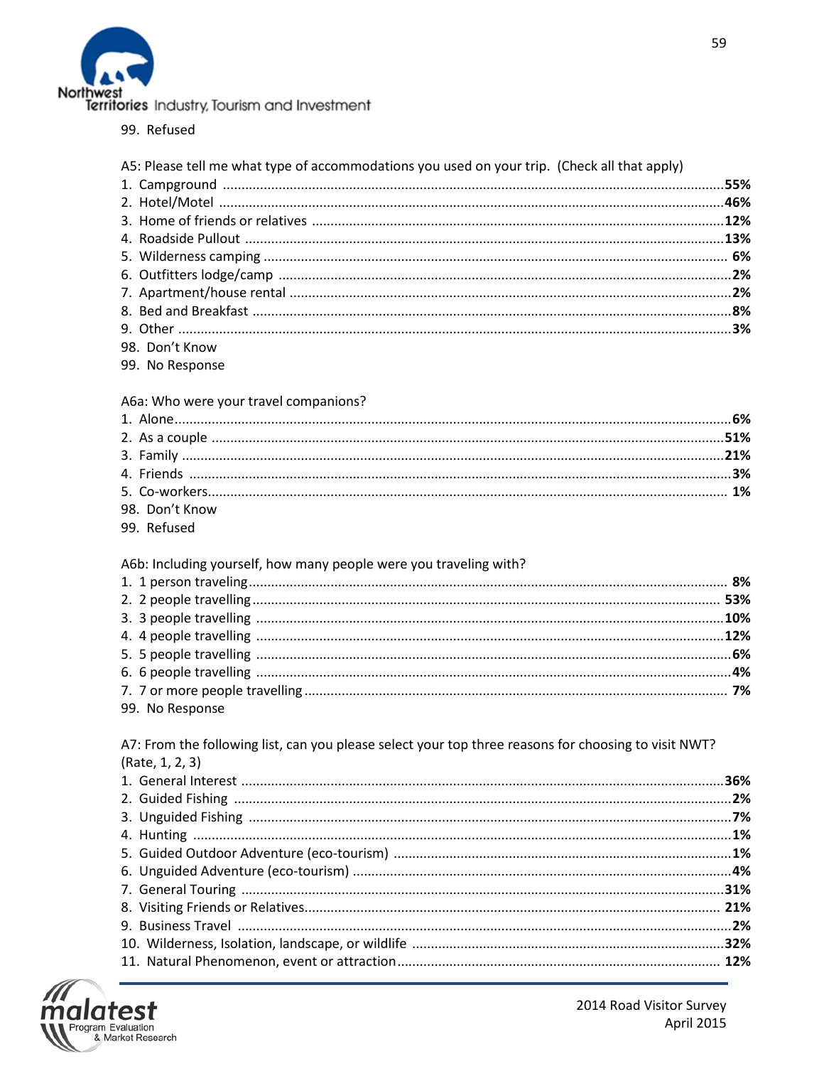99. Refused

A5: Please tell me what type of accommodations you used on your trip. (Check all that apply)

1. Campground ........................................................................................................ **55%**
2. Hotel/Motel ........................................................................................................ **46%**
3. Home of friends or relatives .............................................................................. **12%**
4. Roadside Pullout ................................................................................................ **13%**
5. Wilderness camping ........................................................................................... **6%**
6. Outfitters lodge/camp ........................................................................................ **2%**
7. Apartment/house rental ..................................................................................... **2%**
8. Bed and Breakfast ............................................................................................... **8%**
9. Other .................................................................................................................. **3%**

98. Don't Know
99. No Response

A6a: Who were your travel companions?

1. Alone.................................................................................................................... **6%**
2. As a couple ......................................................................................................... **51%**
3. Family ................................................................................................................. **21%**
4. Friends ................................................................................................................. **3%**
5. Co-workers........................................................................................................... **1%**

98. Don't Know
99. Refused

A6b: Including yourself, how many people were you traveling with?

1. 1 person traveling................................................................................................ **8%**
2. 2 people travelling............................................................................................. **53%**
3. 3 people travelling ............................................................................................. **10%**
4. 4 people travelling ............................................................................................. **12%**
5. 5 people travelling ............................................................................................... **6%**
6. 6 people travelling ............................................................................................... **4%**
7. 7 or more people travelling ................................................................................. **7%**

99. No Response

A7: From the following list, can you please select your top three reasons for choosing to visit NWT? (Rate, 1, 2, 3)

1. General Interest ................................................................................................. **36%**
2. Guided Fishing ..................................................................................................... **2%**
3. Unguided Fishing ................................................................................................. **7%**
4. Hunting ............................................................................................................... **1%**
5. Guided Outdoor Adventure (eco-tourism) ........................................................... **1%**
6. Unguided Adventure (eco-tourism) ...................................................................... **4%**
7. General Touring ................................................................................................. **31%**
8. Visiting Friends or Relatives................................................................................ **21%**
9. Business Travel ..................................................................................................... **2%**
10. Wilderness, Isolation, landscape, or wildlife .................................................... **32%**
11. Natural Phenomenon, event or attraction ........................................................ **12%**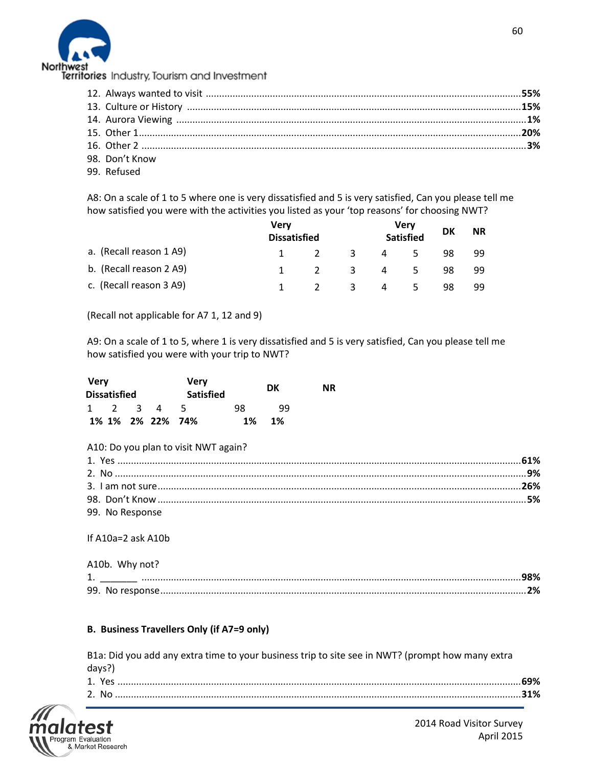12. Always wanted to visit ........................................................................................................ **55%**
13. Culture or History ................................................................................................................ **15%**
14. Aurora Viewing ...................................................................................................................... **1%**
15. Other 1.................................................................................................................................. **20%**
16. Other 2 ................................................................................................................................... **3%**
98. Don't Know
99. Refused

A8: On a scale of 1 to 5 where one is very dissatisfied and 5 is very satisfied, Can you please tell me how satisfied you were with the activities you listed as your 'top reasons' for choosing NWT?

| | Very Dissatisfied | | | | Very Satisfied | DK | NR |
|---|---|---|---|---|---|---|---|
| a. (Recall reason 1 A9) | 1 | 2 | 3 | 4 | 5 | 98 | 99 |
| b. (Recall reason 2 A9) | 1 | 2 | 3 | 4 | 5 | 98 | 99 |
| c. (Recall reason 3 A9) | 1 | 2 | 3 | 4 | 5 | 98 | 99 |

(Recall not applicable for A7 1, 12 and 9)

A9: On a scale of 1 to 5, where 1 is very dissatisfied and 5 is very satisfied, Can you please tell me how satisfied you were with your trip to NWT?

| Very Dissatisfied | | | | Very Satisfied | DK | NR |
|---|---|---|---|---|---|---|
| 1 | 2 | 3 | 4 | 5 | 98 | 99 |
| **1%** | **1%** | **2%** | **22%** | **74%** | **1%** | **1%** |

A10: Do you plan to visit NWT again?

1. Yes ............................................................................................................................................ **61%**
2. No ............................................................................................................................................... **9%**
3. I am not sure............................................................................................................................ **26%**

98. Don't Know ............................................................................................................................... **5%**
99. No Response

If A10a=2 ask A10b

A10b. Why not?

1. _______ ....................................................................................................................................... **98%**

99. No response.................................................................................................................................. **2%**

**B. Business Travellers Only (if A7=9 only)**

B1a: Did you add any extra time to your business trip to site see in NWT? (prompt how many extra days?)

1. Yes ............................................................................................................................................ **69%**
2. No ............................................................................................................................................. **31%**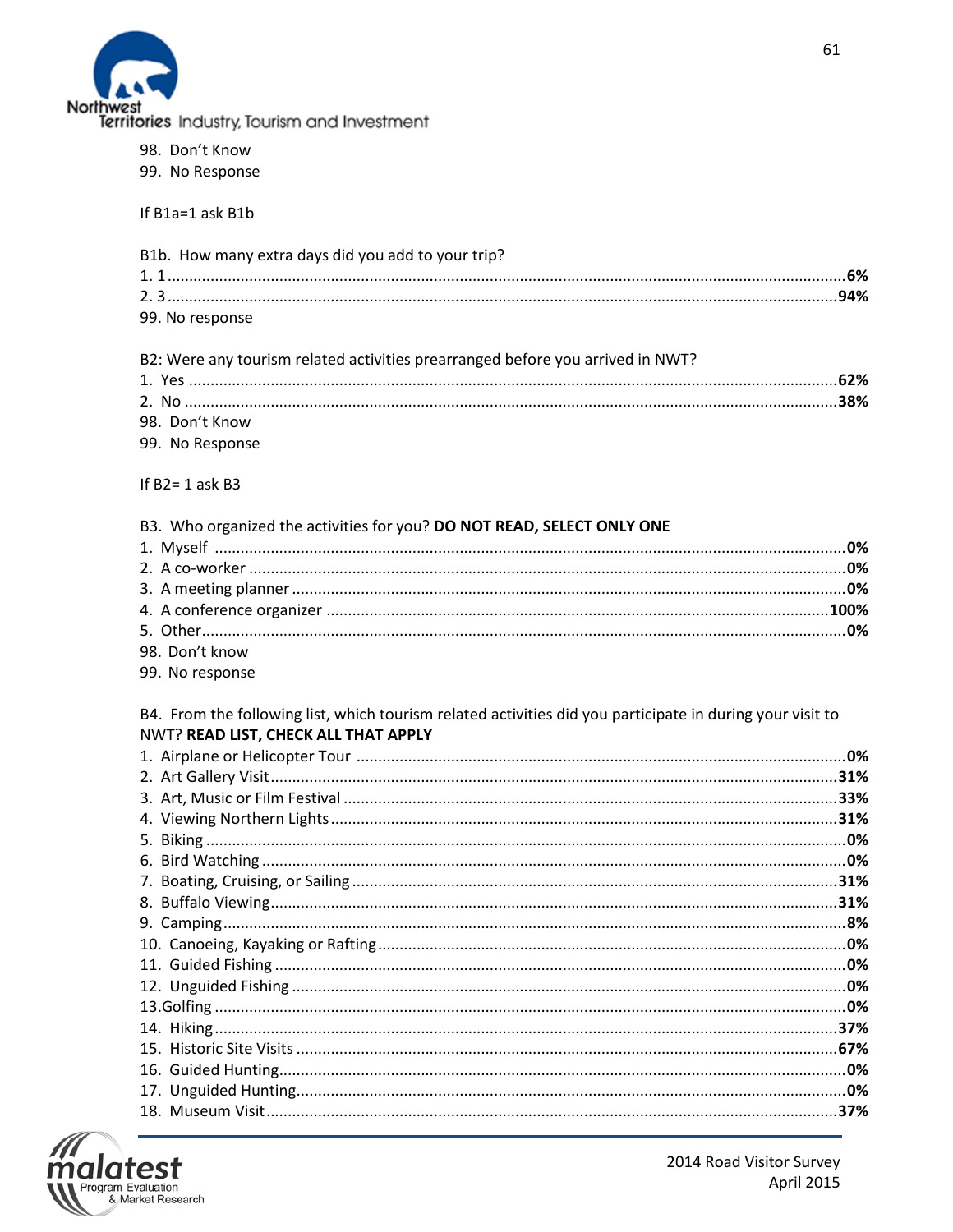98. Don't Know
99. No Response

If B1a=1 ask B1b

B1b. How many extra days did you add to your trip?
1. 1 ........................................................................................................................................6%
2. 3 ......................................................................................................................................94%
99. No response

B2: Were any tourism related activities prearranged before you arrived in NWT?
1. Yes ..................................................................................................................................62%
2. No ....................................................................................................................................38%
98. Don't Know
99. No Response

If B2= 1 ask B3

B3. Who organized the activities for you? **DO NOT READ, SELECT ONLY ONE**
1. Myself ..............................................................................................................................0%
2. A co-worker ......................................................................................................................0%
3. A meeting planner .............................................................................................................0%
4. A conference organizer ...................................................................................................100%
5. Other.................................................................................................................................0%
98. Don't know
99. No response

B4. From the following list, which tourism related activities did you participate in during your visit to NWT? **READ LIST, CHECK ALL THAT APPLY**
1. Airplane or Helicopter Tour ...............................................................................................0%
2. Art Gallery Visit.................................................................................................................31%
3. Art, Music or Film Festival .................................................................................................33%
4. Viewing Northern Lights ...................................................................................................31%
5. Biking ................................................................................................................................0%
6. Bird Watching ....................................................................................................................0%
7. Boating, Cruising, or Sailing ...............................................................................................31%
8. Buffalo Viewing.................................................................................................................31%
9. Camping.............................................................................................................................8%
10. Canoeing, Kayaking or Rafting ..........................................................................................0%
11. Guided Fishing .................................................................................................................0%
12. Unguided Fishing .............................................................................................................0%
13.Golfing ..............................................................................................................................0%
14. Hiking .............................................................................................................................37%
15. Historic Site Visits ...........................................................................................................67%
16. Guided Hunting................................................................................................................0%
17. Unguided Hunting.............................................................................................................0%
18. Museum Visit ..................................................................................................................37%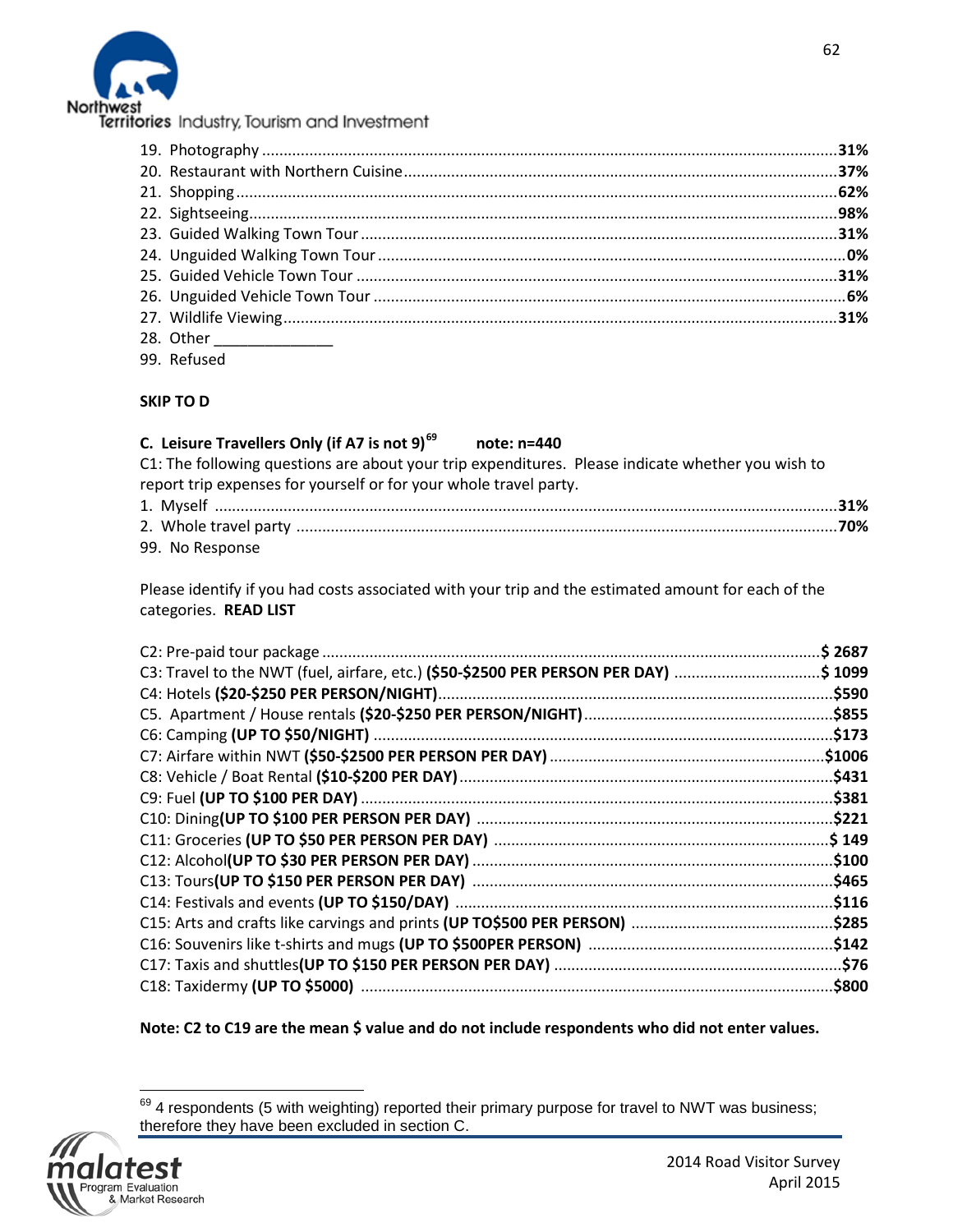19. Photography ....................................................................................................31%
20. Restaurant with Northern Cuisine ....................................................................37%
21. Shopping ..........................................................................................................62%
22. Sightseeing........................................................................................................98%
23. Guided Walking Town Tour ..............................................................................31%
24. Unguided Walking Town Tour ............................................................................0%
25. Guided Vehicle Town Tour ................................................................................31%
26. Unguided Vehicle Town Tour ..............................................................................6%
27. Wildlife Viewing.................................................................................................31%
28. Other ______________
99. Refused

**SKIP TO D**

**C. Leisure Travellers Only (if A7 is not 9)[69] note: n=440**

C1: The following questions are about your trip expenditures. Please indicate whether you wish to report trip expenses for yourself or for your whole travel party.

1. Myself ...............................................................................................................31%
2. Whole travel party .............................................................................................70%

99. No Response

Please identify if you had costs associated with your trip and the estimated amount for each of the categories. **READ LIST**

C2: Pre-paid tour package ..................................................................................................$ 2687
C3: Travel to the NWT (fuel, airfare, etc.) **($50-$2500 PER PERSON PER DAY)** ..................................$ 1099
C4: Hotels **($20-$250 PER PERSON/NIGHT)**...........................................................................$590
C5. Apartment / House rentals **($20-$250 PER PERSON/NIGHT)**..........................................$855
C6: Camping **(UP TO $50/NIGHT)** ..........................................................................................$173
C7: Airfare within NWT **($50-$2500 PER PERSON PER DAY)** ...............................................$1006
C8: Vehicle / Boat Rental **($10-$200 PER DAY)**.........................................................................$431
C9: Fuel **(UP TO $100 PER DAY)** ...............................................................................................$381
C10: Dining**(UP TO $100 PER PERSON PER DAY)** ....................................................................$221
C11: Groceries **(UP TO $50 PER PERSON PER DAY)** ...............................................................$ 149
C12: Alcohol**(UP TO $30 PER PERSON PER DAY)** ....................................................................$100
C13: Tours**(UP TO $150 PER PERSON PER DAY)** .....................................................................$465
C14: Festivals and events **(UP TO $150/DAY)** ..........................................................................$116
C15: Arts and crafts like carvings and prints **(UP TO$500 PER PERSON)** ...............................$285
C16: Souvenirs like t-shirts and mugs **(UP TO $500PER PERSON)** .........................................$142
C17: Taxis and shuttles**(UP TO $150 PER PERSON PER DAY)** ....................................................$76
C18: Taxidermy **(UP TO $5000)** ................................................................................................$800

**Note: C2 to C19 are the mean $ value and do not include respondents who did not enter values.**

[69] 4 respondents (5 with weighting) reported their primary purpose for travel to NWT was business; therefore they have been excluded in section C.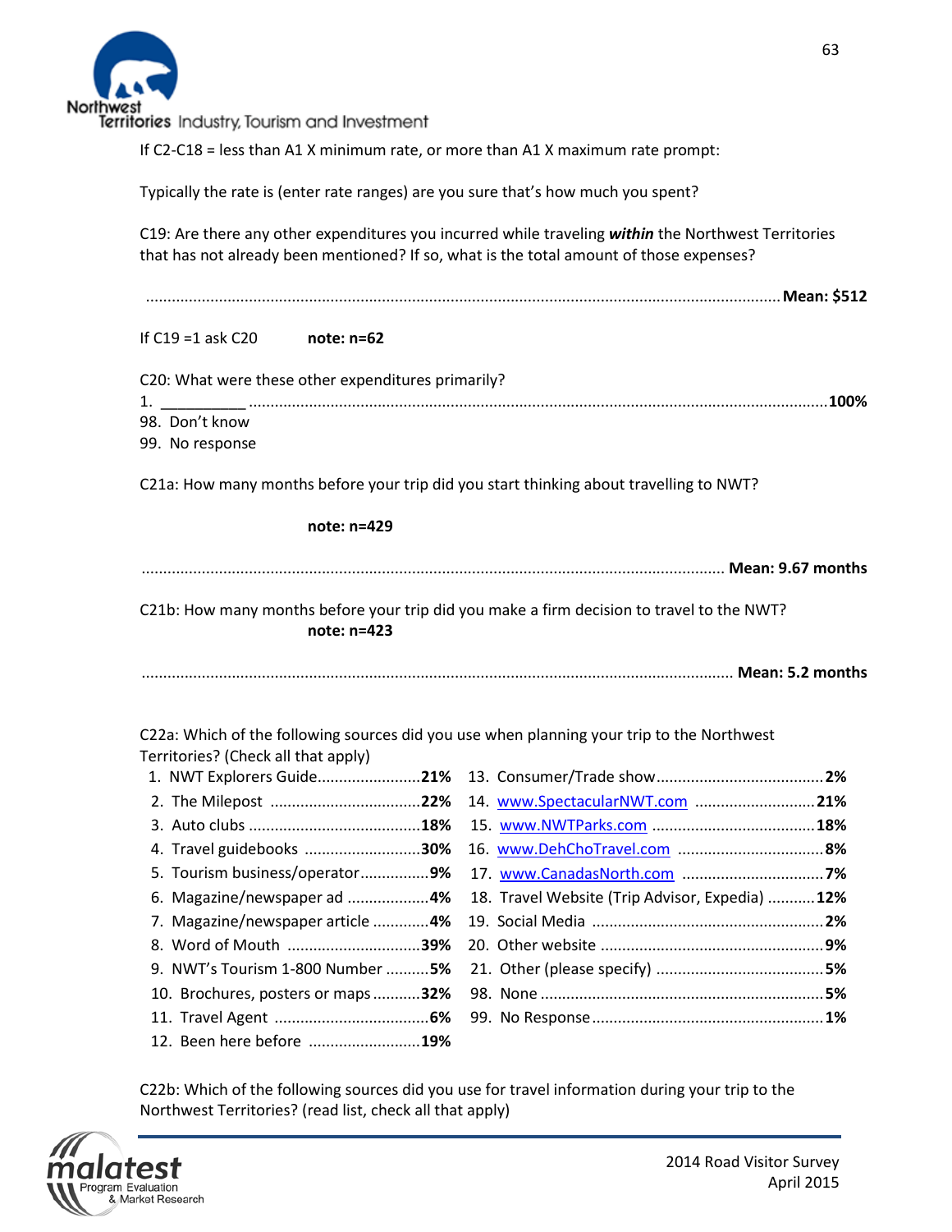If C2-C18 = less than A1 X minimum rate, or more than A1 X maximum rate prompt:

Typically the rate is (enter rate ranges) are you sure that's how much you spent?

C19: Are there any other expenditures you incurred while traveling ***within*** the Northwest Territories that has not already been mentioned? If so, what is the total amount of those expenses?

........................................................................................................................................... **Mean: $512**

If C19 =1 ask C20 **note: n=62**

C20: What were these other expenditures primarily?

1. __________ ........................................................................................................................... **100%**

98. Don't know

99. No response

C21a: How many months before your trip did you start thinking about travelling to NWT?

**note: n=429**

........................................................................................................................................... **Mean: 9.67 months**

C21b: How many months before your trip did you make a firm decision to travel to the NWT?
**note: n=423**

........................................................................................................................................... **Mean: 5.2 months**

C22a: Which of the following sources did you use when planning your trip to the Northwest Territories? (Check all that apply)

1. NWT Explorers Guide........................**21%**
2. The Milepost ...................................**22%**
3. Auto clubs ........................................**18%**
4. Travel guidebooks ...........................**30%**
5. Tourism business/operator................**9%**
6. Magazine/newspaper ad ...................**4%**
7. Magazine/newspaper article .............**4%**
8. Word of Mouth ...............................**39%**
9. NWT's Tourism 1-800 Number ..........**5%**
10. Brochures, posters or maps ...........**32%**
11. Travel Agent ....................................**6%**
12. Been here before ..........................**19%**
13. Consumer/Trade show.......................................**2%**
14. www.SpectacularNWT.com ............................**21%**
15. www.NWTParks.com ......................................**18%**
16. www.DehChoTravel.com ..................................**8%**
17. www.CanadasNorth.com .................................**7%**
18. Travel Website (Trip Advisor, Expedia) ...........**12%**
19. Social Media ......................................................**2%**
20. Other website ....................................................**9%**
21. Other (please specify) .......................................**5%**

98. None ...................................................................**5%**

99. No Response.......................................................**1%**

C22b: Which of the following sources did you use for travel information during your trip to the Northwest Territories? (read list, check all that apply)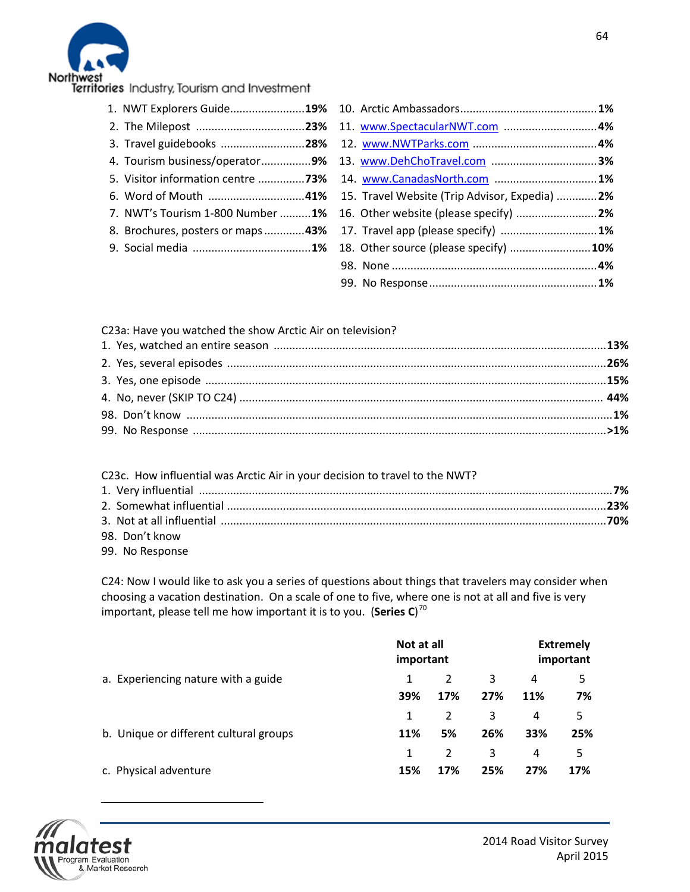1. NWT Explorers Guide........................**19%**
2. The Milepost ..................................**23%**
3. Travel guidebooks ...........................**28%**
4. Tourism business/operator................**9%**
5. Visitor information centre ...............**73%**
6. Word of Mouth ...............................**41%**
7. NWT's Tourism 1-800 Number ..........**1%**
8. Brochures, posters or maps .............**43%**
9. Social media .....................................**1%**
10. Arctic Ambassadors............................................**1%**
11. www.SpectacularNWT.com ..............................**4%**
12. www.NWTParks.com ........................................**4%**
13. www.DehChoTravel.com ..................................**3%**
14. www.CanadasNorth.com .................................**1%**
15. Travel Website (Trip Advisor, Expedia) .............**2%**
16. Other website (please specify) ..........................**2%**
17. Travel app (please specify) ...............................**1%**
18. Other source (please specify) ..........................**10%**

98. None .................................................................**4%**

99. No Response ......................................................**1%**

C23a: Have you watched the show Arctic Air on television?

1. Yes, watched an entire season .........................................................................................**13%**
2. Yes, several episodes .......................................................................................................**26%**
3. Yes, one episode ...............................................................................................................**15%**
4. No, never (SKIP TO C24) ................................................................................................. **44%**

98. Don't know ......................................................................................................................**1%**

99. No Response ...................................................................................................................**>1%**

C23c. How influential was Arctic Air in your decision to travel to the NWT?

1. Very influential ...................................................................................................................**7%**
2. Somewhat influential ........................................................................................................**23%**
3. Not at all influential ..........................................................................................................**70%**

98. Don't know

99. No Response

C24: Now I would like to ask you a series of questions about things that travelers may consider when choosing a vacation destination. On a scale of one to five, where one is not at all and five is very important, please tell me how important it is to you. (**Series C**)[70]

| | Not at all important 1 | 2 | 3 | 4 | Extremely important 5 |
|---|---|---|---|---|---|
| a. Experiencing nature with a guide | **39%** | **17%** | **27%** | **11%** | **7%** |
| b. Unique or different cultural groups | **11%** | **5%** | **26%** | **33%** | **25%** |
| c. Physical adventure | **15%** | **17%** | **25%** | **27%** | **17%** |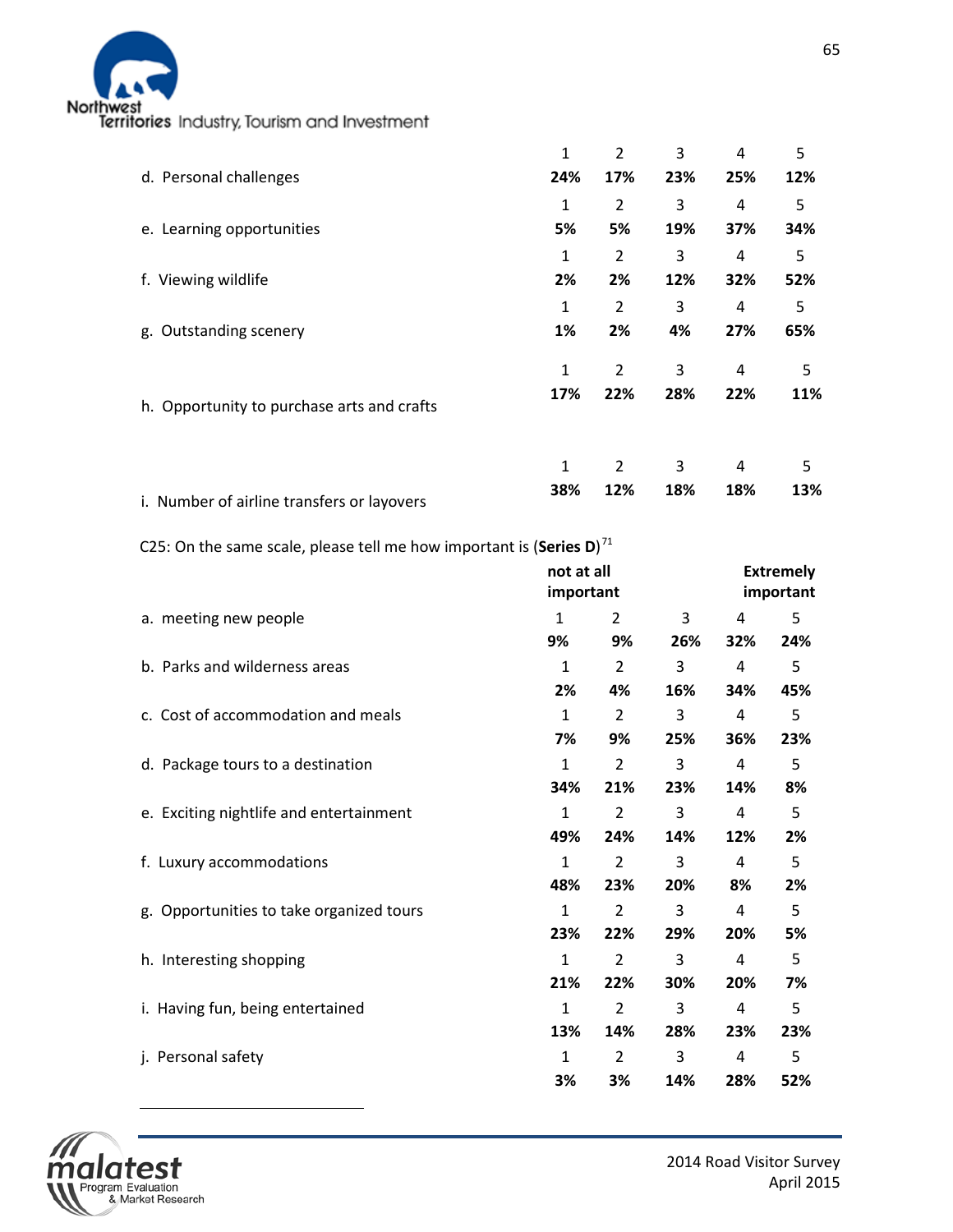| | 1 | 2 | 3 | 4 | 5 |
|---|---|---|---|---|---|
| d. Personal challenges | **24%** | **17%** | **23%** | **25%** | **12%** |
| e. Learning opportunities | **5%** | **5%** | **19%** | **37%** | **34%** |
| f. Viewing wildlife | **2%** | **2%** | **12%** | **32%** | **52%** |
| g. Outstanding scenery | **1%** | **2%** | **4%** | **27%** | **65%** |
| h. Opportunity to purchase arts and crafts | **17%** | **22%** | **28%** | **22%** | **11%** |
| i. Number of airline transfers or layovers | **38%** | **12%** | **18%** | **18%** | **13%** |

C25: On the same scale, please tell me how important is (**Series D**)[71]

| | 1 (**not at all important**) | 2 | 3 | 4 | 5 (**Extremely important**) |
|---|---|---|---|---|---|
| a. meeting new people | **9%** | **9%** | **26%** | **32%** | **24%** |
| b. Parks and wilderness areas | **2%** | **4%** | **16%** | **34%** | **45%** |
| c. Cost of accommodation and meals | **7%** | **9%** | **25%** | **36%** | **23%** |
| d. Package tours to a destination | **34%** | **21%** | **23%** | **14%** | **8%** |
| e. Exciting nightlife and entertainment | **49%** | **24%** | **14%** | **12%** | **2%** |
| f. Luxury accommodations | **48%** | **23%** | **20%** | **8%** | **2%** |
| g. Opportunities to take organized tours | **23%** | **22%** | **29%** | **20%** | **5%** |
| h. Interesting shopping | **21%** | **22%** | **30%** | **20%** | **7%** |
| i. Having fun, being entertained | **13%** | **14%** | **28%** | **23%** | **23%** |
| j. Personal safety | **3%** | **3%** | **14%** | **28%** | **52%** |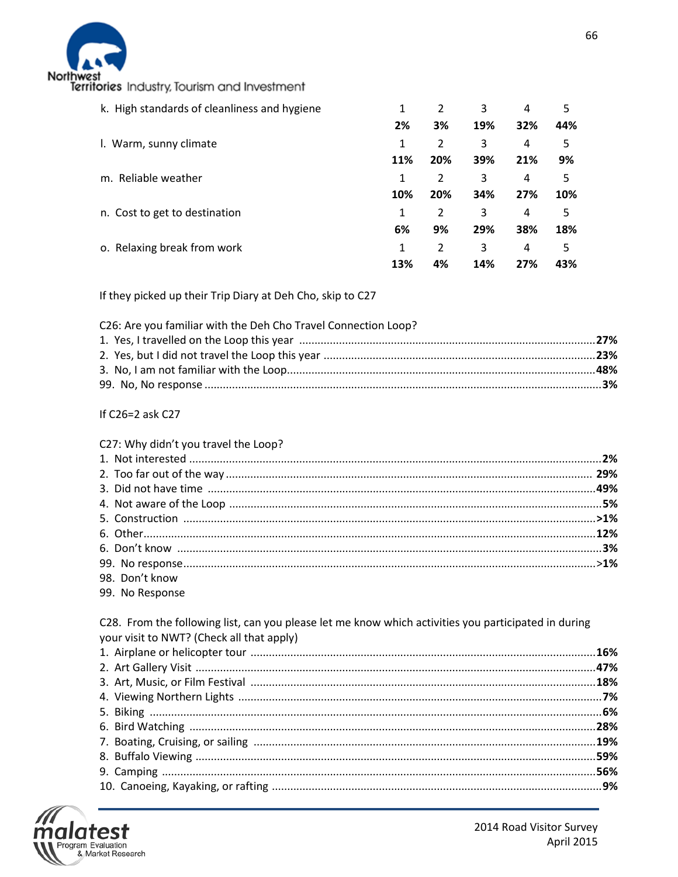| | 1 | 2 | 3 | 4 | 5 |
|---|---|---|---|---|---|
| k. High standards of cleanliness and hygiene | **2%** | **3%** | **19%** | **32%** | **44%** |
| l. Warm, sunny climate | **11%** | **20%** | **39%** | **21%** | **9%** |
| m. Reliable weather | **10%** | **20%** | **34%** | **27%** | **10%** |
| n. Cost to get to destination | **6%** | **9%** | **29%** | **38%** | **18%** |
| o. Relaxing break from work | **13%** | **4%** | **14%** | **27%** | **43%** |

If they picked up their Trip Diary at Deh Cho, skip to C27

C26: Are you familiar with the Deh Cho Travel Connection Loop?

1. Yes, I travelled on the Loop this year .......... **27%**
2. Yes, but I did not travel the Loop this year .......... **23%**
3. No, I am not familiar with the Loop.......... **48%**
99. No, No response .......... **3%**

If C26=2 ask C27

C27: Why didn't you travel the Loop?

1. Not interested .......... **2%**
2. Too far out of the way .......... **29%**
3. Did not have time .......... **49%**
4. Not aware of the Loop .......... **5%**
5. Construction .......... **>1%**
6. Other.......... **12%**
6. Don't know .......... **3%**
99. No response.......... **>1%**
98. Don't know
99. No Response

C28. From the following list, can you please let me know which activities you participated in during your visit to NWT? (Check all that apply)

1. Airplane or helicopter tour .......... **16%**
2. Art Gallery Visit .......... **47%**
3. Art, Music, or Film Festival .......... **18%**
4. Viewing Northern Lights .......... **7%**
5. Biking .......... **6%**
6. Bird Watching .......... **28%**
7. Boating, Cruising, or sailing .......... **19%**
8. Buffalo Viewing .......... **59%**
9. Camping .......... **56%**
10. Canoeing, Kayaking, or rafting .......... **9%**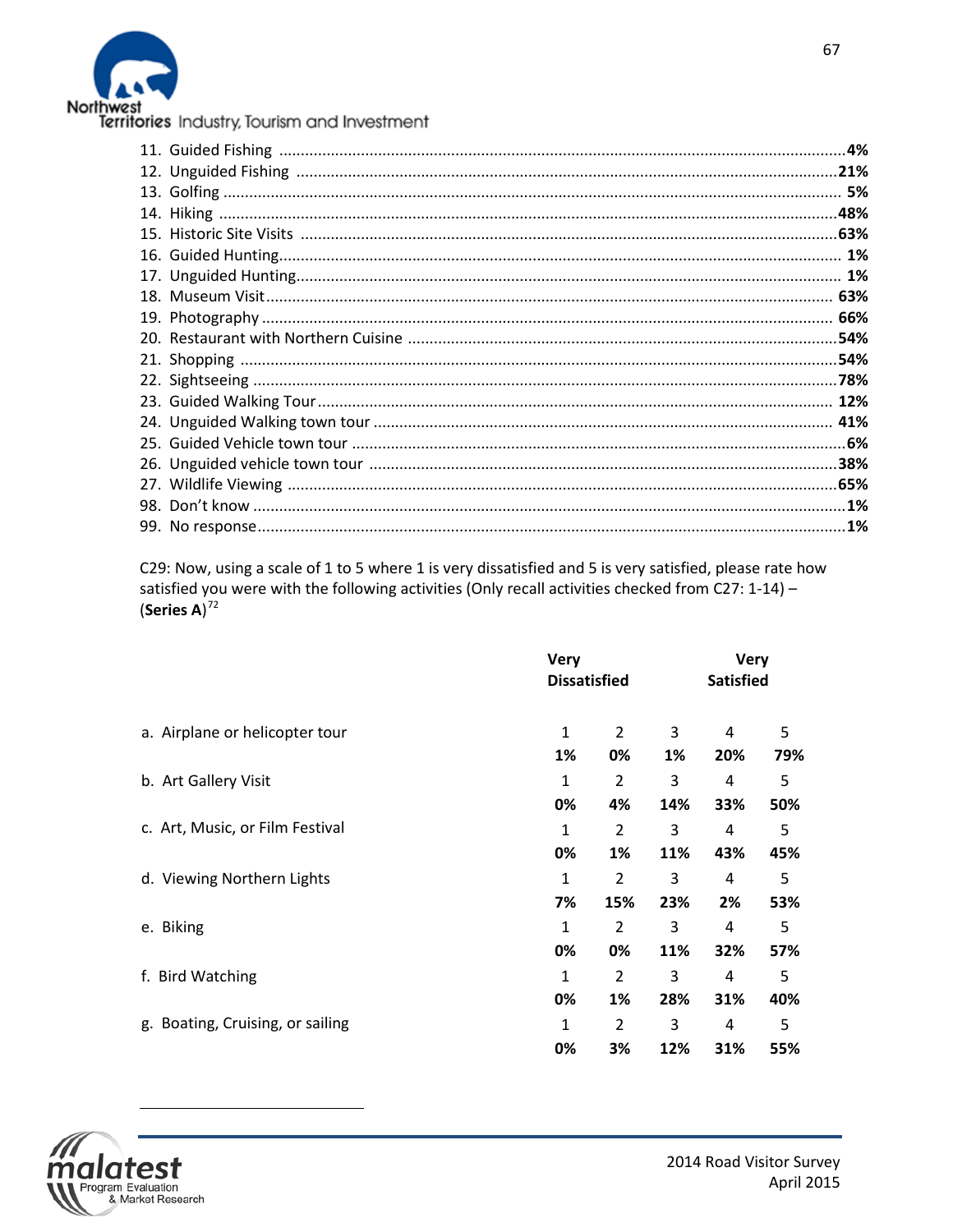11. Guided Fishing ....................................................................................................4%
12. Unguided Fishing ..............................................................................................21%
13. Golfing ................................................................................................................ 5%
14. Hiking ................................................................................................................48%
15. Historic Site Visits ............................................................................................63%
16. Guided Hunting.................................................................................................... 1%
17. Unguided Hunting................................................................................................ 1%
18. Museum Visit...................................................................................................... 63%
19. Photography ....................................................................................................... 66%
20. Restaurant with Northern Cuisine ....................................................................54%
21. Shopping ............................................................................................................54%
22. Sightseeing .........................................................................................................78%
23. Guided Walking Tour ......................................................................................... 12%
24. Unguided Walking town tour ............................................................................ 41%
25. Guided Vehicle town tour ....................................................................................6%
26. Unguided vehicle town tour ..............................................................................38%
27. Wildlife Viewing .................................................................................................65%
98. Don't know ..........................................................................................................1%
99. No response.........................................................................................................1%

C29: Now, using a scale of 1 to 5 where 1 is very dissatisfied and 5 is very satisfied, please rate how satisfied you were with the following activities (Only recall activities checked from C27: 1-14) – (**Series A**)[72]

| | 1 (Very Dissatisfied) | 2 | 3 | 4 | 5 (Very Satisfied) |
|---|---|---|---|---|---|
| a. Airplane or helicopter tour | **1%** | **0%** | **1%** | **20%** | **79%** |
| b. Art Gallery Visit | **0%** | **4%** | **14%** | **33%** | **50%** |
| c. Art, Music, or Film Festival | **0%** | **1%** | **11%** | **43%** | **45%** |
| d. Viewing Northern Lights | **7%** | **15%** | **23%** | **2%** | **53%** |
| e. Biking | **0%** | **0%** | **11%** | **32%** | **57%** |
| f. Bird Watching | **0%** | **1%** | **28%** | **31%** | **40%** |
| g. Boating, Cruising, or sailing | **0%** | **3%** | **12%** | **31%** | **55%** |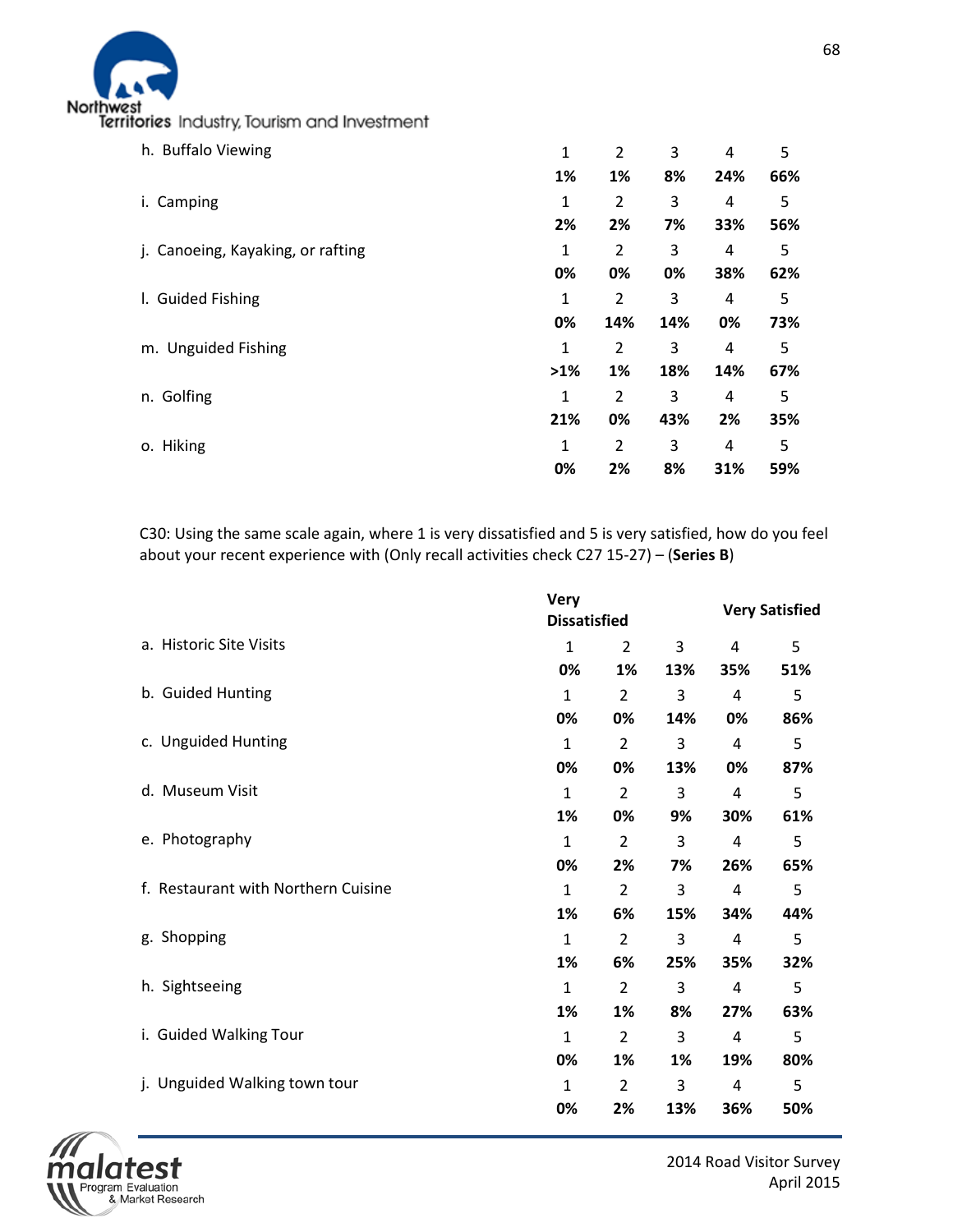| | 1 | 2 | 3 | 4 | 5 |
|---|---|---|---|---|---|
| h. Buffalo Viewing | **1%** | **1%** | **8%** | **24%** | **66%** |
| i. Camping | **2%** | **2%** | **7%** | **33%** | **56%** |
| j. Canoeing, Kayaking, or rafting | **0%** | **0%** | **0%** | **38%** | **62%** |
| l. Guided Fishing | **0%** | **14%** | **14%** | **0%** | **73%** |
| m. Unguided Fishing | **>1%** | **1%** | **18%** | **14%** | **67%** |
| n. Golfing | **21%** | **0%** | **43%** | **2%** | **35%** |
| o. Hiking | **0%** | **2%** | **8%** | **31%** | **59%** |

C30: Using the same scale again, where 1 is very dissatisfied and 5 is very satisfied, how do you feel about your recent experience with (Only recall activities check C27 15-27) – (**Series B**)

| | **Very Dissatisfied** | | | | **Very Satisfied** |
|---|---|---|---|---|---|
| | 1 | 2 | 3 | 4 | 5 |
| a. Historic Site Visits | **0%** | **1%** | **13%** | **35%** | **51%** |
| b. Guided Hunting | **0%** | **0%** | **14%** | **0%** | **86%** |
| c. Unguided Hunting | **0%** | **0%** | **13%** | **0%** | **87%** |
| d. Museum Visit | **1%** | **0%** | **9%** | **30%** | **61%** |
| e. Photography | **0%** | **2%** | **7%** | **26%** | **65%** |
| f. Restaurant with Northern Cuisine | **1%** | **6%** | **15%** | **34%** | **44%** |
| g. Shopping | **1%** | **6%** | **25%** | **35%** | **32%** |
| h. Sightseeing | **1%** | **1%** | **8%** | **27%** | **63%** |
| i. Guided Walking Tour | **0%** | **1%** | **1%** | **19%** | **80%** |
| j. Unguided Walking town tour | **0%** | **2%** | **13%** | **36%** | **50%** |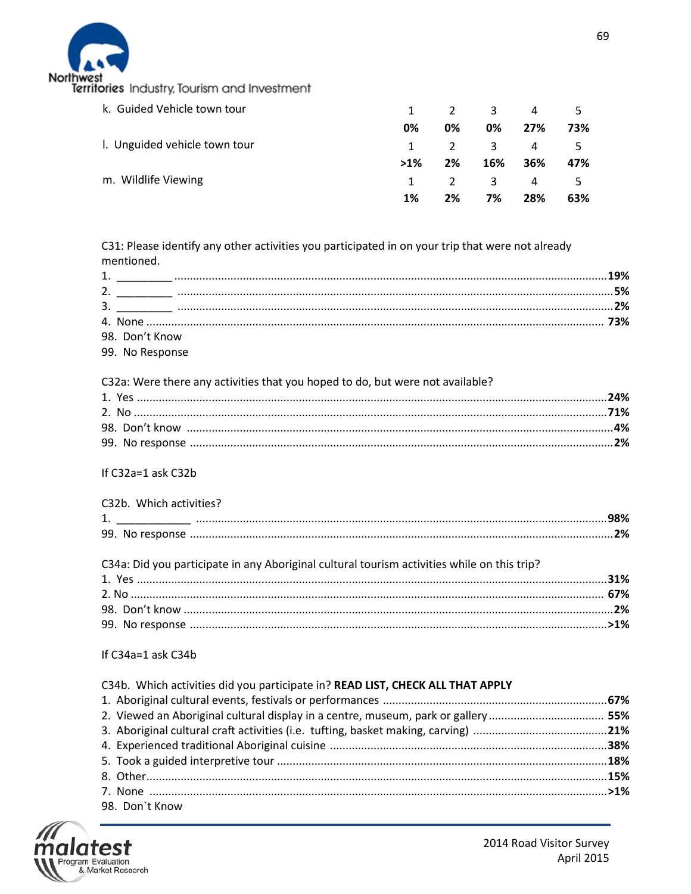| | 1 | 2 | 3 | 4 | 5 |
|---|---|---|---|---|---|
| k. Guided Vehicle town tour | **0%** | **0%** | **0%** | **27%** | **73%** |
| l. Unguided vehicle town tour | **>1%** | **2%** | **16%** | **36%** | **47%** |
| m. Wildlife Viewing | **1%** | **2%** | **7%** | **28%** | **63%** |

C31: Please identify any other activities you participated in on your trip that were not already mentioned.

1. _________ ....................................................................................................... **19%**
2. _________ ....................................................................................................... **5%**
3. _________ ....................................................................................................... **2%**
4. None ............................................................................................................... **73%**

98. Don't Know
99. No Response

C32a: Were there any activities that you hoped to do, but were not available?

1. Yes ................................................................................................................ **24%**
2. No ................................................................................................................. **71%**

98. Don't know ................................................................................................... **4%**
99. No response ................................................................................................. **2%**

If C32a=1 ask C32b

C32b. Which activities?

1. ___________ ................................................................................................. **98%**

99. No response ................................................................................................. **2%**

C34a: Did you participate in any Aboriginal cultural tourism activities while on this trip?

1. Yes ................................................................................................................ **31%**
2. No ................................................................................................................. **67%**

98. Don't know ................................................................................................... **2%**
99. No response ................................................................................................. **>1%**

If C34a=1 ask C34b

C34b. Which activities did you participate in? **READ LIST, CHECK ALL THAT APPLY**

1. Aboriginal cultural events, festivals or performances ....................................... **67%**
2. Viewed an Aboriginal cultural display in a centre, museum, park or gallery ........... **55%**
3. Aboriginal cultural craft activities (i.e. tufting, basket making, carving) .............. **21%**
4. Experienced traditional Aboriginal cuisine ........................................................ **38%**
5. Took a guided interpretive tour ........................................................................ **18%**

8. Other ............................................................................................................ **15%**

7. None ............................................................................................................. **>1%**

98. Don`t Know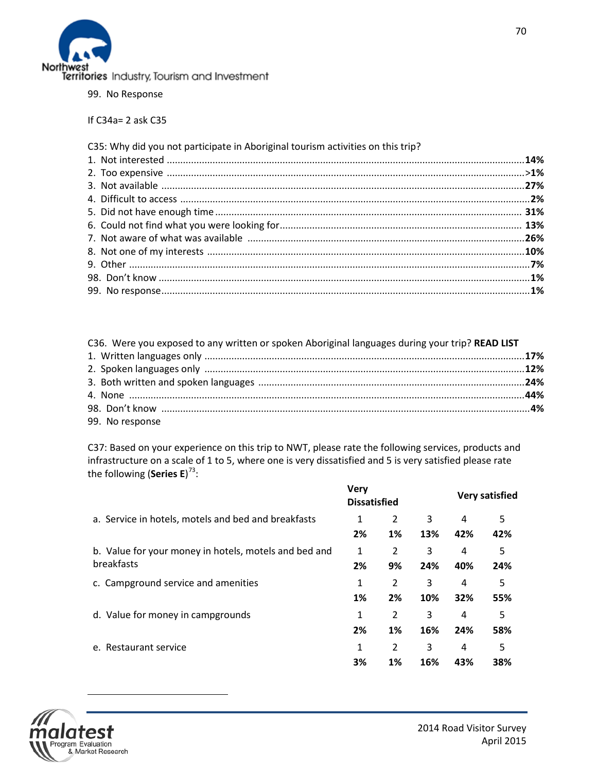99. No Response

If C34a= 2 ask C35

C35: Why did you not participate in Aboriginal tourism activities on this trip?

1. Not interested ........................................................................................................................ **14%**
2. Too expensive ........................................................................................................................ **>1%**
3. Not available ........................................................................................................................ **27%**
4. Difficult to access ........................................................................................................................ **2%**
5. Did not have enough time ........................................................................................................ **31%**
6. Could not find what you were looking for.................................................................................. **13%**
7. Not aware of what was available ............................................................................................ **26%**
8. Not one of my interests ........................................................................................................ **10%**
9. Other ........................................................................................................................ **7%**

98. Don't know ........................................................................................................................ **1%**

99. No response........................................................................................................................ **1%**

C36. Were you exposed to any written or spoken Aboriginal languages during your trip? **READ LIST**

1. Written languages only ........................................................................................................ **17%**
2. Spoken languages only ........................................................................................................ **12%**
3. Both written and spoken languages ........................................................................................ **24%**
4. None ........................................................................................................................ **44%**

98. Don't know ........................................................................................................................ **4%**

99. No response

C37: Based on your experience on this trip to NWT, please rate the following services, products and infrastructure on a scale of 1 to 5, where one is very dissatisfied and 5 is very satisfied please rate the following (**Series E**)[73]:

| | **Very Dissatisfied** | | | | **Very satisfied** |
|---|---|---|---|---|---|
| a. Service in hotels, motels and bed and breakfasts | 1 | 2 | 3 | 4 | 5 |
| | **2%** | **1%** | **13%** | **42%** | **42%** |
| b. Value for your money in hotels, motels and bed and breakfasts | 1 | 2 | 3 | 4 | 5 |
| | **2%** | **9%** | **24%** | **40%** | **24%** |
| c. Campground service and amenities | 1 | 2 | 3 | 4 | 5 |
| | **1%** | **2%** | **10%** | **32%** | **55%** |
| d. Value for money in campgrounds | 1 | 2 | 3 | 4 | 5 |
| | **2%** | **1%** | **16%** | **24%** | **58%** |
| e. Restaurant service | 1 | 2 | 3 | 4 | 5 |
| | **3%** | **1%** | **16%** | **43%** | **38%** |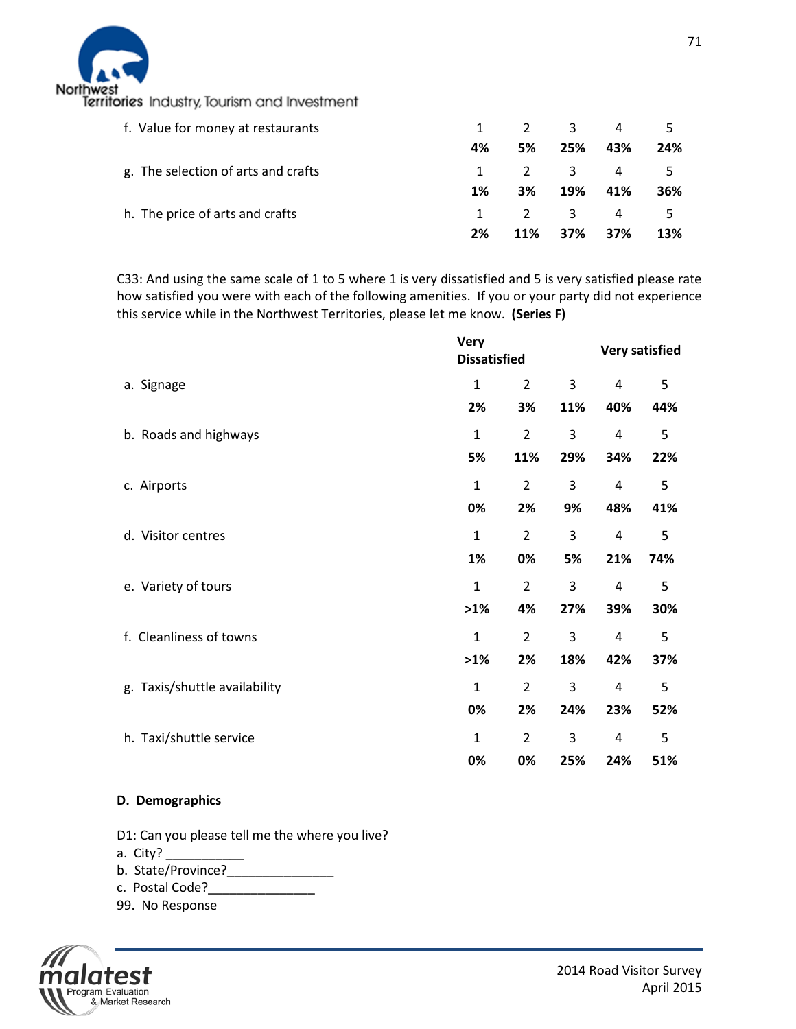| | 1 | 2 | 3 | 4 | 5 |
|---|---|---|---|---|---|
| f. Value for money at restaurants | **4%** | **5%** | **25%** | **43%** | **24%** |
| g. The selection of arts and crafts | **1%** | **3%** | **19%** | **41%** | **36%** |
| h. The price of arts and crafts | **2%** | **11%** | **37%** | **37%** | **13%** |

C33: And using the same scale of 1 to 5 where 1 is very dissatisfied and 5 is very satisfied please rate how satisfied you were with each of the following amenities. If you or your party did not experience this service while in the Northwest Territories, please let me know. **(Series F)**

| | **Very Dissatisfied** 1 | 2 | 3 | 4 | **Very satisfied** 5 |
|---|---|---|---|---|---|
| a. Signage | **2%** | **3%** | **11%** | **40%** | **44%** |
| b. Roads and highways | **5%** | **11%** | **29%** | **34%** | **22%** |
| c. Airports | **0%** | **2%** | **9%** | **48%** | **41%** |
| d. Visitor centres | **1%** | **0%** | **5%** | **21%** | **74%** |
| e. Variety of tours | **>1%** | **4%** | **27%** | **39%** | **30%** |
| f. Cleanliness of towns | **>1%** | **2%** | **18%** | **42%** | **37%** |
| g. Taxis/shuttle availability | **0%** | **2%** | **24%** | **23%** | **52%** |
| h. Taxi/shuttle service | **0%** | **0%** | **25%** | **24%** | **51%** |

**D. Demographics**

D1: Can you please tell me the where you live?

a. City? ___________
b. State/Province?_______________
c. Postal Code?_______________
99. No Response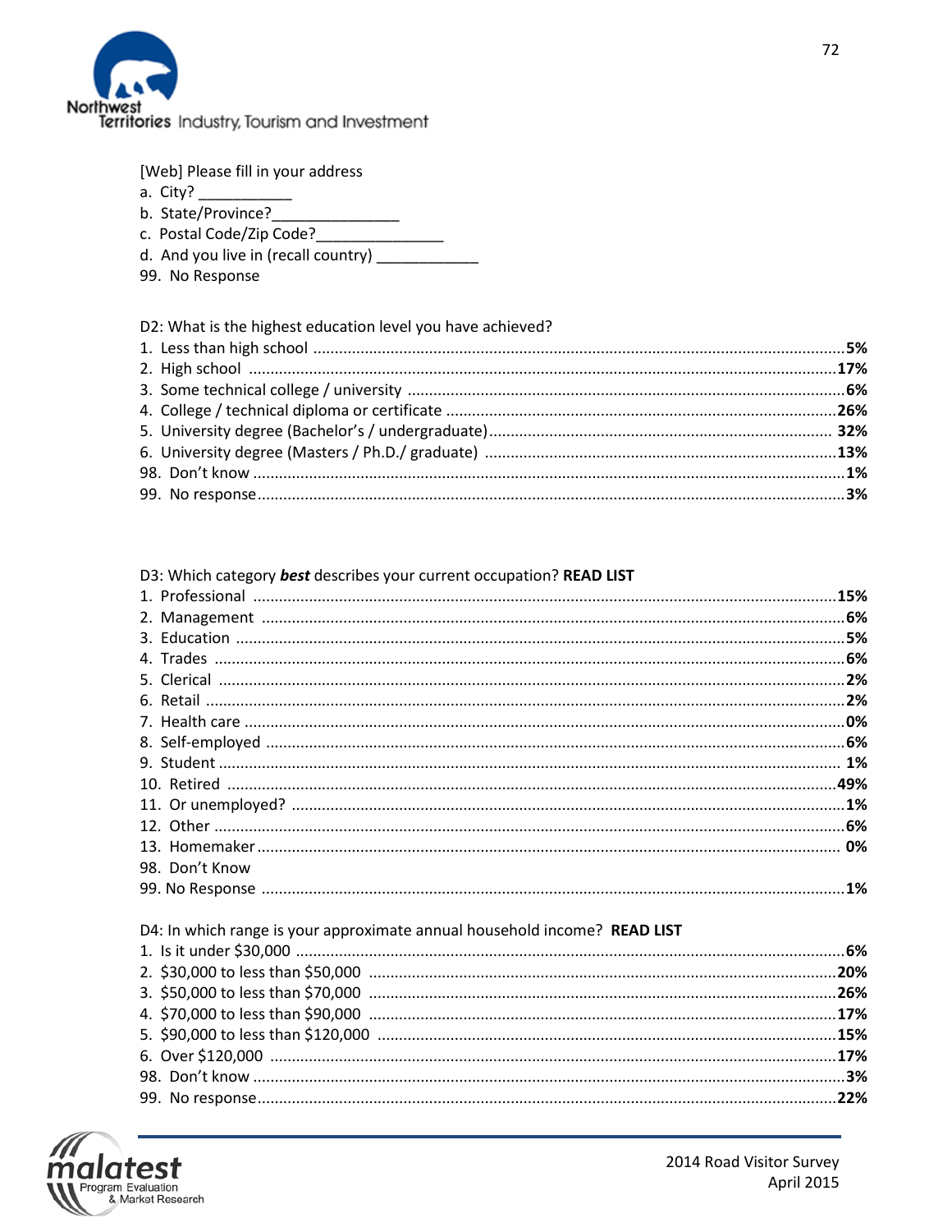[Web] Please fill in your address

a. City? ___________
b. State/Province?_______________
c. Postal Code/Zip Code?_______________
d. And you live in (recall country) ____________
99. No Response

D2: What is the highest education level you have achieved?

1. Less than high school ............................................................ **5%**
2. High school ............................................................ **17%**
3. Some technical college / university ............................................................ **6%**
4. College / technical diploma or certificate ............................................................ **26%**
5. University degree (Bachelor's / undergraduate) ............................................................ **32%**
6. University degree (Masters / Ph.D./ graduate) ............................................................ **13%**
98. Don't know ............................................................ **1%**
99. No response ............................................................ **3%**

D3: Which category ***best*** describes your current occupation? **READ LIST**

1. Professional ............................................................ **15%**
2. Management ............................................................ **6%**
3. Education ............................................................ **5%**
4. Trades ............................................................ **6%**
5. Clerical ............................................................ **2%**
6. Retail ............................................................ **2%**
7. Health care ............................................................ **0%**
8. Self-employed ............................................................ **6%**
9. Student ............................................................ **1%**
10. Retired ............................................................ **49%**
11. Or unemployed? ............................................................ **1%**
12. Other ............................................................ **6%**
13. Homemaker ............................................................ **0%**
98. Don't Know
99. No Response ............................................................ **1%**

D4: In which range is your approximate annual household income? **READ LIST**

1. Is it under $30,000 ............................................................ **6%**
2. $30,000 to less than $50,000 ............................................................ **20%**
3. $50,000 to less than $70,000 ............................................................ **26%**
4. $70,000 to less than $90,000 ............................................................ **17%**
5. $90,000 to less than $120,000 ............................................................ **15%**
6. Over $120,000 ............................................................ **17%**
98. Don't know ............................................................ **3%**
99. No response ............................................................ **22%**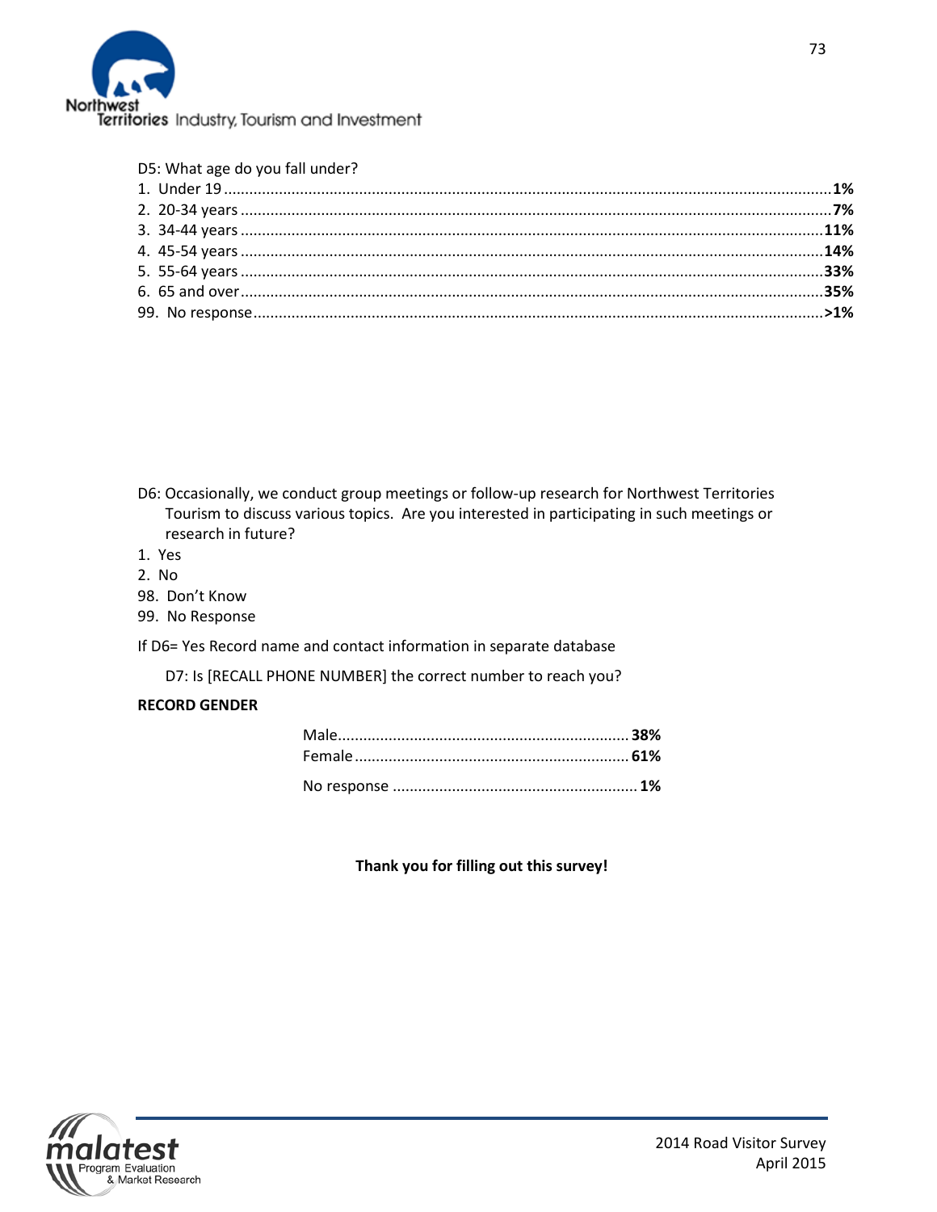D5: What age do you fall under?

1. Under 19 ............................................................ **1%**
2. 20-34 years ............................................................ **7%**
3. 34-44 years ............................................................ **11%**
4. 45-54 years ............................................................ **14%**
5. 55-64 years ............................................................ **33%**
6. 65 and over ............................................................ **35%**

99. No response ............................................................ **>1%**

D6: Occasionally, we conduct group meetings or follow-up research for Northwest Territories Tourism to discuss various topics. Are you interested in participating in such meetings or research in future?

1. Yes
2. No

98. Don't Know
99. No Response

If D6= Yes Record name and contact information in separate database

D7: Is [RECALL PHONE NUMBER] the correct number to reach you?

**RECORD GENDER**

Male ............................................................ **38%**
Female ............................................................ **61%**

No response ............................................................ **1%**

**Thank you for filling out this survey!**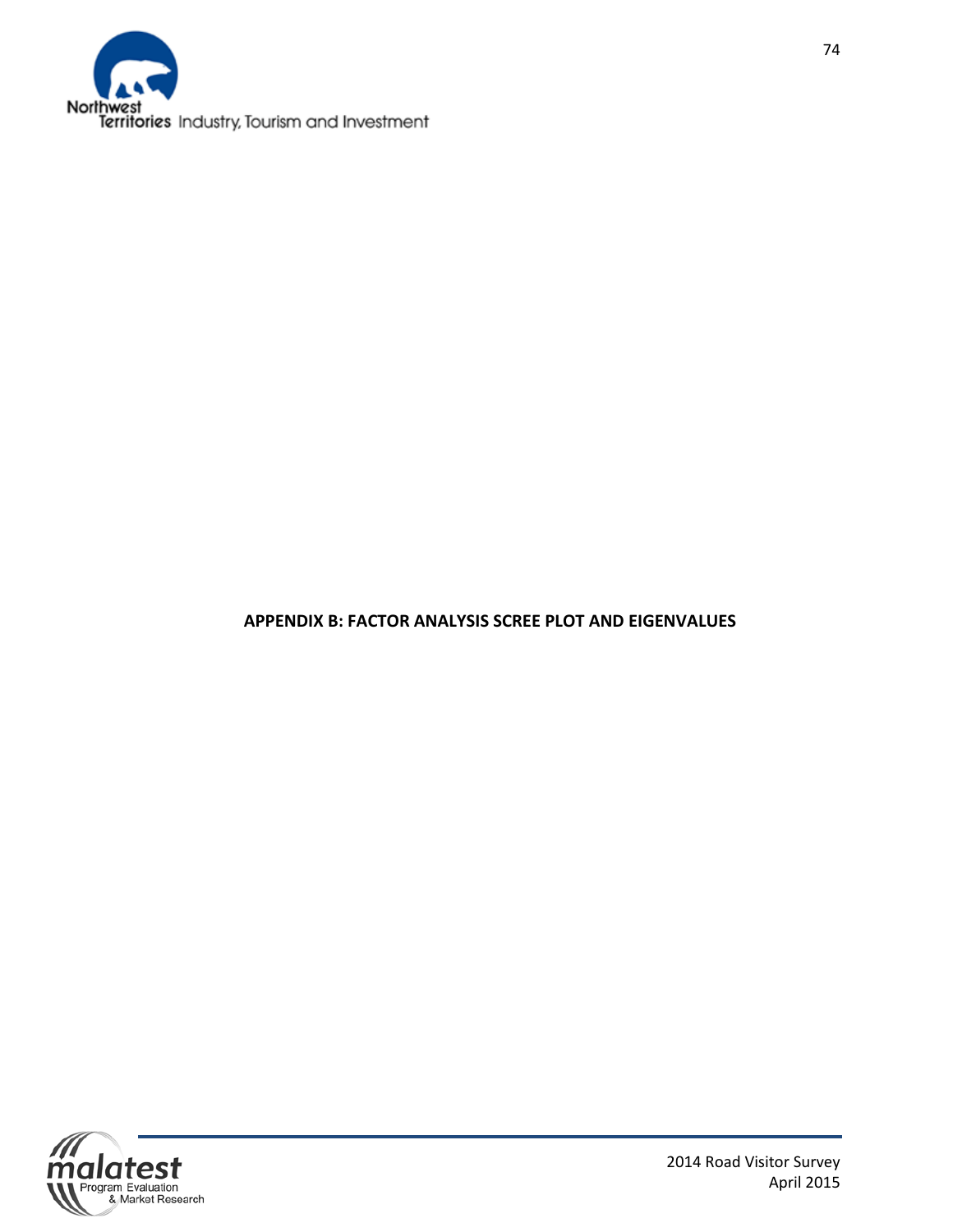# APPENDIX B: FACTOR ANALYSIS SCREE PLOT AND EIGENVALUES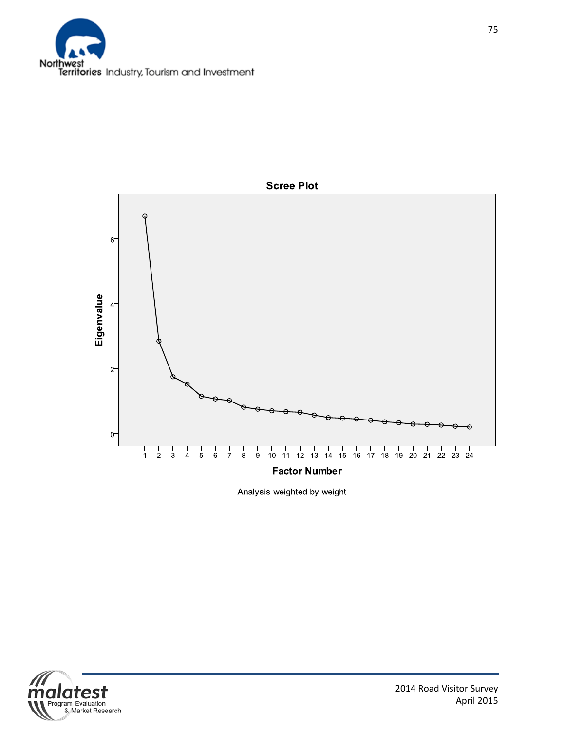**Scree Plot**

Analysis weighted by weight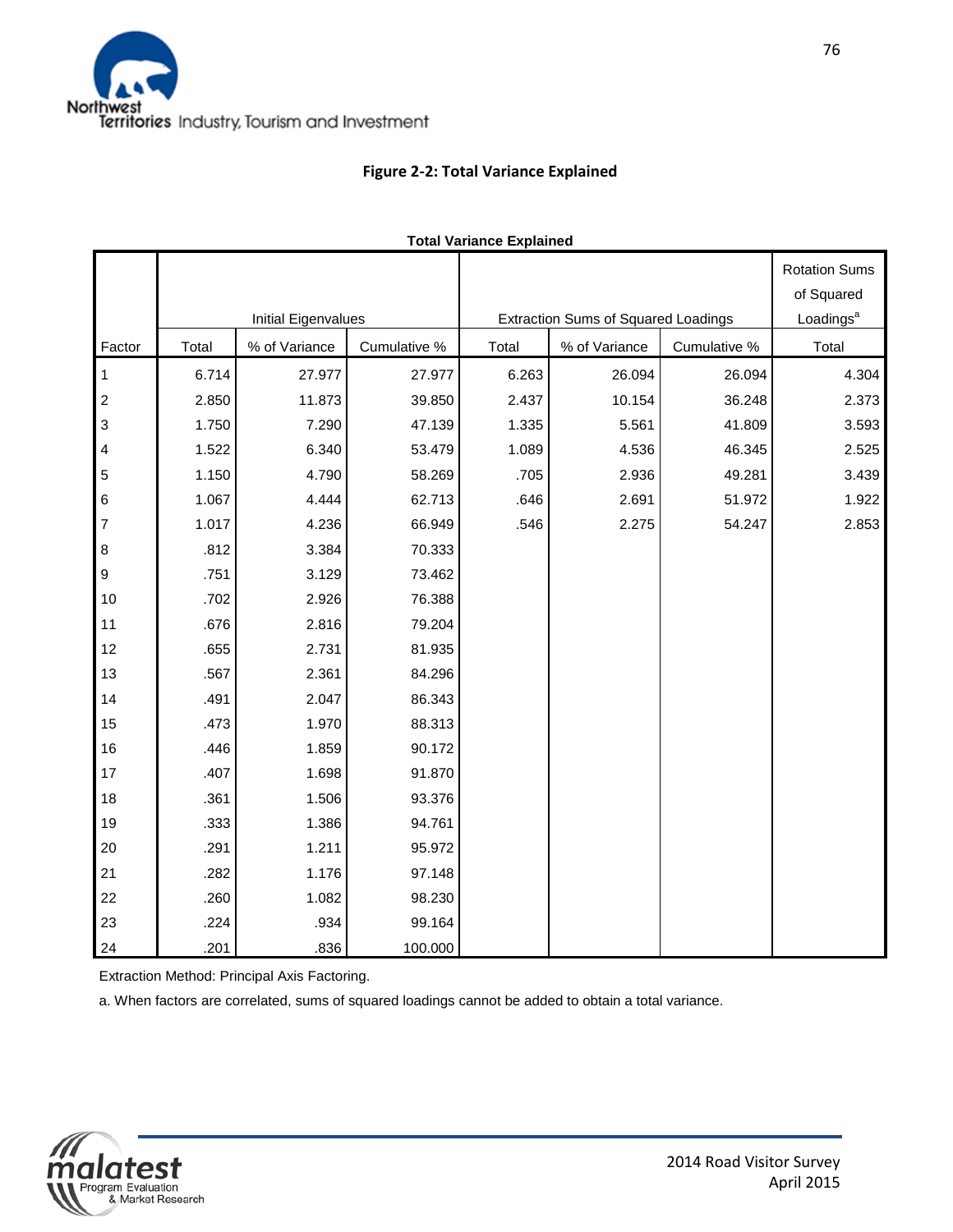### Figure 2-2: Total Variance Explained

**Total Variance Explained**

| Factor | Initial Eigenvalues | | | Extraction Sums of Squared Loadings | | | Rotation Sums of Squared Loadings[a] |
|---|---|---|---|---|---|---|---|
| | Total | % of Variance | Cumulative % | Total | % of Variance | Cumulative % | Total |
| 1 | 6.714 | 27.977 | 27.977 | 6.263 | 26.094 | 26.094 | 4.304 |
| 2 | 2.850 | 11.873 | 39.850 | 2.437 | 10.154 | 36.248 | 2.373 |
| 3 | 1.750 | 7.290 | 47.139 | 1.335 | 5.561 | 41.809 | 3.593 |
| 4 | 1.522 | 6.340 | 53.479 | 1.089 | 4.536 | 46.345 | 2.525 |
| 5 | 1.150 | 4.790 | 58.269 | .705 | 2.936 | 49.281 | 3.439 |
| 6 | 1.067 | 4.444 | 62.713 | .646 | 2.691 | 51.972 | 1.922 |
| 7 | 1.017 | 4.236 | 66.949 | .546 | 2.275 | 54.247 | 2.853 |
| 8 | .812 | 3.384 | 70.333 | | | | |
| 9 | .751 | 3.129 | 73.462 | | | | |
| 10 | .702 | 2.926 | 76.388 | | | | |
| 11 | .676 | 2.816 | 79.204 | | | | |
| 12 | .655 | 2.731 | 81.935 | | | | |
| 13 | .567 | 2.361 | 84.296 | | | | |
| 14 | .491 | 2.047 | 86.343 | | | | |
| 15 | .473 | 1.970 | 88.313 | | | | |
| 16 | .446 | 1.859 | 90.172 | | | | |
| 17 | .407 | 1.698 | 91.870 | | | | |
| 18 | .361 | 1.506 | 93.376 | | | | |
| 19 | .333 | 1.386 | 94.761 | | | | |
| 20 | .291 | 1.211 | 95.972 | | | | |
| 21 | .282 | 1.176 | 97.148 | | | | |
| 22 | .260 | 1.082 | 98.230 | | | | |
| 23 | .224 | .934 | 99.164 | | | | |
| 24 | .201 | .836 | 100.000 | | | | |

Extraction Method: Principal Axis Factoring.

a. When factors are correlated, sums of squared loadings cannot be added to obtain a total variance.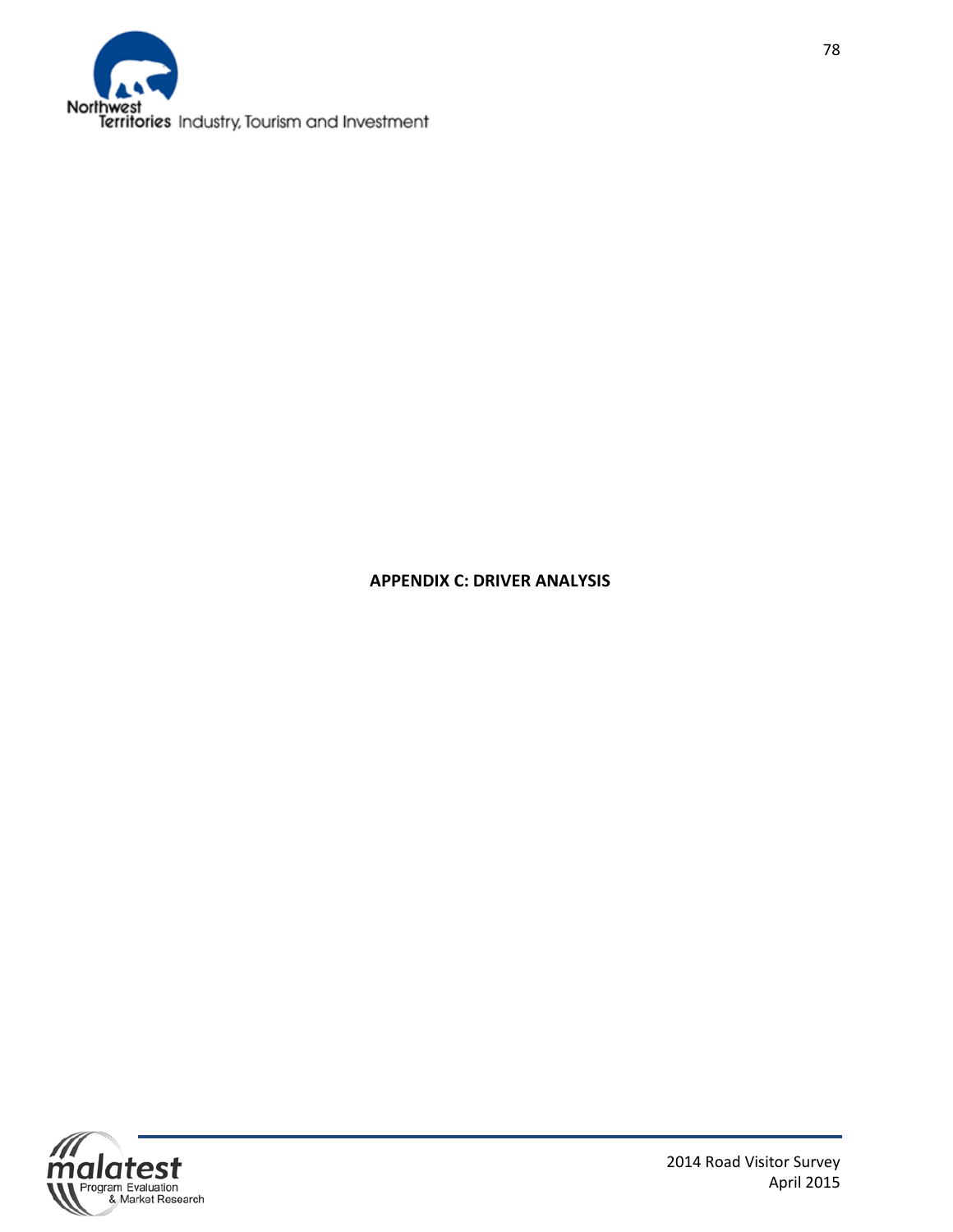# APPENDIX C: DRIVER ANALYSIS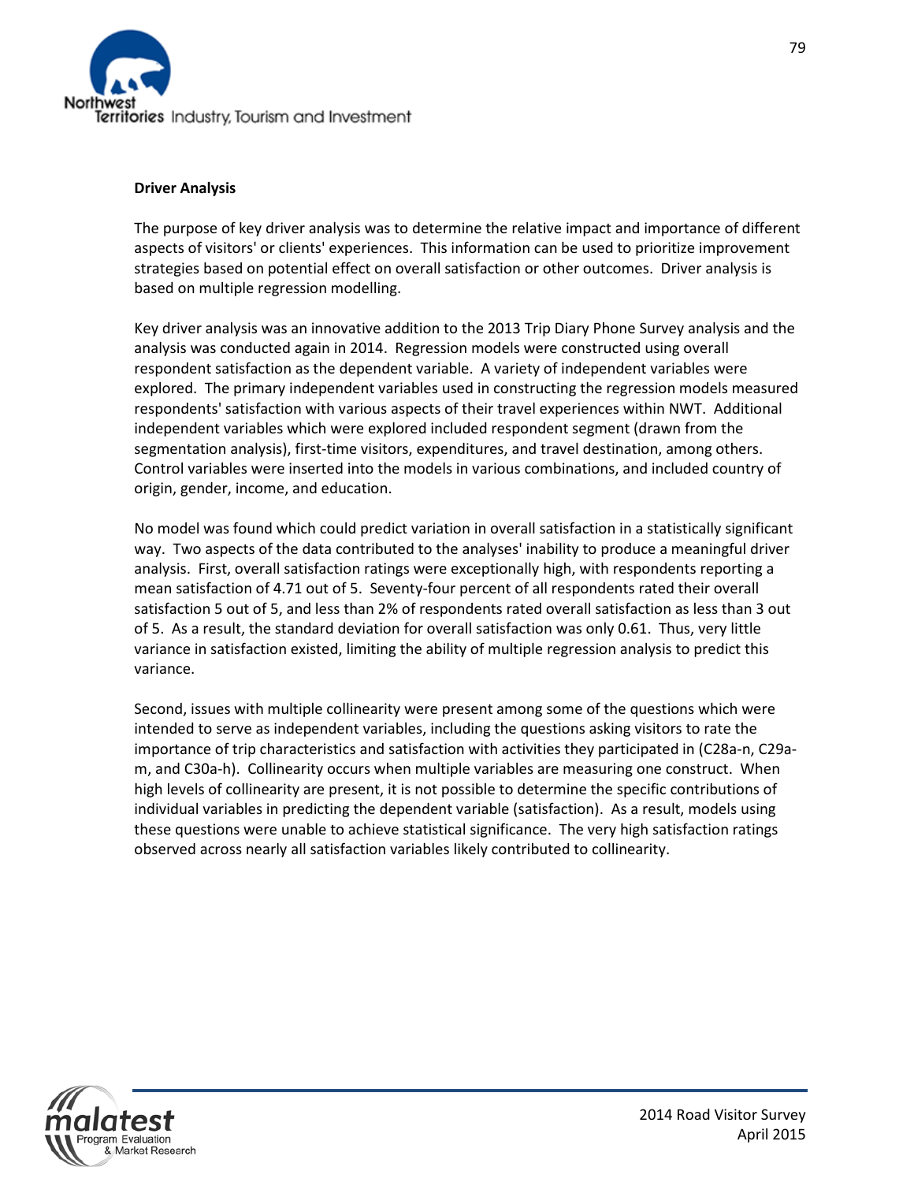**Driver Analysis**

The purpose of key driver analysis was to determine the relative impact and importance of different aspects of visitors' or clients' experiences. This information can be used to prioritize improvement strategies based on potential effect on overall satisfaction or other outcomes. Driver analysis is based on multiple regression modelling.

Key driver analysis was an innovative addition to the 2013 Trip Diary Phone Survey analysis and the analysis was conducted again in 2014. Regression models were constructed using overall respondent satisfaction as the dependent variable. A variety of independent variables were explored. The primary independent variables used in constructing the regression models measured respondents' satisfaction with various aspects of their travel experiences within NWT. Additional independent variables which were explored included respondent segment (drawn from the segmentation analysis), first-time visitors, expenditures, and travel destination, among others. Control variables were inserted into the models in various combinations, and included country of origin, gender, income, and education.

No model was found which could predict variation in overall satisfaction in a statistically significant way. Two aspects of the data contributed to the analyses' inability to produce a meaningful driver analysis. First, overall satisfaction ratings were exceptionally high, with respondents reporting a mean satisfaction of 4.71 out of 5. Seventy-four percent of all respondents rated their overall satisfaction 5 out of 5, and less than 2% of respondents rated overall satisfaction as less than 3 out of 5. As a result, the standard deviation for overall satisfaction was only 0.61. Thus, very little variance in satisfaction existed, limiting the ability of multiple regression analysis to predict this variance.

Second, issues with multiple collinearity were present among some of the questions which were intended to serve as independent variables, including the questions asking visitors to rate the importance of trip characteristics and satisfaction with activities they participated in (C28a-n, C29a-m, and C30a-h). Collinearity occurs when multiple variables are measuring one construct. When high levels of collinearity are present, it is not possible to determine the specific contributions of individual variables in predicting the dependent variable (satisfaction). As a result, models using these questions were unable to achieve statistical significance. The very high satisfaction ratings observed across nearly all satisfaction variables likely contributed to collinearity.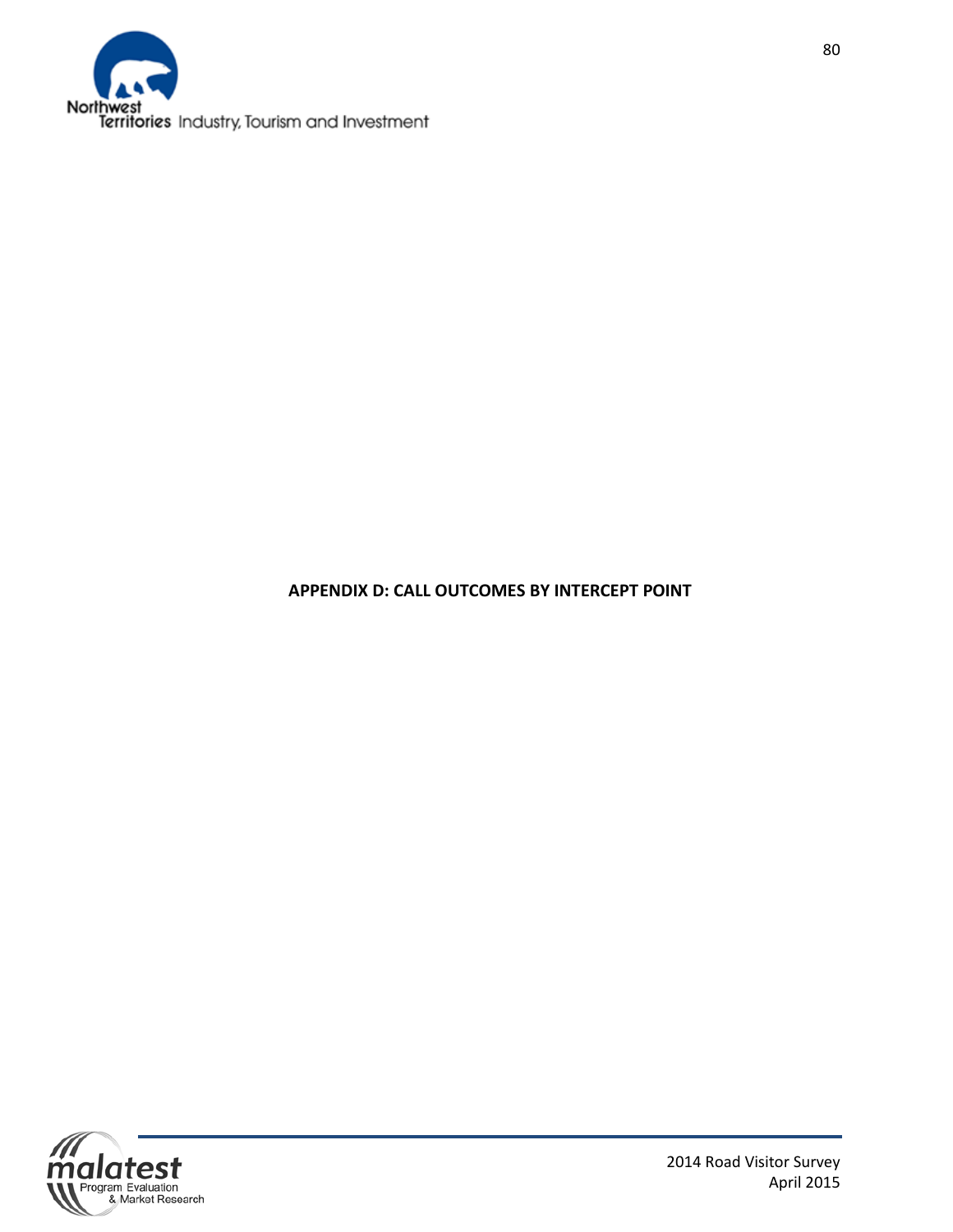# APPENDIX D: CALL OUTCOMES BY INTERCEPT POINT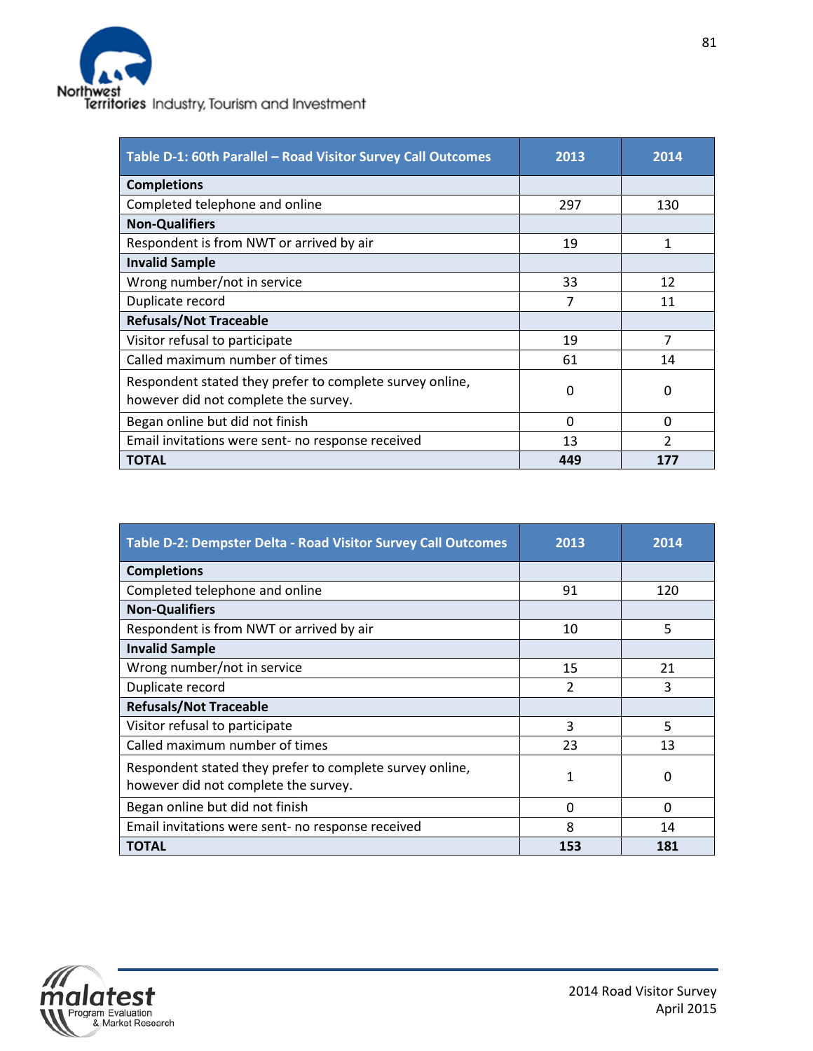| Table D-1: 60th Parallel – Road Visitor Survey Call Outcomes | 2013 | 2014 |
|---|---|---|
| **Completions** | | |
| Completed telephone and online | 297 | 130 |
| **Non-Qualifiers** | | |
| Respondent is from NWT or arrived by air | 19 | 1 |
| **Invalid Sample** | | |
| Wrong number/not in service | 33 | 12 |
| Duplicate record | 7 | 11 |
| **Refusals/Not Traceable** | | |
| Visitor refusal to participate | 19 | 7 |
| Called maximum number of times | 61 | 14 |
| Respondent stated they prefer to complete survey online, however did not complete the survey. | 0 | 0 |
| Began online but did not finish | 0 | 0 |
| Email invitations were sent- no response received | 13 | 2 |
| **TOTAL** | **449** | **177** |

| Table D-2: Dempster Delta - Road Visitor Survey Call Outcomes | 2013 | 2014 |
|---|---|---|
| **Completions** | | |
| Completed telephone and online | 91 | 120 |
| **Non-Qualifiers** | | |
| Respondent is from NWT or arrived by air | 10 | 5 |
| **Invalid Sample** | | |
| Wrong number/not in service | 15 | 21 |
| Duplicate record | 2 | 3 |
| **Refusals/Not Traceable** | | |
| Visitor refusal to participate | 3 | 5 |
| Called maximum number of times | 23 | 13 |
| Respondent stated they prefer to complete survey online, however did not complete the survey. | 1 | 0 |
| Began online but did not finish | 0 | 0 |
| Email invitations were sent- no response received | 8 | 14 |
| **TOTAL** | **153** | **181** |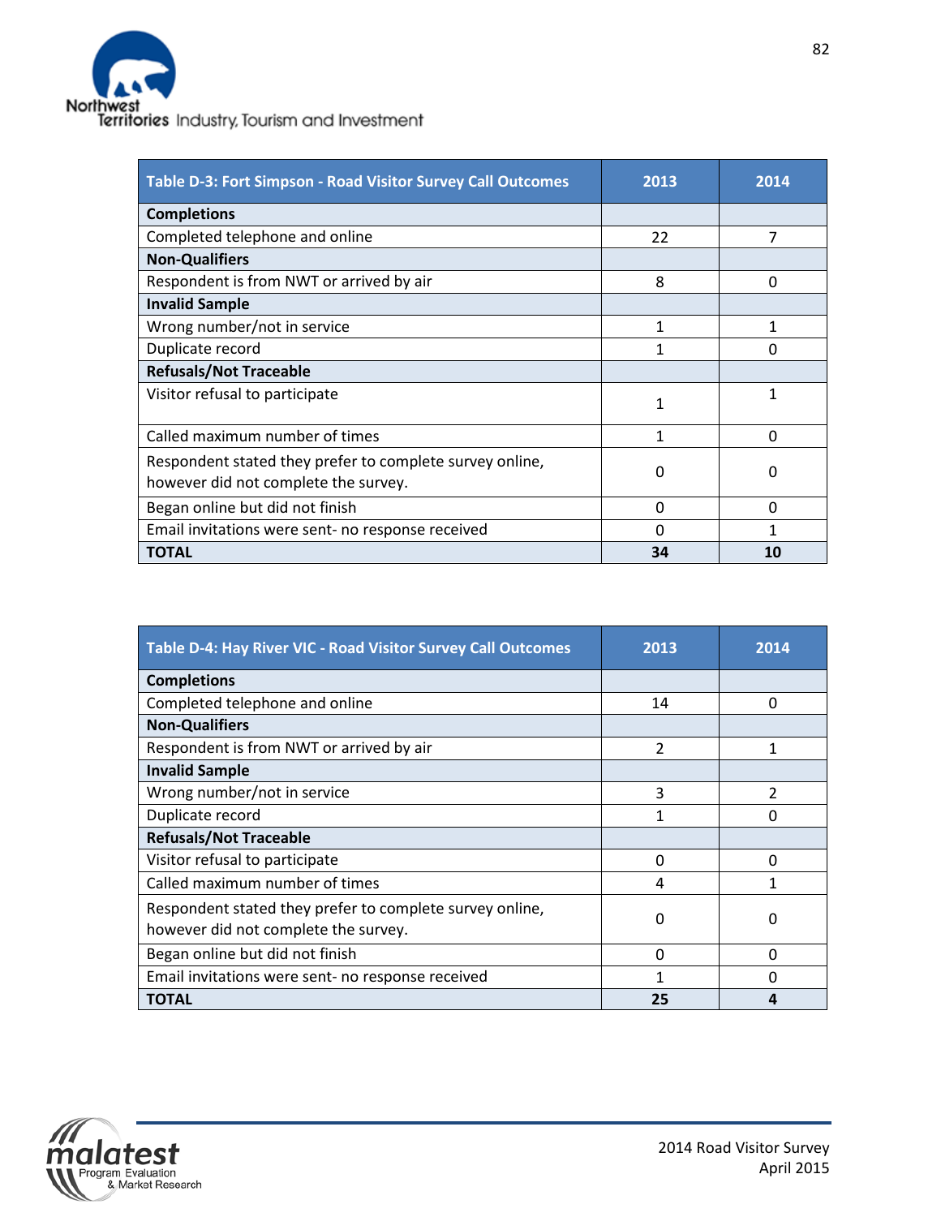| Table D-3: Fort Simpson - Road Visitor Survey Call Outcomes | 2013 | 2014 |
|---|---|---|
| **Completions** | | |
| Completed telephone and online | 22 | 7 |
| **Non-Qualifiers** | | |
| Respondent is from NWT or arrived by air | 8 | 0 |
| **Invalid Sample** | | |
| Wrong number/not in service | 1 | 1 |
| Duplicate record | 1 | 0 |
| **Refusals/Not Traceable** | | |
| Visitor refusal to participate | 1 | 1 |
| Called maximum number of times | 1 | 0 |
| Respondent stated they prefer to complete survey online, however did not complete the survey. | 0 | 0 |
| Began online but did not finish | 0 | 0 |
| Email invitations were sent- no response received | 0 | 1 |
| **TOTAL** | **34** | **10** |

| Table D-4: Hay River VIC - Road Visitor Survey Call Outcomes | 2013 | 2014 |
|---|---|---|
| **Completions** | | |
| Completed telephone and online | 14 | 0 |
| **Non-Qualifiers** | | |
| Respondent is from NWT or arrived by air | 2 | 1 |
| **Invalid Sample** | | |
| Wrong number/not in service | 3 | 2 |
| Duplicate record | 1 | 0 |
| **Refusals/Not Traceable** | | |
| Visitor refusal to participate | 0 | 0 |
| Called maximum number of times | 4 | 1 |
| Respondent stated they prefer to complete survey online, however did not complete the survey. | 0 | 0 |
| Began online but did not finish | 0 | 0 |
| Email invitations were sent- no response received | 1 | 0 |
| **TOTAL** | **25** | **4** |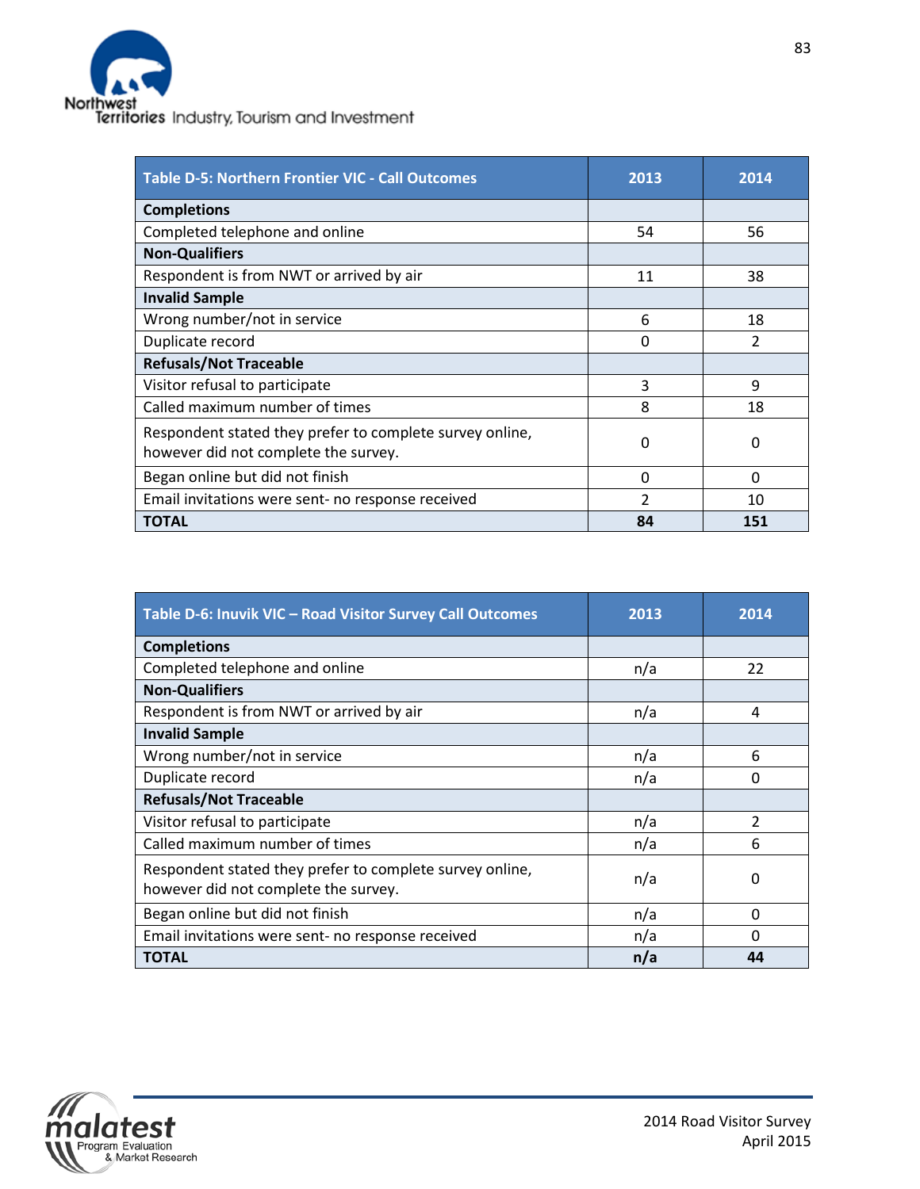| Table D-5: Northern Frontier VIC - Call Outcomes | 2013 | 2014 |
|---|---|---|
| **Completions** | | |
| Completed telephone and online | 54 | 56 |
| **Non-Qualifiers** | | |
| Respondent is from NWT or arrived by air | 11 | 38 |
| **Invalid Sample** | | |
| Wrong number/not in service | 6 | 18 |
| Duplicate record | 0 | 2 |
| **Refusals/Not Traceable** | | |
| Visitor refusal to participate | 3 | 9 |
| Called maximum number of times | 8 | 18 |
| Respondent stated they prefer to complete survey online, however did not complete the survey. | 0 | 0 |
| Began online but did not finish | 0 | 0 |
| Email invitations were sent- no response received | 2 | 10 |
| **TOTAL** | **84** | **151** |

| Table D-6: Inuvik VIC – Road Visitor Survey Call Outcomes | 2013 | 2014 |
|---|---|---|
| **Completions** | | |
| Completed telephone and online | n/a | 22 |
| **Non-Qualifiers** | | |
| Respondent is from NWT or arrived by air | n/a | 4 |
| **Invalid Sample** | | |
| Wrong number/not in service | n/a | 6 |
| Duplicate record | n/a | 0 |
| **Refusals/Not Traceable** | | |
| Visitor refusal to participate | n/a | 2 |
| Called maximum number of times | n/a | 6 |
| Respondent stated they prefer to complete survey online, however did not complete the survey. | n/a | 0 |
| Began online but did not finish | n/a | 0 |
| Email invitations were sent- no response received | n/a | 0 |
| **TOTAL** | **n/a** | **44** |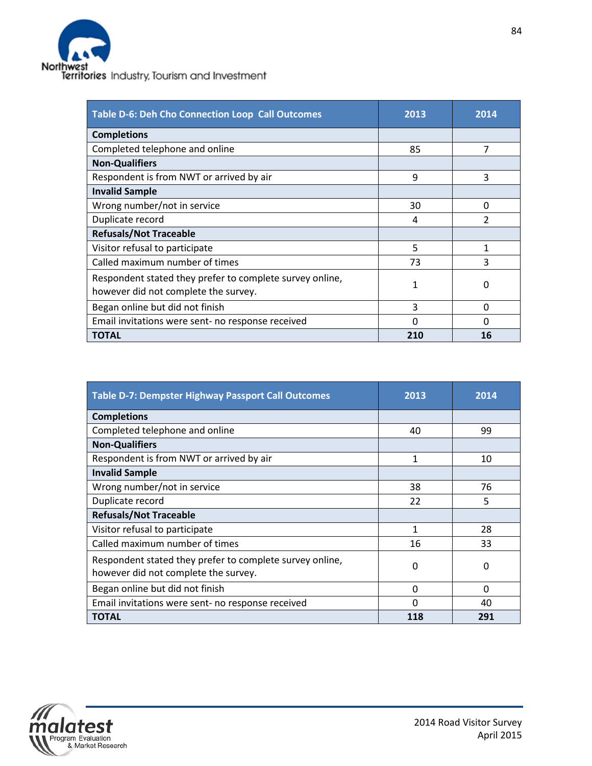| Table D-6: Deh Cho Connection Loop Call Outcomes | 2013 | 2014 |
|---|---|---|
| **Completions** | | |
| Completed telephone and online | 85 | 7 |
| **Non-Qualifiers** | | |
| Respondent is from NWT or arrived by air | 9 | 3 |
| **Invalid Sample** | | |
| Wrong number/not in service | 30 | 0 |
| Duplicate record | 4 | 2 |
| **Refusals/Not Traceable** | | |
| Visitor refusal to participate | 5 | 1 |
| Called maximum number of times | 73 | 3 |
| Respondent stated they prefer to complete survey online, however did not complete the survey. | 1 | 0 |
| Began online but did not finish | 3 | 0 |
| Email invitations were sent- no response received | 0 | 0 |
| **TOTAL** | **210** | **16** |

| Table D-7: Dempster Highway Passport Call Outcomes | 2013 | 2014 |
|---|---|---|
| **Completions** | | |
| Completed telephone and online | 40 | 99 |
| **Non-Qualifiers** | | |
| Respondent is from NWT or arrived by air | 1 | 10 |
| **Invalid Sample** | | |
| Wrong number/not in service | 38 | 76 |
| Duplicate record | 22 | 5 |
| **Refusals/Not Traceable** | | |
| Visitor refusal to participate | 1 | 28 |
| Called maximum number of times | 16 | 33 |
| Respondent stated they prefer to complete survey online, however did not complete the survey. | 0 | 0 |
| Began online but did not finish | 0 | 0 |
| Email invitations were sent- no response received | 0 | 40 |
| **TOTAL** | **118** | **291** |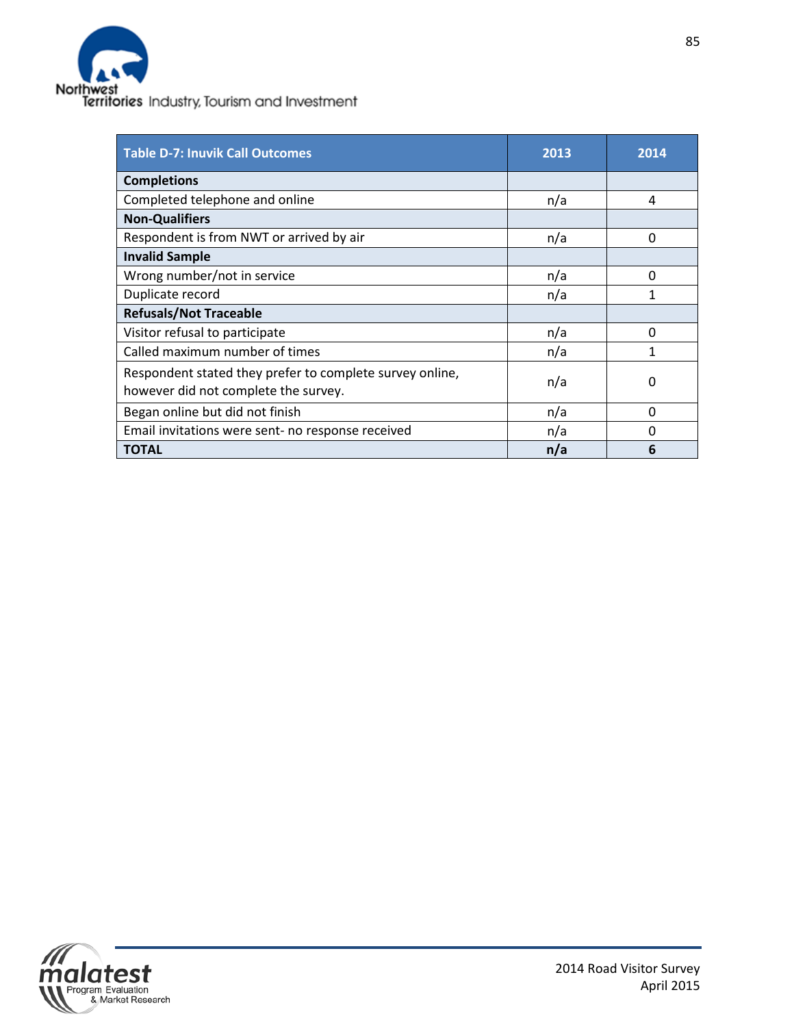| Table D-7: Inuvik Call Outcomes | 2013 | 2014 |
|---|---|---|
| **Completions** | | |
| Completed telephone and online | n/a | 4 |
| **Non-Qualifiers** | | |
| Respondent is from NWT or arrived by air | n/a | 0 |
| **Invalid Sample** | | |
| Wrong number/not in service | n/a | 0 |
| Duplicate record | n/a | 1 |
| **Refusals/Not Traceable** | | |
| Visitor refusal to participate | n/a | 0 |
| Called maximum number of times | n/a | 1 |
| Respondent stated they prefer to complete survey online, however did not complete the survey. | n/a | 0 |
| Began online but did not finish | n/a | 0 |
| Email invitations were sent- no response received | n/a | 0 |
| **TOTAL** | **n/a** | **6** |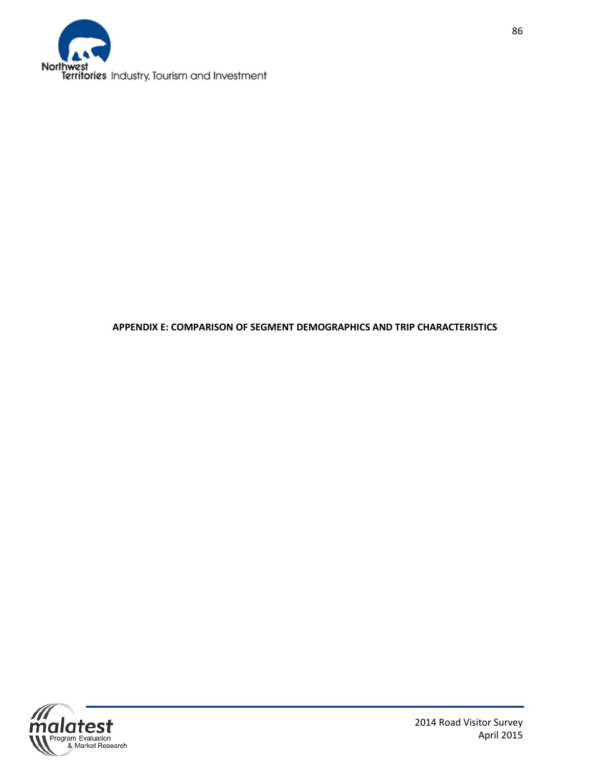# APPENDIX E: COMPARISON OF SEGMENT DEMOGRAPHICS AND TRIP CHARACTERISTICS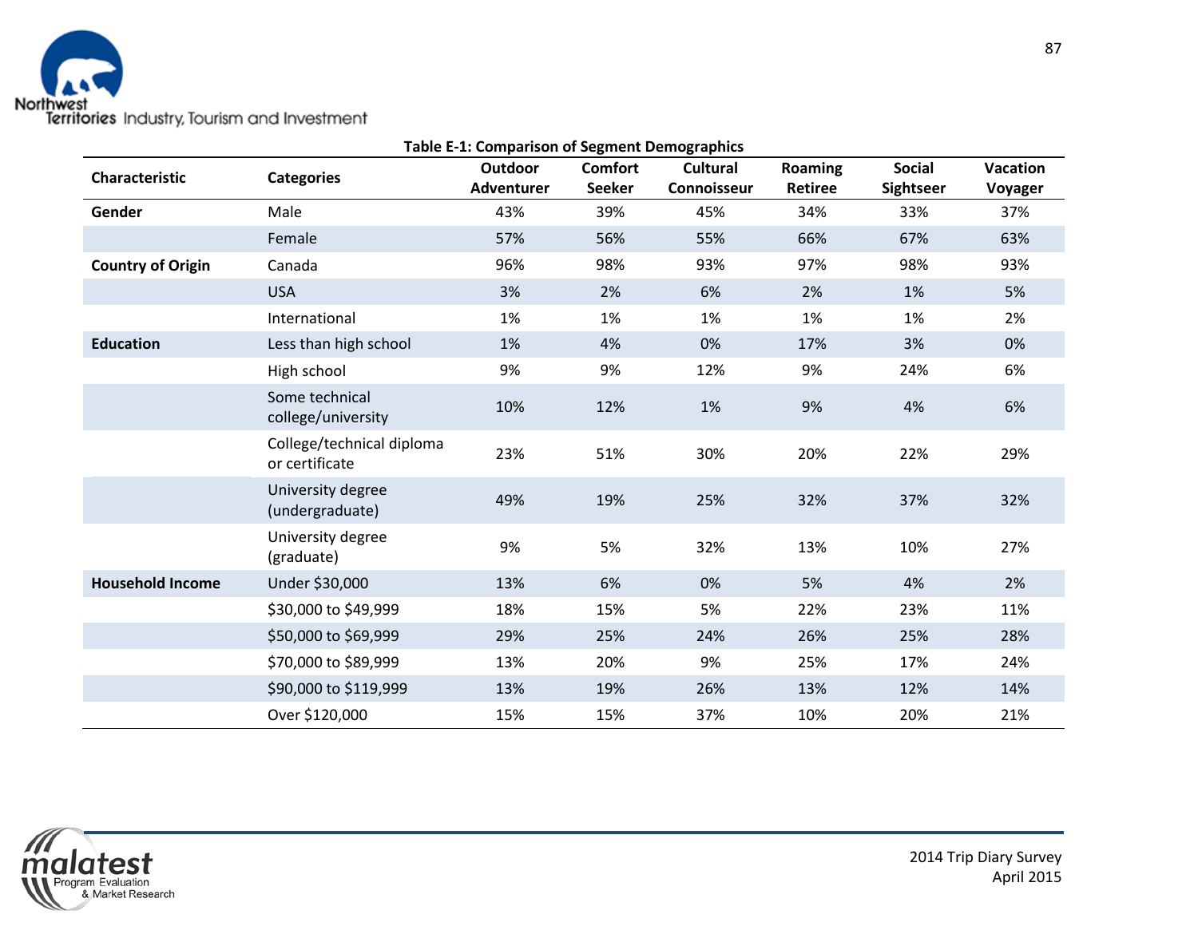**Table E-1: Comparison of Segment Demographics**

| Characteristic | Categories | Outdoor Adventurer | Comfort Seeker | Cultural Connoisseur | Roaming Retiree | Social Sightseer | Vacation Voyager |
|---|---|---|---|---|---|---|---|
| **Gender** | Male | 43% | 39% | 45% | 34% | 33% | 37% |
| | Female | 57% | 56% | 55% | 66% | 67% | 63% |
| **Country of Origin** | Canada | 96% | 98% | 93% | 97% | 98% | 93% |
| | USA | 3% | 2% | 6% | 2% | 1% | 5% |
| | International | 1% | 1% | 1% | 1% | 1% | 2% |
| **Education** | Less than high school | 1% | 4% | 0% | 17% | 3% | 0% |
| | High school | 9% | 9% | 12% | 9% | 24% | 6% |
| | Some technical college/university | 10% | 12% | 1% | 9% | 4% | 6% |
| | College/technical diploma or certificate | 23% | 51% | 30% | 20% | 22% | 29% |
| | University degree (undergraduate) | 49% | 19% | 25% | 32% | 37% | 32% |
| | University degree (graduate) | 9% | 5% | 32% | 13% | 10% | 27% |
| **Household Income** | Under $30,000 | 13% | 6% | 0% | 5% | 4% | 2% |
| | $30,000 to $49,999 | 18% | 15% | 5% | 22% | 23% | 11% |
| | $50,000 to $69,999 | 29% | 25% | 24% | 26% | 25% | 28% |
| | $70,000 to $89,999 | 13% | 20% | 9% | 25% | 17% | 24% |
| | $90,000 to $119,999 | 13% | 19% | 26% | 13% | 12% | 14% |
| | Over $120,000 | 15% | 15% | 37% | 10% | 20% | 21% |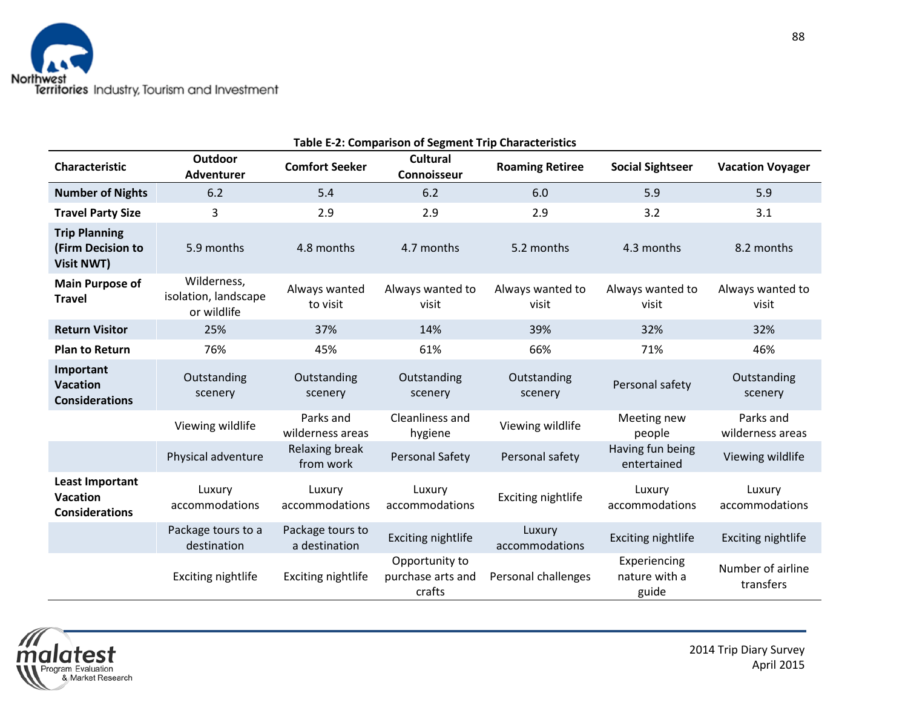**Table E-2: Comparison of Segment Trip Characteristics**

| Characteristic | Outdoor Adventurer | Comfort Seeker | Cultural Connoisseur | Roaming Retiree | Social Sightseer | Vacation Voyager |
|---|---|---|---|---|---|---|
| **Number of Nights** | 6.2 | 5.4 | 6.2 | 6.0 | 5.9 | 5.9 |
| **Travel Party Size** | 3 | 2.9 | 2.9 | 2.9 | 3.2 | 3.1 |
| **Trip Planning (Firm Decision to Visit NWT)** | 5.9 months | 4.8 months | 4.7 months | 5.2 months | 4.3 months | 8.2 months |
| **Main Purpose of Travel** | Wilderness, isolation, landscape or wildlife | Always wanted to visit | Always wanted to visit | Always wanted to visit | Always wanted to visit | Always wanted to visit |
| **Return Visitor** | 25% | 37% | 14% | 39% | 32% | 32% |
| **Plan to Return** | 76% | 45% | 61% | 66% | 71% | 46% |
| **Important Vacation Considerations** | Outstanding scenery | Outstanding scenery | Outstanding scenery | Outstanding scenery | Personal safety | Outstanding scenery |
| | Viewing wildlife | Parks and wilderness areas | Cleanliness and hygiene | Viewing wildlife | Meeting new people | Parks and wilderness areas |
| | Physical adventure | Relaxing break from work | Personal Safety | Personal safety | Having fun being entertained | Viewing wildlife |
| **Least Important Vacation Considerations** | Luxury accommodations | Luxury accommodations | Luxury accommodations | Exciting nightlife | Luxury accommodations | Luxury accommodations |
| | Package tours to a destination | Package tours to a destination | Exciting nightlife | Luxury accommodations | Exciting nightlife | Exciting nightlife |
| | Exciting nightlife | Exciting nightlife | Opportunity to purchase arts and crafts | Personal challenges | Experiencing nature with a guide | Number of airline transfers |